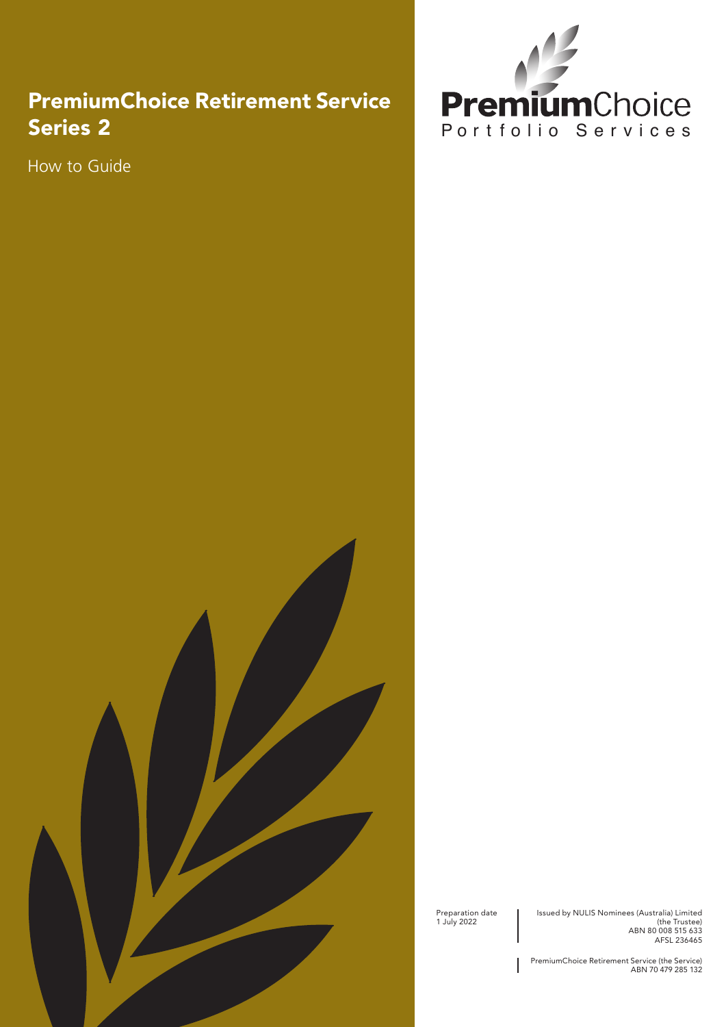# PremiumChoice Retirement Service Series 2

How to Guide

PremiumChoice
Portfolio Services

Preparation date
1 July 2022

Issued by NULIS Nominees (Australia) Limited
(the Trustee)
ABN 80 008 515 633
AFSL 236465

PremiumChoice Retirement Service (the Service)
ABN 70 479 285 132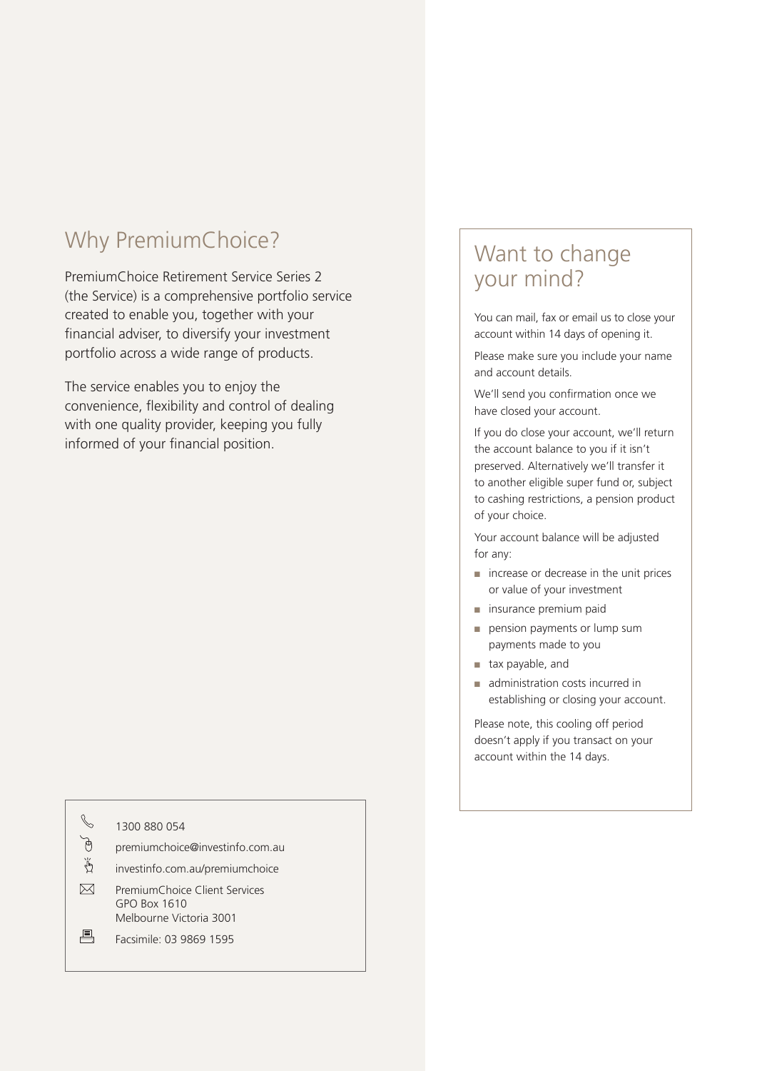## Why PremiumChoice?

PremiumChoice Retirement Service Series 2 (the Service) is a comprehensive portfolio service created to enable you, together with your financial adviser, to diversify your investment portfolio across a wide range of products.

The service enables you to enjoy the convenience, flexibility and control of dealing with one quality provider, keeping you fully informed of your financial position.

1300 880 054

premiumchoice@investinfo.com.au

investinfo.com.au/premiumchoice

PremiumChoice Client Services
GPO Box 1610
Melbourne Victoria 3001

Facsimile: 03 9869 1595

## Want to change your mind?

You can mail, fax or email us to close your account within 14 days of opening it.

Please make sure you include your name and account details.

We'll send you confirmation once we have closed your account.

If you do close your account, we'll return the account balance to you if it isn't preserved. Alternatively we'll transfer it to another eligible super fund or, subject to cashing restrictions, a pension product of your choice.

Your account balance will be adjusted for any:

- increase or decrease in the unit prices or value of your investment
- insurance premium paid
- pension payments or lump sum payments made to you
- tax payable, and
- administration costs incurred in establishing or closing your account.

Please note, this cooling off period doesn't apply if you transact on your account within the 14 days.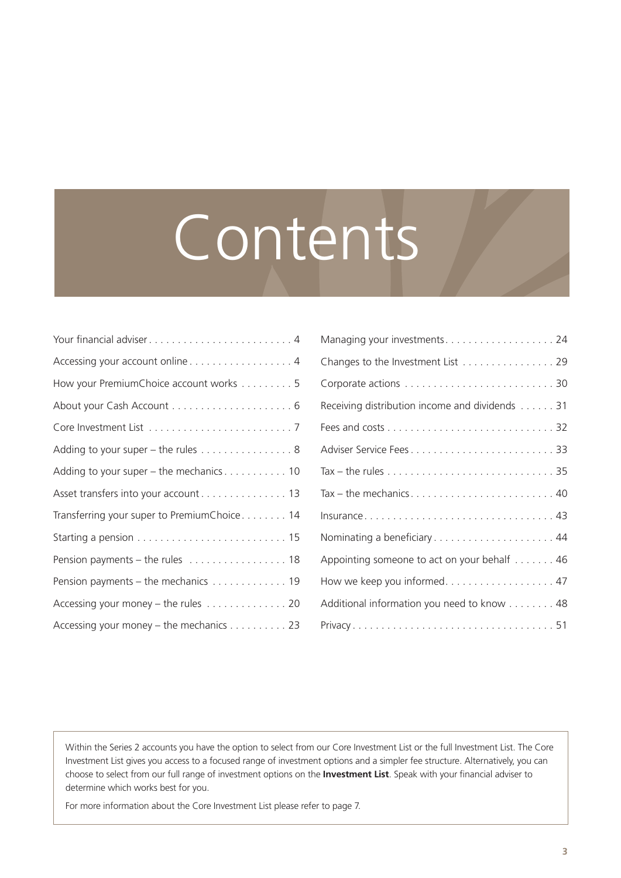# Contents

| | |
|---|---|
| Your financial adviser | 4 |
| Accessing your account online | 4 |
| How your PremiumChoice account works | 5 |
| About your Cash Account | 6 |
| Core Investment List | 7 |
| Adding to your super – the rules | 8 |
| Adding to your super – the mechanics | 10 |
| Asset transfers into your account | 13 |
| Transferring your super to PremiumChoice | 14 |
| Starting a pension | 15 |
| Pension payments – the rules | 18 |
| Pension payments – the mechanics | 19 |
| Accessing your money – the rules | 20 |
| Accessing your money – the mechanics | 23 |
| Managing your investments | 24 |
| Changes to the Investment List | 29 |
| Corporate actions | 30 |
| Receiving distribution income and dividends | 31 |
| Fees and costs | 32 |
| Adviser Service Fees | 33 |
| Tax – the rules | 35 |
| Tax – the mechanics | 40 |
| Insurance | 43 |
| Nominating a beneficiary | 44 |
| Appointing someone to act on your behalf | 46 |
| How we keep you informed | 47 |
| Additional information you need to know | 48 |
| Privacy | 51 |

Within the Series 2 accounts you have the option to select from our Core Investment List or the full Investment List. The Core Investment List gives you access to a focused range of investment options and a simpler fee structure. Alternatively, you can choose to select from our full range of investment options on the **Investment List**. Speak with your financial adviser to determine which works best for you.

For more information about the Core Investment List please refer to page 7.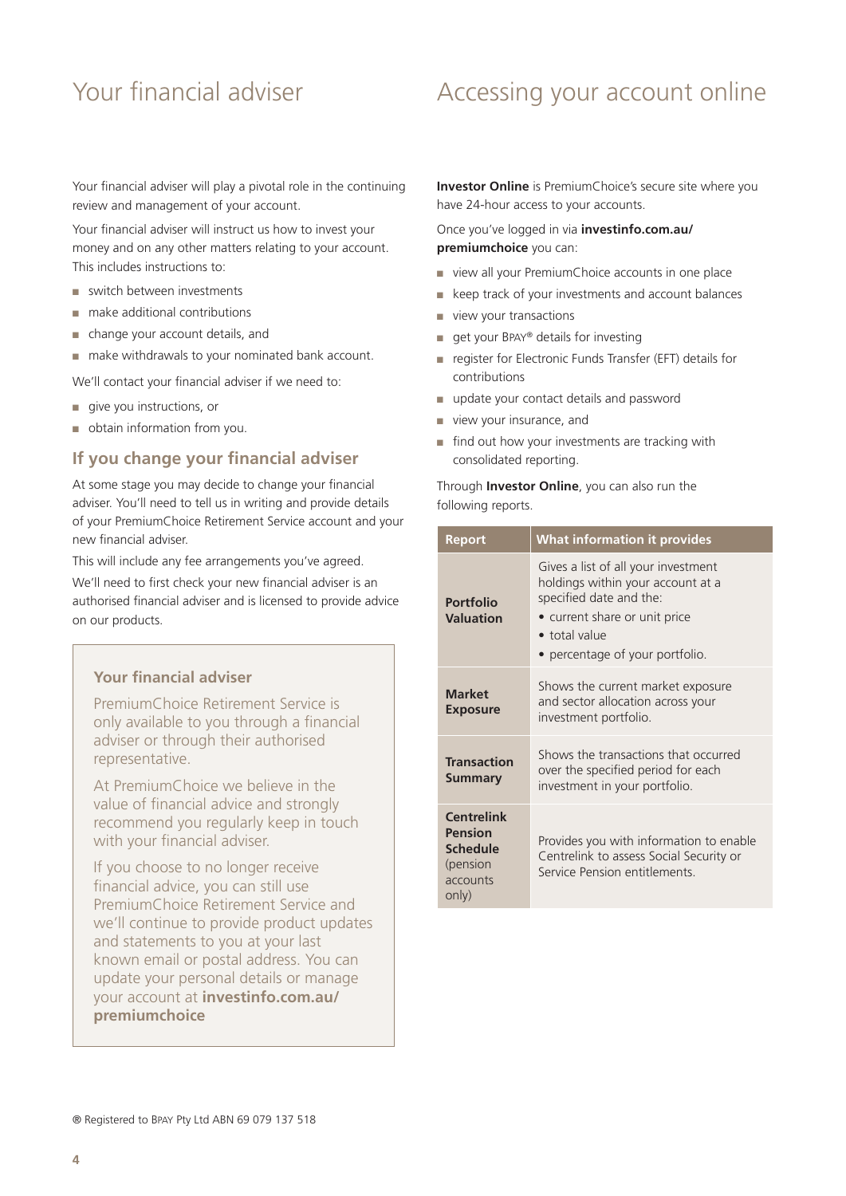# Your financial adviser

Your financial adviser will play a pivotal role in the continuing review and management of your account.

Your financial adviser will instruct us how to invest your money and on any other matters relating to your account. This includes instructions to:

- switch between investments
- make additional contributions
- change your account details, and
- make withdrawals to your nominated bank account.

We'll contact your financial adviser if we need to:

- give you instructions, or
- obtain information from you.

## If you change your financial adviser

At some stage you may decide to change your financial adviser. You'll need to tell us in writing and provide details of your PremiumChoice Retirement Service account and your new financial adviser.

This will include any fee arrangements you've agreed.

We'll need to first check your new financial adviser is an authorised financial adviser and is licensed to provide advice on our products.

> **Your financial adviser**
>
> PremiumChoice Retirement Service is only available to you through a financial adviser or through their authorised representative.
>
> At PremiumChoice we believe in the value of financial advice and strongly recommend you regularly keep in touch with your financial adviser.
>
> If you choose to no longer receive financial advice, you can still use PremiumChoice Retirement Service and we'll continue to provide product updates and statements to you at your last known email or postal address. You can update your personal details or manage your account at **investinfo.com.au/premiumchoice**

# Accessing your account online

**Investor Online** is PremiumChoice's secure site where you have 24-hour access to your accounts.

Once you've logged in via **investinfo.com.au/premiumchoice** you can:

- view all your PremiumChoice accounts in one place
- keep track of your investments and account balances
- view your transactions
- get your BPAY® details for investing
- register for Electronic Funds Transfer (EFT) details for contributions
- update your contact details and password
- view your insurance, and
- find out how your investments are tracking with consolidated reporting.

Through **Investor Online**, you can also run the following reports.

| Report | What information it provides |
|---|---|
| **Portfolio Valuation** | Gives a list of all your investment holdings within your account at a specified date and the:<br>• current share or unit price<br>• total value<br>• percentage of your portfolio. |
| **Market Exposure** | Shows the current market exposure and sector allocation across your investment portfolio. |
| **Transaction Summary** | Shows the transactions that occurred over the specified period for each investment in your portfolio. |
| **Centrelink Pension Schedule** (pension accounts only) | Provides you with information to enable Centrelink to assess Social Security or Service Pension entitlements. |

® Registered to BPAY Pty Ltd ABN 69 079 137 518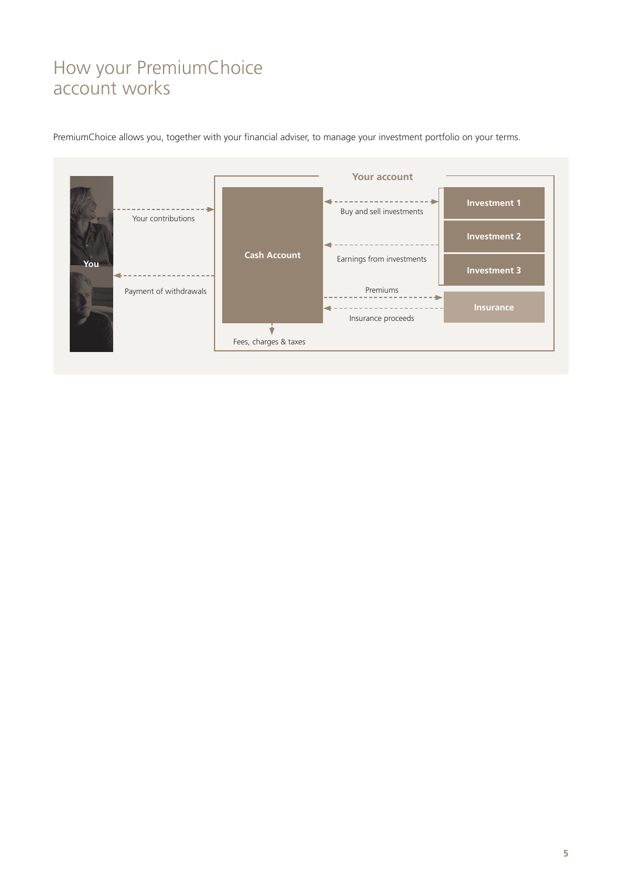# How your PremiumChoice account works

PremiumChoice allows you, together with your financial adviser, to manage your investment portfolio on your terms.

You

Your contributions

Payment of withdrawals

Your account

Cash Account

Buy and sell investments

Earnings from investments

Premiums

Insurance proceeds

Fees, charges & taxes

Investment 1

Investment 2

Investment 3

Insurance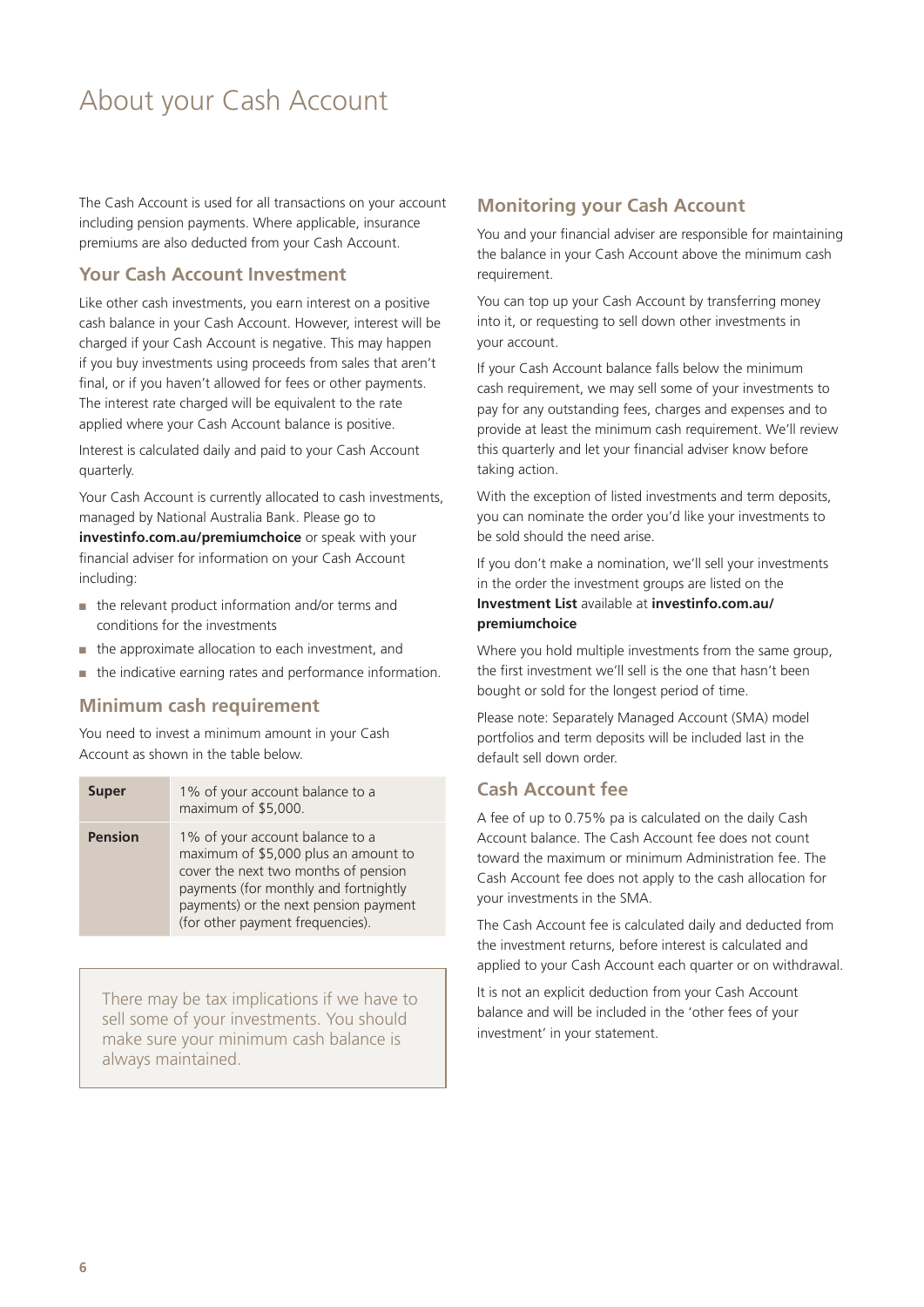# About your Cash Account

The Cash Account is used for all transactions on your account including pension payments. Where applicable, insurance premiums are also deducted from your Cash Account.

## Your Cash Account Investment

Like other cash investments, you earn interest on a positive cash balance in your Cash Account. However, interest will be charged if your Cash Account is negative. This may happen if you buy investments using proceeds from sales that aren't final, or if you haven't allowed for fees or other payments. The interest rate charged will be equivalent to the rate applied where your Cash Account balance is positive.

Interest is calculated daily and paid to your Cash Account quarterly.

Your Cash Account is currently allocated to cash investments, managed by National Australia Bank. Please go to **investinfo.com.au/premiumchoice** or speak with your financial adviser for information on your Cash Account including:

- the relevant product information and/or terms and conditions for the investments
- the approximate allocation to each investment, and
- the indicative earning rates and performance information.

## Minimum cash requirement

You need to invest a minimum amount in your Cash Account as shown in the table below.

| | |
|---|---|
| **Super** | 1% of your account balance to a maximum of $5,000. |
| **Pension** | 1% of your account balance to a maximum of $5,000 plus an amount to cover the next two months of pension payments (for monthly and fortnightly payments) or the next pension payment (for other payment frequencies). |

There may be tax implications if we have to sell some of your investments. You should make sure your minimum cash balance is always maintained.

## Monitoring your Cash Account

You and your financial adviser are responsible for maintaining the balance in your Cash Account above the minimum cash requirement.

You can top up your Cash Account by transferring money into it, or requesting to sell down other investments in your account.

If your Cash Account balance falls below the minimum cash requirement, we may sell some of your investments to pay for any outstanding fees, charges and expenses and to provide at least the minimum cash requirement. We'll review this quarterly and let your financial adviser know before taking action.

With the exception of listed investments and term deposits, you can nominate the order you'd like your investments to be sold should the need arise.

If you don't make a nomination, we'll sell your investments in the order the investment groups are listed on the **Investment List** available at **investinfo.com.au/premiumchoice**

Where you hold multiple investments from the same group, the first investment we'll sell is the one that hasn't been bought or sold for the longest period of time.

Please note: Separately Managed Account (SMA) model portfolios and term deposits will be included last in the default sell down order.

## Cash Account fee

A fee of up to 0.75% pa is calculated on the daily Cash Account balance. The Cash Account fee does not count toward the maximum or minimum Administration fee. The Cash Account fee does not apply to the cash allocation for your investments in the SMA.

The Cash Account fee is calculated daily and deducted from the investment returns, before interest is calculated and applied to your Cash Account each quarter or on withdrawal.

It is not an explicit deduction from your Cash Account balance and will be included in the 'other fees of your investment' in your statement.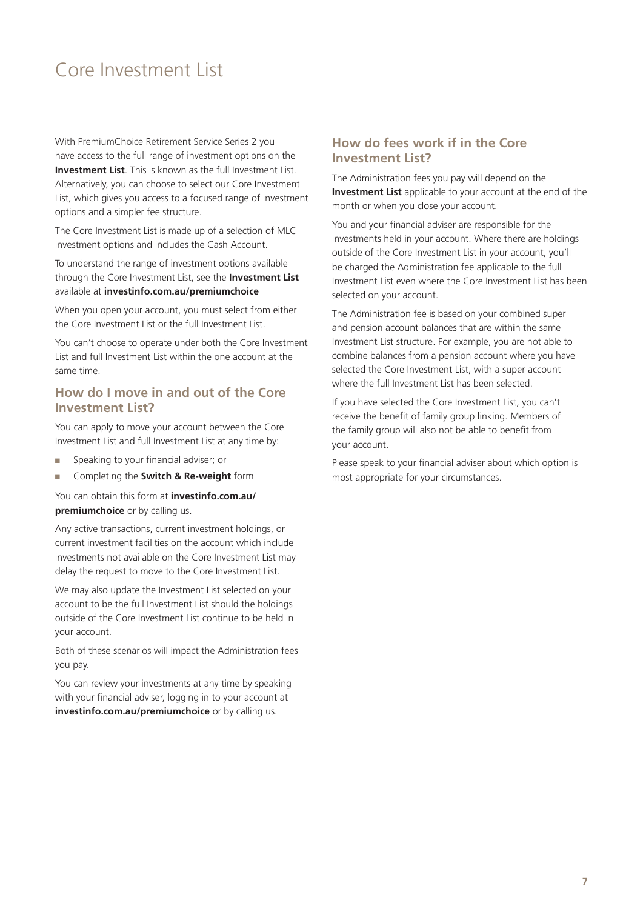# Core Investment List

With PremiumChoice Retirement Service Series 2 you have access to the full range of investment options on the **Investment List**. This is known as the full Investment List. Alternatively, you can choose to select our Core Investment List, which gives you access to a focused range of investment options and a simpler fee structure.

The Core Investment List is made up of a selection of MLC investment options and includes the Cash Account.

To understand the range of investment options available through the Core Investment List, see the **Investment List** available at **investinfo.com.au/premiumchoice**

When you open your account, you must select from either the Core Investment List or the full Investment List.

You can't choose to operate under both the Core Investment List and full Investment List within the one account at the same time.

## How do I move in and out of the Core Investment List?

You can apply to move your account between the Core Investment List and full Investment List at any time by:

- Speaking to your financial adviser; or
- Completing the **Switch & Re-weight** form

You can obtain this form at **investinfo.com.au/premiumchoice** or by calling us.

Any active transactions, current investment holdings, or current investment facilities on the account which include investments not available on the Core Investment List may delay the request to move to the Core Investment List.

We may also update the Investment List selected on your account to be the full Investment List should the holdings outside of the Core Investment List continue to be held in your account.

Both of these scenarios will impact the Administration fees you pay.

You can review your investments at any time by speaking with your financial adviser, logging in to your account at **investinfo.com.au/premiumchoice** or by calling us.

## How do fees work if in the Core Investment List?

The Administration fees you pay will depend on the **Investment List** applicable to your account at the end of the month or when you close your account.

You and your financial adviser are responsible for the investments held in your account. Where there are holdings outside of the Core Investment List in your account, you'll be charged the Administration fee applicable to the full Investment List even where the Core Investment List has been selected on your account.

The Administration fee is based on your combined super and pension account balances that are within the same Investment List structure. For example, you are not able to combine balances from a pension account where you have selected the Core Investment List, with a super account where the full Investment List has been selected.

If you have selected the Core Investment List, you can't receive the benefit of family group linking. Members of the family group will also not be able to benefit from your account.

Please speak to your financial adviser about which option is most appropriate for your circumstances.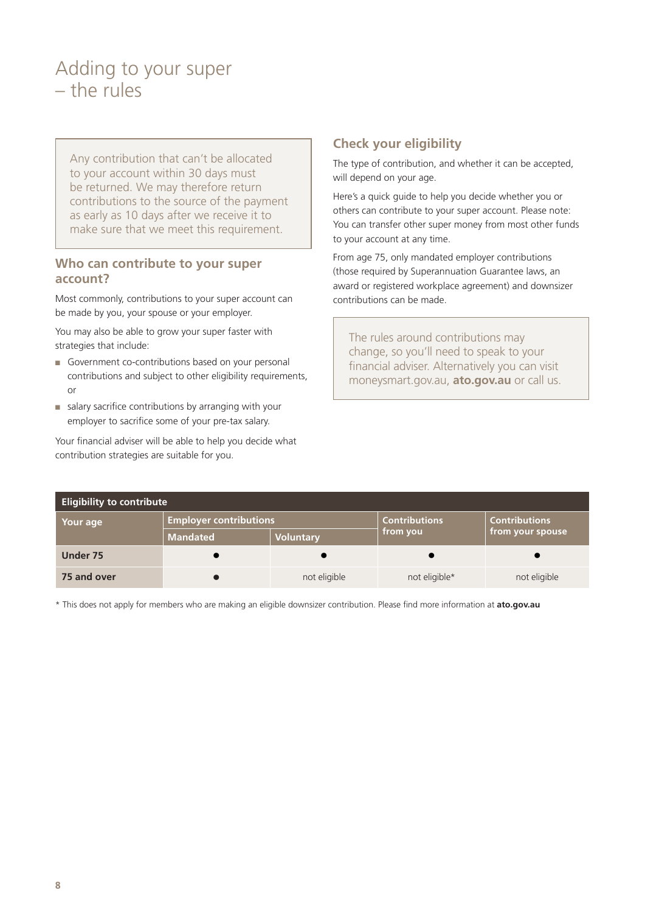# Adding to your super – the rules

Any contribution that can't be allocated to your account within 30 days must be returned. We may therefore return contributions to the source of the payment as early as 10 days after we receive it to make sure that we meet this requirement.

## Who can contribute to your super account?

Most commonly, contributions to your super account can be made by you, your spouse or your employer.

You may also be able to grow your super faster with strategies that include:

- Government co-contributions based on your personal contributions and subject to other eligibility requirements, or
- salary sacrifice contributions by arranging with your employer to sacrifice some of your pre-tax salary.

Your financial adviser will be able to help you decide what contribution strategies are suitable for you.

## Check your eligibility

The type of contribution, and whether it can be accepted, will depend on your age.

Here's a quick guide to help you decide whether you or others can contribute to your super account. Please note: You can transfer other super money from most other funds to your account at any time.

From age 75, only mandated employer contributions (those required by Superannuation Guarantee laws, an award or registered workplace agreement) and downsizer contributions can be made.

The rules around contributions may change, so you'll need to speak to your financial adviser. Alternatively you can visit moneysmart.gov.au, **ato.gov.au** or call us.

**Eligibility to contribute**

| Your age | Employer contributions | | Contributions from you | Contributions from your spouse |
|---|---|---|---|---|
| | Mandated | Voluntary | | |
| **Under 75** | ● | ● | ● | ● |
| **75 and over** | ● | not eligible | not eligible* | not eligible |

\* This does not apply for members who are making an eligible downsizer contribution. Please find more information at **ato.gov.au**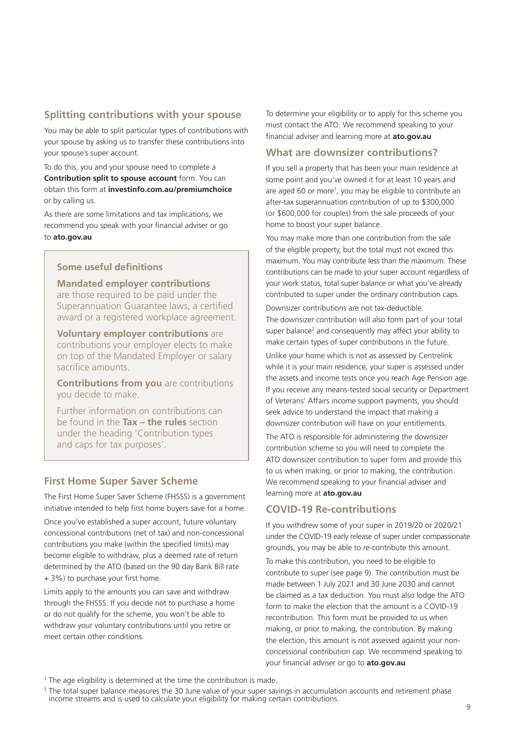## Splitting contributions with your spouse

You may be able to split particular types of contributions with your spouse by asking us to transfer these contributions into your spouse's super account.

To do this, you and your spouse need to complete a **Contribution split to spouse account** form. You can obtain this form at **investinfo.com.au/premiumchoice** or by calling us.

As there are some limitations and tax implications, we recommend you speak with your financial adviser or go to **ato.gov.au**

> ### Some useful definitions
>
> **Mandated employer contributions** are those required to be paid under the Superannuation Guarantee laws, a certified award or a registered workplace agreement.
>
> **Voluntary employer contributions** are contributions your employer elects to make on top of the Mandated Employer or salary sacrifice amounts.
>
> **Contributions from you** are contributions you decide to make.
>
> Further information on contributions can be found in the **Tax – the rules** section under the heading 'Contribution types and caps for tax purposes'.

## First Home Super Saver Scheme

The First Home Super Saver Scheme (FHSSS) is a government initiative intended to help first home buyers save for a home.

Once you've established a super account, future voluntary concessional contributions (net of tax) and non-concessional contributions you make (within the specified limits) may become eligible to withdraw, plus a deemed rate of return determined by the ATO (based on the 90 day Bank Bill rate + 3%) to purchase your first home.

Limits apply to the amounts you can save and withdraw through the FHSSS. If you decide not to purchase a home or do not qualify for the scheme, you won't be able to withdraw your voluntary contributions until you retire or meet certain other conditions.

To determine your eligibility or to apply for this scheme you must contact the ATO. We recommend speaking to your financial adviser and learning more at **ato.gov.au**

## What are downsizer contributions?

If you sell a property that has been your main residence at some point and you've owned it for at least 10 years and are aged 60 or more[1], you may be eligible to contribute an after-tax superannuation contribution of up to $300,000 (or $600,000 for couples) from the sale proceeds of your home to boost your super balance.

You may make more than one contribution from the sale of the eligible property, but the total must not exceed this maximum. You may contribute less than the maximum. These contributions can be made to your super account regardless of your work status, total super balance or what you've already contributed to super under the ordinary contribution caps.

Downsizer contributions are not tax-deductible.
The downsizer contribution will also form part of your total super balance[2] and consequently may affect your ability to make certain types of super contributions in the future.

Unlike your home which is not as assessed by Centrelink while it is your main residence, your super is assessed under the assets and income tests once you reach Age Pension age. If you receive any means-tested social security or Department of Veterans' Affairs income support payments, you should seek advice to understand the impact that making a downsizer contribution will have on your entitlements.

The ATO is responsible for administering the downsizer contribution scheme so you will need to complete the ATO downsizer contribution to super form and provide this to us when making, or prior to making, the contribution. We recommend speaking to your financial adviser and learning more at **ato.gov.au**

## COVID-19 Re-contributions

If you withdrew some of your super in 2019/20 or 2020/21 under the COVID-19 early release of super under compassionate grounds, you may be able to re-contribute this amount.

To make this contribution, you need to be eligible to contribute to super (see page 9). The contribution must be made between 1 July 2021 and 30 June 2030 and cannot be claimed as a tax deduction. You must also lodge the ATO form to make the election that the amount is a COVID-19 recontribution. This form must be provided to us when making, or prior to making, the contribution. By making the election, this amount is not assessed against your non-concessional contribution cap. We recommend speaking to your financial adviser or go to **ato.gov.au**

[1] The age eligibility is determined at the time the contribution is made.

[2] The total super balance measures the 30 June value of your super savings in accumulation accounts and retirement phase income streams and is used to calculate your eligibility for making certain contributions.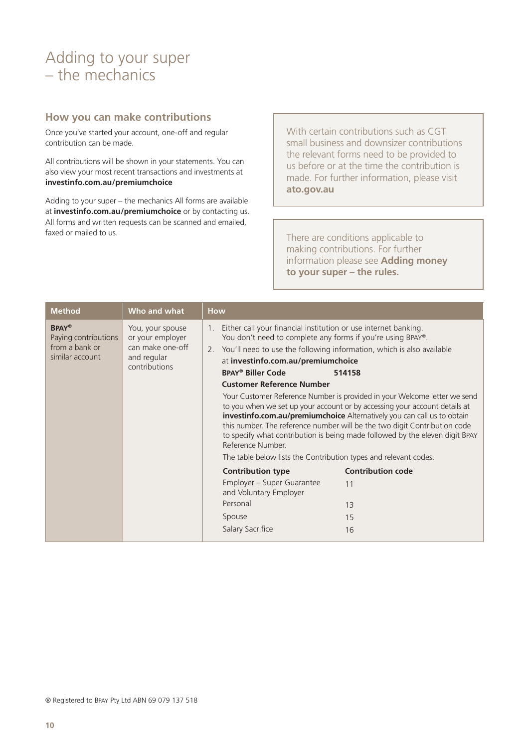# Adding to your super – the mechanics

## How you can make contributions

Once you've started your account, one-off and regular contribution can be made.

All contributions will be shown in your statements. You can also view your most recent transactions and investments at **investinfo.com.au/premiumchoice**

Adding to your super – the mechanics All forms are available at **investinfo.com.au/premiumchoice** or by contacting us. All forms and written requests can be scanned and emailed, faxed or mailed to us.

With certain contributions such as CGT small business and downsizer contributions the relevant forms need to be provided to us before or at the time the contribution is made. For further information, please visit **ato.gov.au**

There are conditions applicable to making contributions. For further information please see **Adding money to your super – the rules.**

| Method | Who and what | How |
|---|---|---|
| **BPAY®** Paying contributions from a bank or similar account | You, your spouse or your employer can make one-off and regular contributions | 1. Either call your financial institution or use internet banking. You don't need to complete any forms if you're using BPAY®.<br>2. You'll need to use the following information, which is also available at **investinfo.com.au/premiumchoice**<br>**BPAY® Biller Code** **514158**<br>**Customer Reference Number**<br>Your Customer Reference Number is provided in your Welcome letter we send to you when we set up your account or by accessing your account details at **investinfo.com.au/premiumchoice** Alternatively you can call us to obtain this number. The reference number will be the two digit Contribution code to specify what contribution is being made followed by the eleven digit BPAY Reference Number.<br>The table below lists the Contribution types and relevant codes.<br>**Contribution type** – **Contribution code**<br>Employer – Super Guarantee and Voluntary Employer – 11<br>Personal – 13<br>Spouse – 15<br>Salary Sacrifice – 16 |

® Registered to BPAY Pty Ltd ABN 69 079 137 518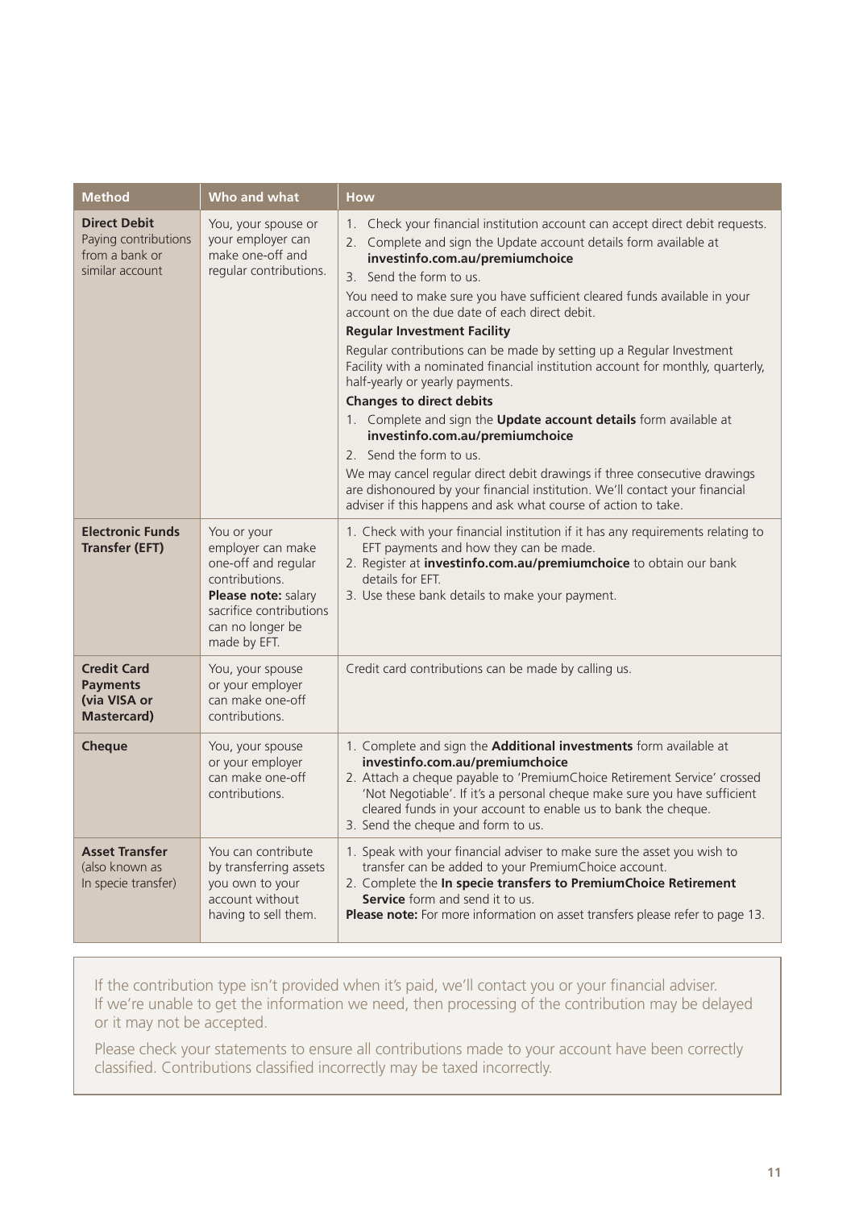| Method | Who and what | How |
|---|---|---|
| **Direct Debit** Paying contributions from a bank or similar account | You, your spouse or your employer can make one-off and regular contributions. | 1. Check your financial institution account can accept direct debit requests.<br>2. Complete and sign the Update account details form available at **investinfo.com.au/premiumchoice**<br>3. Send the form to us.<br>You need to make sure you have sufficient cleared funds available in your account on the due date of each direct debit.<br>**Regular Investment Facility**<br>Regular contributions can be made by setting up a Regular Investment Facility with a nominated financial institution account for monthly, quarterly, half-yearly or yearly payments.<br>**Changes to direct debits**<br>1. Complete and sign the **Update account details** form available at **investinfo.com.au/premiumchoice**<br>2. Send the form to us.<br>We may cancel regular direct debit drawings if three consecutive drawings are dishonoured by your financial institution. We'll contact your financial adviser if this happens and ask what course of action to take. |
| **Electronic Funds Transfer (EFT)** | You or your employer can make one-off and regular contributions. **Please note:** salary sacrifice contributions can no longer be made by EFT. | 1. Check with your financial institution if it has any requirements relating to EFT payments and how they can be made.<br>2. Register at **investinfo.com.au/premiumchoice** to obtain our bank details for EFT.<br>3. Use these bank details to make your payment. |
| **Credit Card Payments (via VISA or Mastercard)** | You, your spouse or your employer can make one-off contributions. | Credit card contributions can be made by calling us. |
| **Cheque** | You, your spouse or your employer can make one-off contributions. | 1. Complete and sign the **Additional investments** form available at **investinfo.com.au/premiumchoice**<br>2. Attach a cheque payable to 'PremiumChoice Retirement Service' crossed 'Not Negotiable'. If it's a personal cheque make sure you have sufficient cleared funds in your account to enable us to bank the cheque.<br>3. Send the cheque and form to us. |
| **Asset Transfer** (also known as In specie transfer) | You can contribute by transferring assets you own to your account without having to sell them. | 1. Speak with your financial adviser to make sure the asset you wish to transfer can be added to your PremiumChoice account.<br>2. Complete the **In specie transfers to PremiumChoice Retirement Service** form and send it to us.<br>**Please note:** For more information on asset transfers please refer to page 13. |

If the contribution type isn't provided when it's paid, we'll contact you or your financial adviser. If we're unable to get the information we need, then processing of the contribution may be delayed or it may not be accepted.

Please check your statements to ensure all contributions made to your account have been correctly classified. Contributions classified incorrectly may be taxed incorrectly.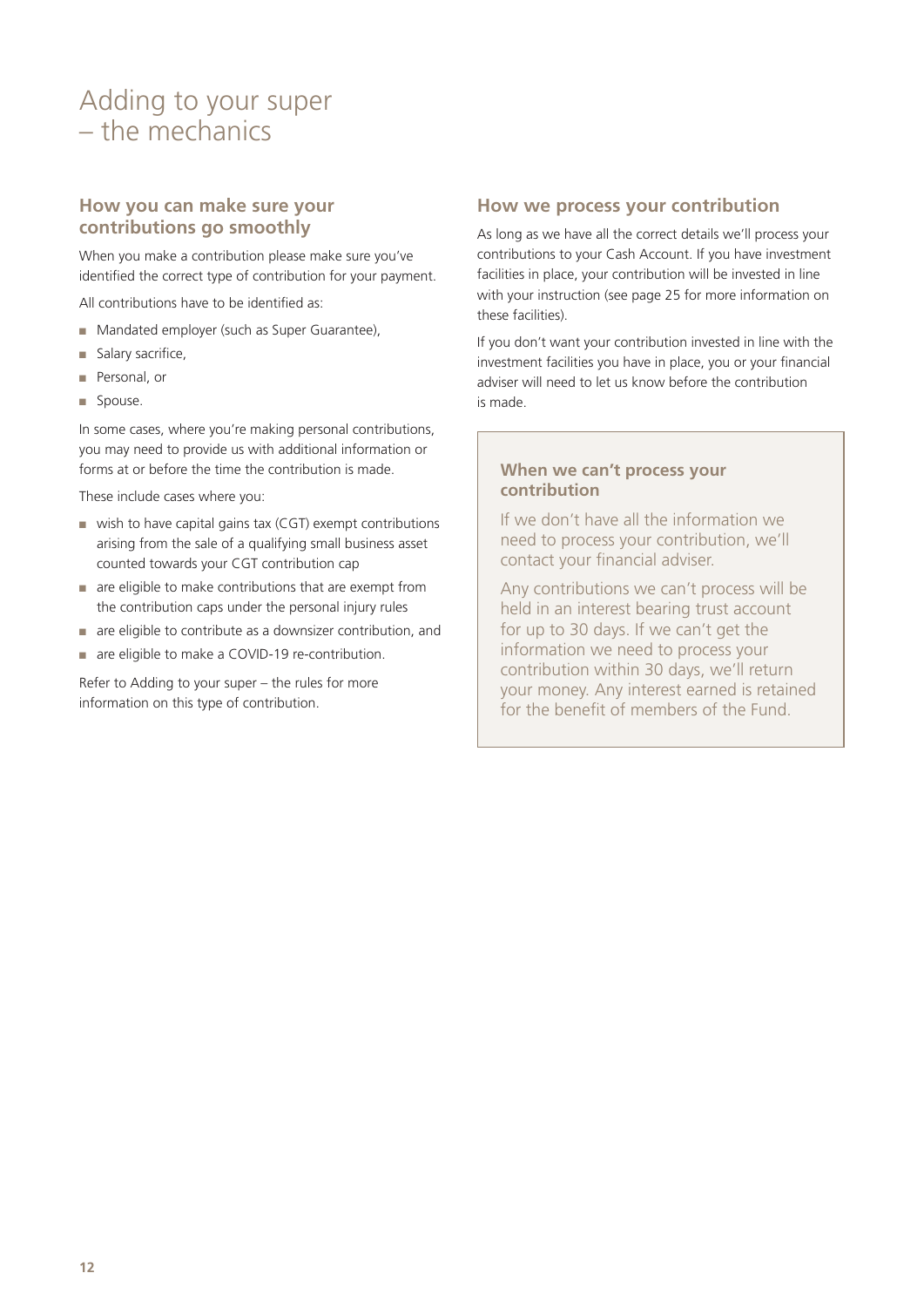# Adding to your super – the mechanics

## How you can make sure your contributions go smoothly

When you make a contribution please make sure you've identified the correct type of contribution for your payment.

All contributions have to be identified as:

- Mandated employer (such as Super Guarantee),
- Salary sacrifice,
- Personal, or
- Spouse.

In some cases, where you're making personal contributions, you may need to provide us with additional information or forms at or before the time the contribution is made.

These include cases where you:

- wish to have capital gains tax (CGT) exempt contributions arising from the sale of a qualifying small business asset counted towards your CGT contribution cap
- are eligible to make contributions that are exempt from the contribution caps under the personal injury rules
- are eligible to contribute as a downsizer contribution, and
- are eligible to make a COVID-19 re-contribution.

Refer to Adding to your super – the rules for more information on this type of contribution.

## How we process your contribution

As long as we have all the correct details we'll process your contributions to your Cash Account. If you have investment facilities in place, your contribution will be invested in line with your instruction (see page 25 for more information on these facilities).

If you don't want your contribution invested in line with the investment facilities you have in place, you or your financial adviser will need to let us know before the contribution is made.

### When we can't process your contribution

If we don't have all the information we need to process your contribution, we'll contact your financial adviser.

Any contributions we can't process will be held in an interest bearing trust account for up to 30 days. If we can't get the information we need to process your contribution within 30 days, we'll return your money. Any interest earned is retained for the benefit of members of the Fund.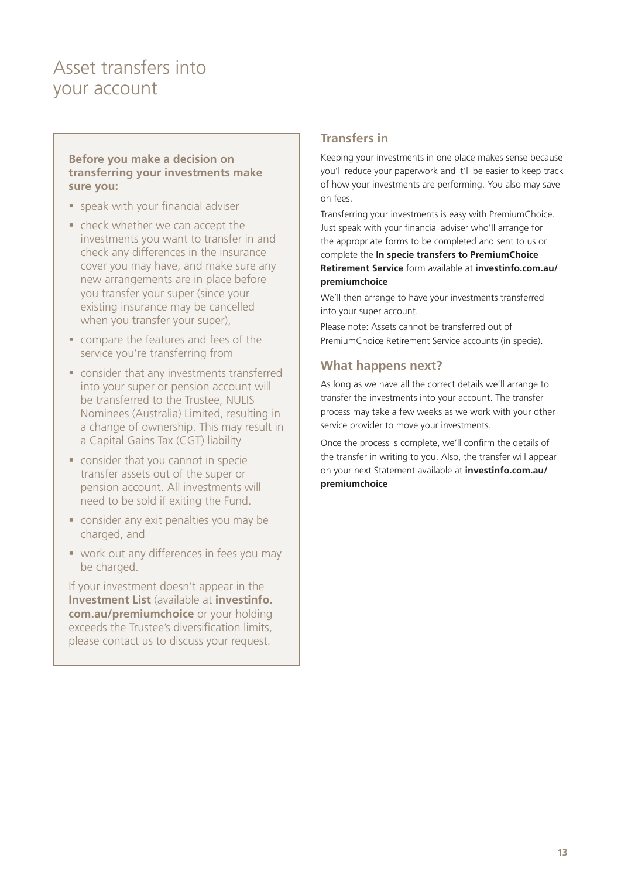# Asset transfers into your account

**Before you make a decision on transferring your investments make sure you:**

- speak with your financial adviser
- check whether we can accept the investments you want to transfer in and check any differences in the insurance cover you may have, and make sure any new arrangements are in place before you transfer your super (since your existing insurance may be cancelled when you transfer your super),
- compare the features and fees of the service you're transferring from
- consider that any investments transferred into your super or pension account will be transferred to the Trustee, NULIS Nominees (Australia) Limited, resulting in a change of ownership. This may result in a Capital Gains Tax (CGT) liability
- consider that you cannot in specie transfer assets out of the super or pension account. All investments will need to be sold if exiting the Fund.
- consider any exit penalties you may be charged, and
- work out any differences in fees you may be charged.

If your investment doesn't appear in the **Investment List** (available at **investinfo.com.au/premiumchoice** or your holding exceeds the Trustee's diversification limits, please contact us to discuss your request.

## Transfers in

Keeping your investments in one place makes sense because you'll reduce your paperwork and it'll be easier to keep track of how your investments are performing. You also may save on fees.

Transferring your investments is easy with PremiumChoice. Just speak with your financial adviser who'll arrange for the appropriate forms to be completed and sent to us or complete the **In specie transfers to PremiumChoice Retirement Service** form available at **investinfo.com.au/premiumchoice**

We'll then arrange to have your investments transferred into your super account.

Please note: Assets cannot be transferred out of PremiumChoice Retirement Service accounts (in specie).

## What happens next?

As long as we have all the correct details we'll arrange to transfer the investments into your account. The transfer process may take a few weeks as we work with your other service provider to move your investments.

Once the process is complete, we'll confirm the details of the transfer in writing to you. Also, the transfer will appear on your next Statement available at **investinfo.com.au/premiumchoice**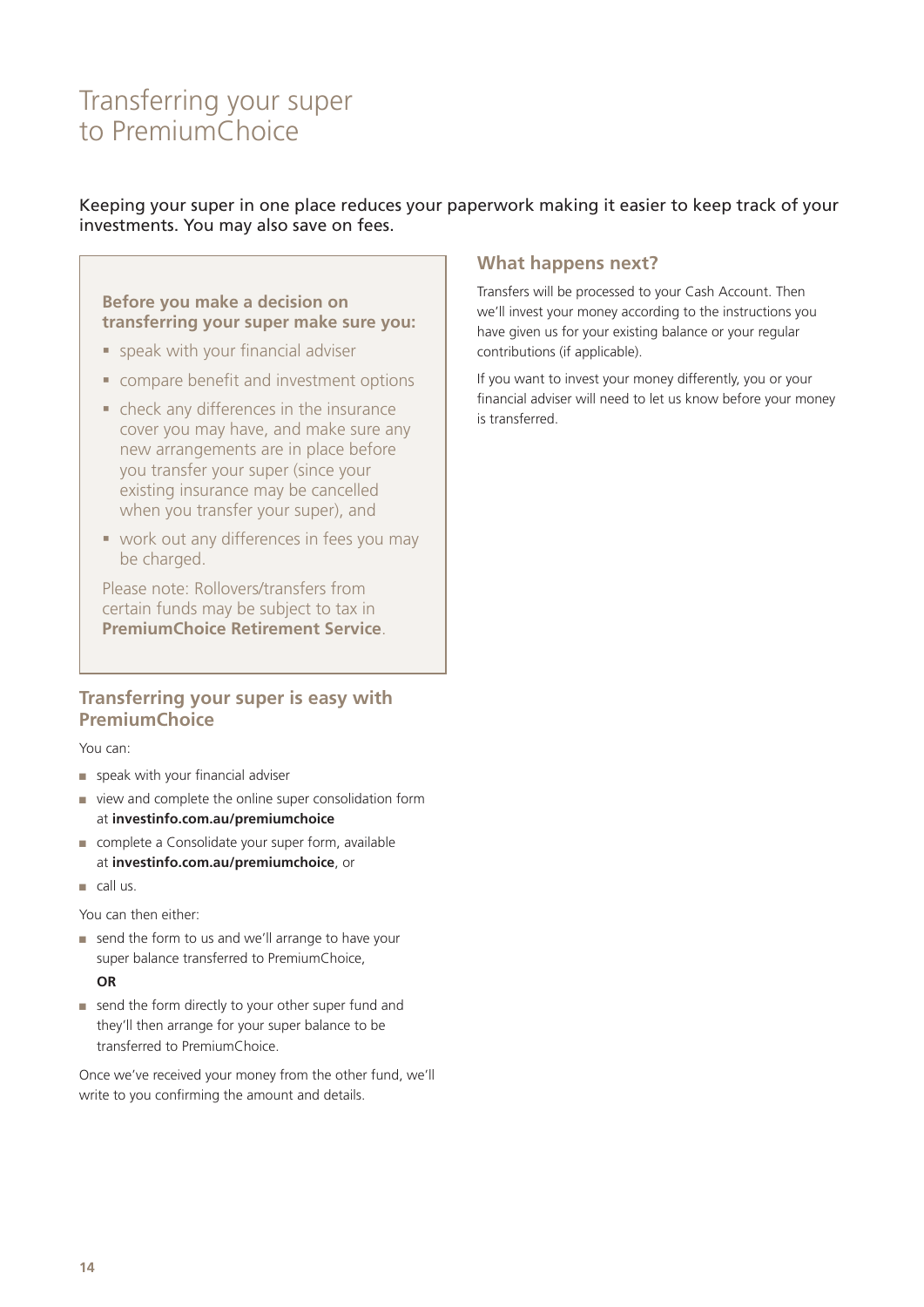# Transferring your super to PremiumChoice

Keeping your super in one place reduces your paperwork making it easier to keep track of your investments. You may also save on fees.

**Before you make a decision on transferring your super make sure you:**

- speak with your financial adviser
- compare benefit and investment options
- check any differences in the insurance cover you may have, and make sure any new arrangements are in place before you transfer your super (since your existing insurance may be cancelled when you transfer your super), and
- work out any differences in fees you may be charged.

Please note: Rollovers/transfers from certain funds may be subject to tax in **PremiumChoice Retirement Service**.

## Transferring your super is easy with PremiumChoice

You can:

- speak with your financial adviser
- view and complete the online super consolidation form at **investinfo.com.au/premiumchoice**
- complete a Consolidate your super form, available at **investinfo.com.au/premiumchoice**, or
- call us.

You can then either:

- send the form to us and we'll arrange to have your super balance transferred to PremiumChoice,

  **OR**

- send the form directly to your other super fund and they'll then arrange for your super balance to be transferred to PremiumChoice.

Once we've received your money from the other fund, we'll write to you confirming the amount and details.

## What happens next?

Transfers will be processed to your Cash Account. Then we'll invest your money according to the instructions you have given us for your existing balance or your regular contributions (if applicable).

If you want to invest your money differently, you or your financial adviser will need to let us know before your money is transferred.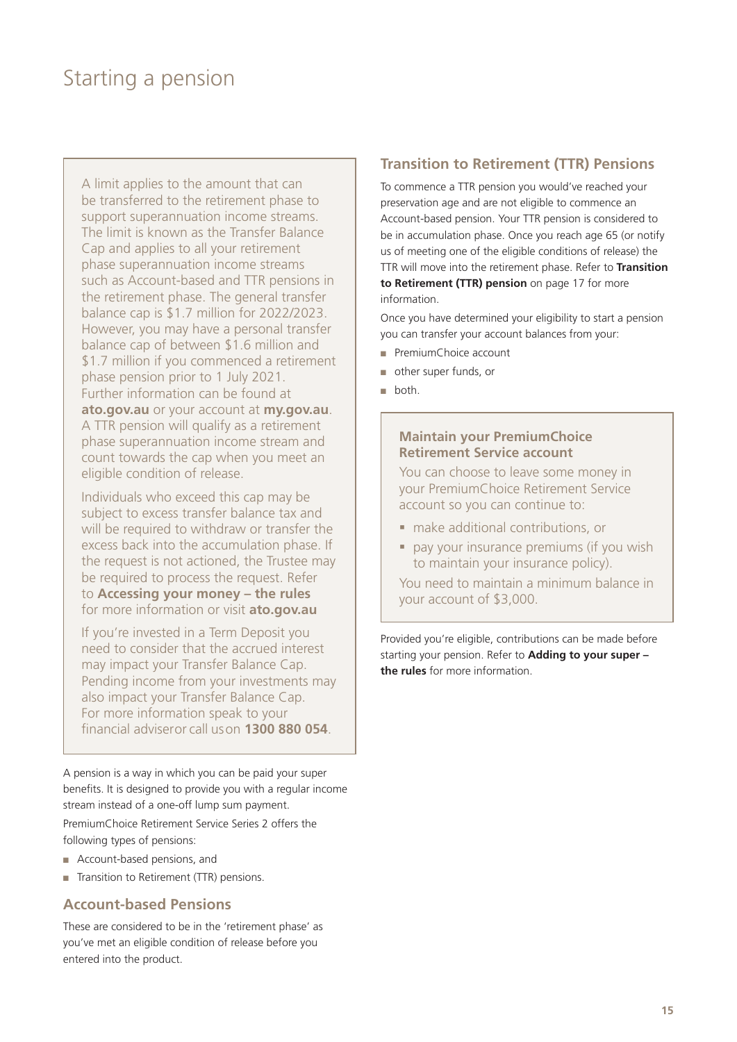# Starting a pension

A limit applies to the amount that can be transferred to the retirement phase to support superannuation income streams. The limit is known as the Transfer Balance Cap and applies to all your retirement phase superannuation income streams such as Account-based and TTR pensions in the retirement phase. The general transfer balance cap is $1.7 million for 2022/2023. However, you may have a personal transfer balance cap of between $1.6 million and $1.7 million if you commenced a retirement phase pension prior to 1 July 2021. Further information can be found at **ato.gov.au** or your account at **my.gov.au**. A TTR pension will qualify as a retirement phase superannuation income stream and count towards the cap when you meet an eligible condition of release.

Individuals who exceed this cap may be subject to excess transfer balance tax and will be required to withdraw or transfer the excess back into the accumulation phase. If the request is not actioned, the Trustee may be required to process the request. Refer to **Accessing your money – the rules** for more information or visit **ato.gov.au**

If you're invested in a Term Deposit you need to consider that the accrued interest may impact your Transfer Balance Cap. Pending income from your investments may also impact your Transfer Balance Cap. For more information speak to your financial adviser or call us on **1300 880 054**.

A pension is a way in which you can be paid your super benefits. It is designed to provide you with a regular income stream instead of a one-off lump sum payment.

PremiumChoice Retirement Service Series 2 offers the following types of pensions:

- Account-based pensions, and
- Transition to Retirement (TTR) pensions.

## Account-based Pensions

These are considered to be in the 'retirement phase' as you've met an eligible condition of release before you entered into the product.

## Transition to Retirement (TTR) Pensions

To commence a TTR pension you would've reached your preservation age and are not eligible to commence an Account-based pension. Your TTR pension is considered to be in accumulation phase. Once you reach age 65 (or notify us of meeting one of the eligible conditions of release) the TTR will move into the retirement phase. Refer to **Transition to Retirement (TTR) pension** on page 17 for more information.

Once you have determined your eligibility to start a pension you can transfer your account balances from your:

- PremiumChoice account
- other super funds, or
- both.

### Maintain your PremiumChoice Retirement Service account

You can choose to leave some money in your PremiumChoice Retirement Service account so you can continue to:

- make additional contributions, or
- pay your insurance premiums (if you wish to maintain your insurance policy).

You need to maintain a minimum balance in your account of $3,000.

Provided you're eligible, contributions can be made before starting your pension. Refer to **Adding to your super – the rules** for more information.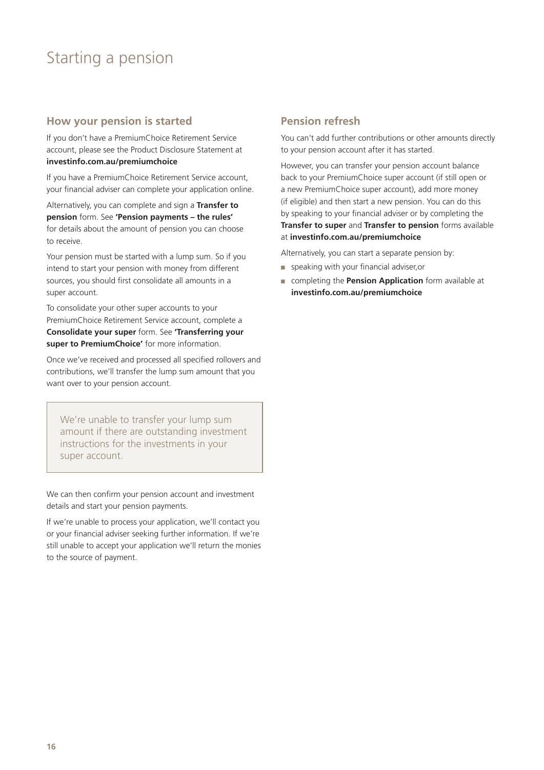# Starting a pension

## How your pension is started

If you don't have a PremiumChoice Retirement Service account, please see the Product Disclosure Statement at **investinfo.com.au/premiumchoice**

If you have a PremiumChoice Retirement Service account, your financial adviser can complete your application online.

Alternatively, you can complete and sign a **Transfer to pension** form. See **'Pension payments – the rules'** for details about the amount of pension you can choose to receive.

Your pension must be started with a lump sum. So if you intend to start your pension with money from different sources, you should first consolidate all amounts in a super account.

To consolidate your other super accounts to your PremiumChoice Retirement Service account, complete a **Consolidate your super** form. See **'Transferring your super to PremiumChoice'** for more information.

Once we've received and processed all specified rollovers and contributions, we'll transfer the lump sum amount that you want over to your pension account.

> We're unable to transfer your lump sum amount if there are outstanding investment instructions for the investments in your super account.

We can then confirm your pension account and investment details and start your pension payments.

If we're unable to process your application, we'll contact you or your financial adviser seeking further information. If we're still unable to accept your application we'll return the monies to the source of payment.

## Pension refresh

You can't add further contributions or other amounts directly to your pension account after it has started.

However, you can transfer your pension account balance back to your PremiumChoice super account (if still open or a new PremiumChoice super account), add more money (if eligible) and then start a new pension. You can do this by speaking to your financial adviser or by completing the **Transfer to super** and **Transfer to pension** forms available at **investinfo.com.au/premiumchoice**

Alternatively, you can start a separate pension by:

- speaking with your financial adviser,or
- completing the **Pension Application** form available at **investinfo.com.au/premiumchoice**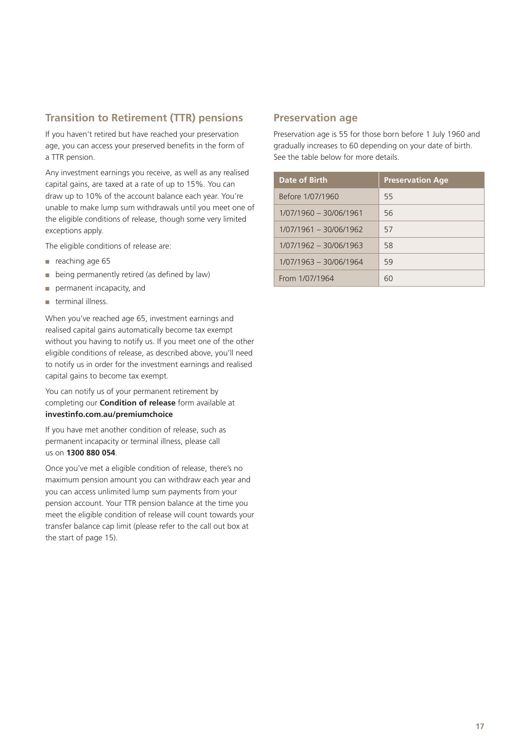## Transition to Retirement (TTR) pensions

If you haven't retired but have reached your preservation age, you can access your preserved benefits in the form of a TTR pension.

Any investment earnings you receive, as well as any realised capital gains, are taxed at a rate of up to 15%. You can draw up to 10% of the account balance each year. You're unable to make lump sum withdrawals until you meet one of the eligible conditions of release, though some very limited exceptions apply.

The eligible conditions of release are:

- reaching age 65
- being permanently retired (as defined by law)
- permanent incapacity, and
- terminal illness.

When you've reached age 65, investment earnings and realised capital gains automatically become tax exempt without you having to notify us. If you meet one of the other eligible conditions of release, as described above, you'll need to notify us in order for the investment earnings and realised capital gains to become tax exempt.

You can notify us of your permanent retirement by completing our **Condition of release** form available at **investinfo.com.au/premiumchoice**

If you have met another condition of release, such as permanent incapacity or terminal illness, please call us on **1300 880 054**.

Once you've met a eligible condition of release, there's no maximum pension amount you can withdraw each year and you can access unlimited lump sum payments from your pension account. Your TTR pension balance at the time you meet the eligible condition of release will count towards your transfer balance cap limit (please refer to the call out box at the start of page 15).

## Preservation age

Preservation age is 55 for those born before 1 July 1960 and gradually increases to 60 depending on your date of birth. See the table below for more details.

| Date of Birth | Preservation Age |
|---|---|
| Before 1/07/1960 | 55 |
| 1/07/1960 – 30/06/1961 | 56 |
| 1/07/1961 – 30/06/1962 | 57 |
| 1/07/1962 – 30/06/1963 | 58 |
| 1/07/1963 – 30/06/1964 | 59 |
| From 1/07/1964 | 60 |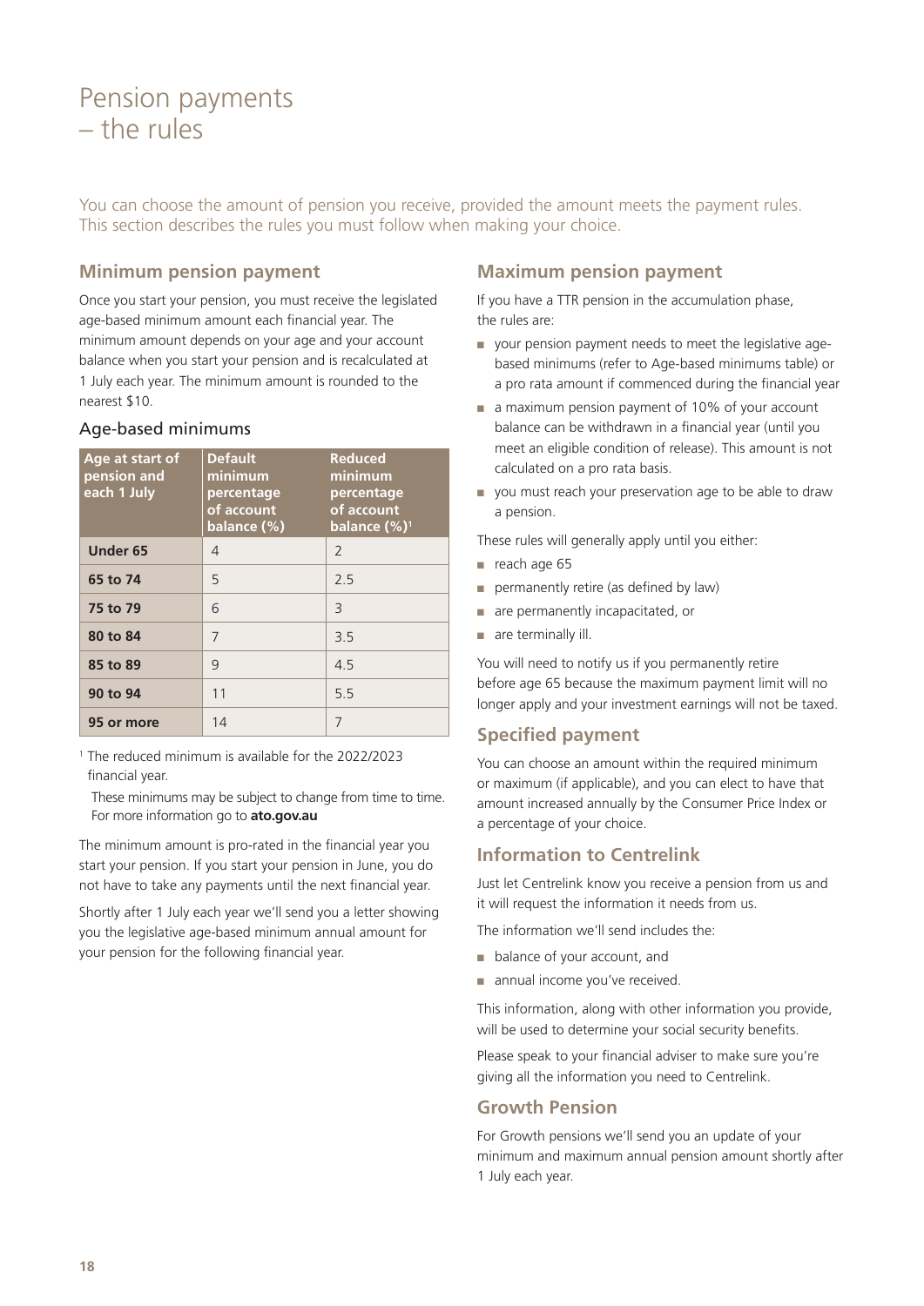# Pension payments – the rules

You can choose the amount of pension you receive, provided the amount meets the payment rules. This section describes the rules you must follow when making your choice.

## Minimum pension payment

Once you start your pension, you must receive the legislated age-based minimum amount each financial year. The minimum amount depends on your age and your account balance when you start your pension and is recalculated at 1 July each year. The minimum amount is rounded to the nearest $10.

### Age-based minimums

| Age at start of pension and each 1 July | Default minimum percentage of account balance (%) | Reduced minimum percentage of account balance (%)[1] |
|---|---|---|
| **Under 65** | 4 | 2 |
| **65 to 74** | 5 | 2.5 |
| **75 to 79** | 6 | 3 |
| **80 to 84** | 7 | 3.5 |
| **85 to 89** | 9 | 4.5 |
| **90 to 94** | 11 | 5.5 |
| **95 or more** | 14 | 7 |

[1] The reduced minimum is available for the 2022/2023 financial year.

These minimums may be subject to change from time to time. For more information go to **ato.gov.au**

The minimum amount is pro-rated in the financial year you start your pension. If you start your pension in June, you do not have to take any payments until the next financial year.

Shortly after 1 July each year we'll send you a letter showing you the legislative age-based minimum annual amount for your pension for the following financial year.

## Maximum pension payment

If you have a TTR pension in the accumulation phase, the rules are:

- your pension payment needs to meet the legislative age-based minimums (refer to Age-based minimums table) or a pro rata amount if commenced during the financial year
- a maximum pension payment of 10% of your account balance can be withdrawn in a financial year (until you meet an eligible condition of release). This amount is not calculated on a pro rata basis.
- you must reach your preservation age to be able to draw a pension.

These rules will generally apply until you either:

- reach age 65
- permanently retire (as defined by law)
- are permanently incapacitated, or
- are terminally ill.

You will need to notify us if you permanently retire before age 65 because the maximum payment limit will no longer apply and your investment earnings will not be taxed.

## Specified payment

You can choose an amount within the required minimum or maximum (if applicable), and you can elect to have that amount increased annually by the Consumer Price Index or a percentage of your choice.

## Information to Centrelink

Just let Centrelink know you receive a pension from us and it will request the information it needs from us.

The information we'll send includes the:

- balance of your account, and
- annual income you've received.

This information, along with other information you provide, will be used to determine your social security benefits.

Please speak to your financial adviser to make sure you're giving all the information you need to Centrelink.

## Growth Pension

For Growth pensions we'll send you an update of your minimum and maximum annual pension amount shortly after 1 July each year.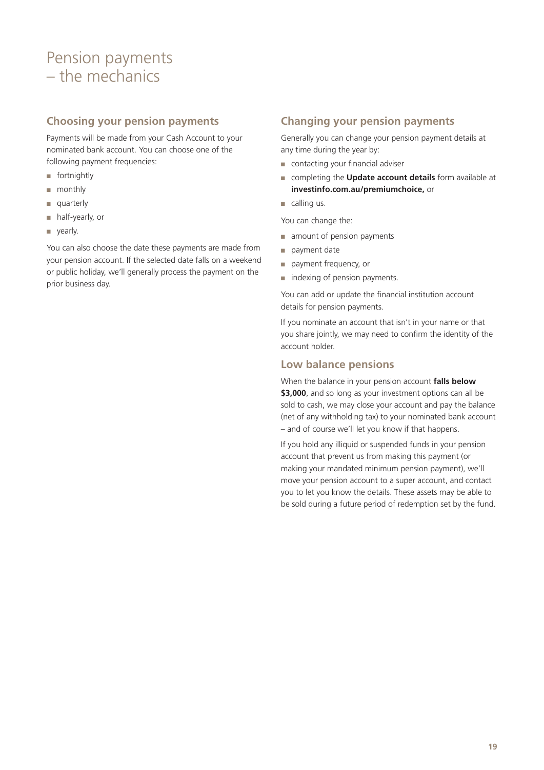# Pension payments – the mechanics

## Choosing your pension payments

Payments will be made from your Cash Account to your nominated bank account. You can choose one of the following payment frequencies:

- fortnightly
- monthly
- quarterly
- half-yearly, or
- yearly.

You can also choose the date these payments are made from your pension account. If the selected date falls on a weekend or public holiday, we'll generally process the payment on the prior business day.

## Changing your pension payments

Generally you can change your pension payment details at any time during the year by:

- contacting your financial adviser
- completing the **Update account details** form available at **investinfo.com.au/premiumchoice,** or
- calling us.

You can change the:

- amount of pension payments
- payment date
- payment frequency, or
- indexing of pension payments.

You can add or update the financial institution account details for pension payments.

If you nominate an account that isn't in your name or that you share jointly, we may need to confirm the identity of the account holder.

## Low balance pensions

When the balance in your pension account **falls below $3,000**, and so long as your investment options can all be sold to cash, we may close your account and pay the balance (net of any withholding tax) to your nominated bank account – and of course we'll let you know if that happens.

If you hold any illiquid or suspended funds in your pension account that prevent us from making this payment (or making your mandated minimum pension payment), we'll move your pension account to a super account, and contact you to let you know the details. These assets may be able to be sold during a future period of redemption set by the fund.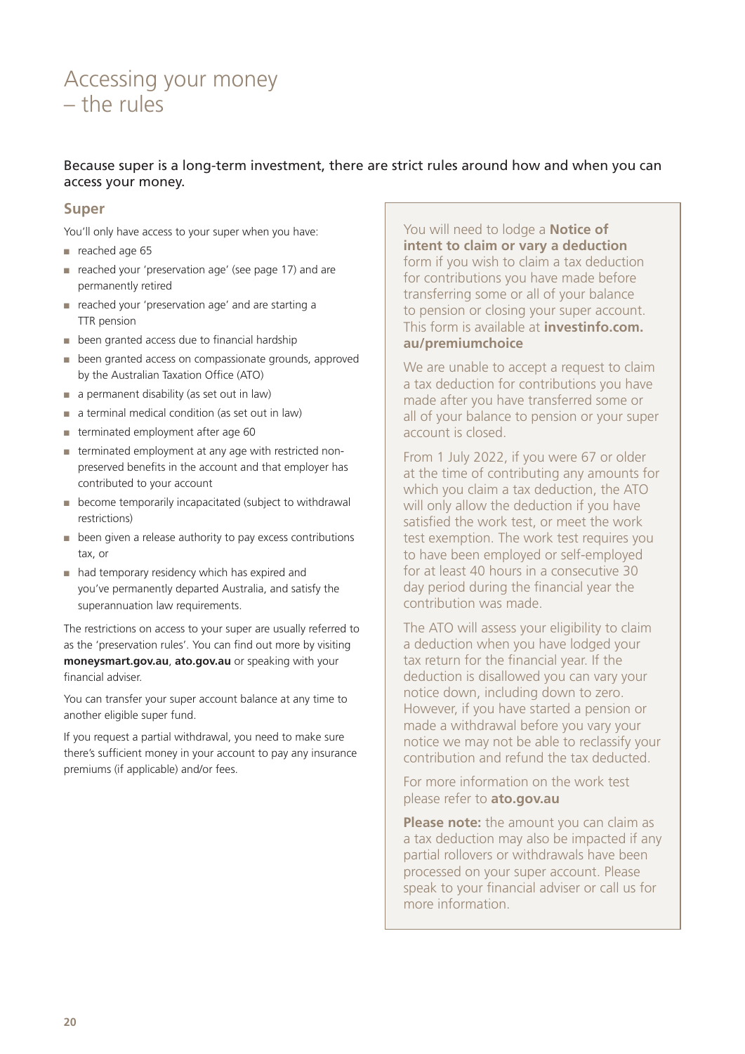# Accessing your money – the rules

Because super is a long-term investment, there are strict rules around how and when you can access your money.

## Super

You'll only have access to your super when you have:

- reached age 65
- reached your 'preservation age' (see page 17) and are permanently retired
- reached your 'preservation age' and are starting a TTR pension
- been granted access due to financial hardship
- been granted access on compassionate grounds, approved by the Australian Taxation Office (ATO)
- a permanent disability (as set out in law)
- a terminal medical condition (as set out in law)
- terminated employment after age 60
- terminated employment at any age with restricted non-preserved benefits in the account and that employer has contributed to your account
- become temporarily incapacitated (subject to withdrawal restrictions)
- been given a release authority to pay excess contributions tax, or
- had temporary residency which has expired and you've permanently departed Australia, and satisfy the superannuation law requirements.

The restrictions on access to your super are usually referred to as the 'preservation rules'. You can find out more by visiting **moneysmart.gov.au**, **ato.gov.au** or speaking with your financial adviser.

You can transfer your super account balance at any time to another eligible super fund.

If you request a partial withdrawal, you need to make sure there's sufficient money in your account to pay any insurance premiums (if applicable) and/or fees.

You will need to lodge a **Notice of intent to claim or vary a deduction** form if you wish to claim a tax deduction for contributions you have made before transferring some or all of your balance to pension or closing your super account. This form is available at **investinfo.com.au/premiumchoice**

We are unable to accept a request to claim a tax deduction for contributions you have made after you have transferred some or all of your balance to pension or your super account is closed.

From 1 July 2022, if you were 67 or older at the time of contributing any amounts for which you claim a tax deduction, the ATO will only allow the deduction if you have satisfied the work test, or meet the work test exemption. The work test requires you to have been employed or self-employed for at least 40 hours in a consecutive 30 day period during the financial year the contribution was made.

The ATO will assess your eligibility to claim a deduction when you have lodged your tax return for the financial year. If the deduction is disallowed you can vary your notice down, including down to zero. However, if you have started a pension or made a withdrawal before you vary your notice we may not be able to reclassify your contribution and refund the tax deducted.

For more information on the work test please refer to **ato.gov.au**

**Please note:** the amount you can claim as a tax deduction may also be impacted if any partial rollovers or withdrawals have been processed on your super account. Please speak to your financial adviser or call us for more information.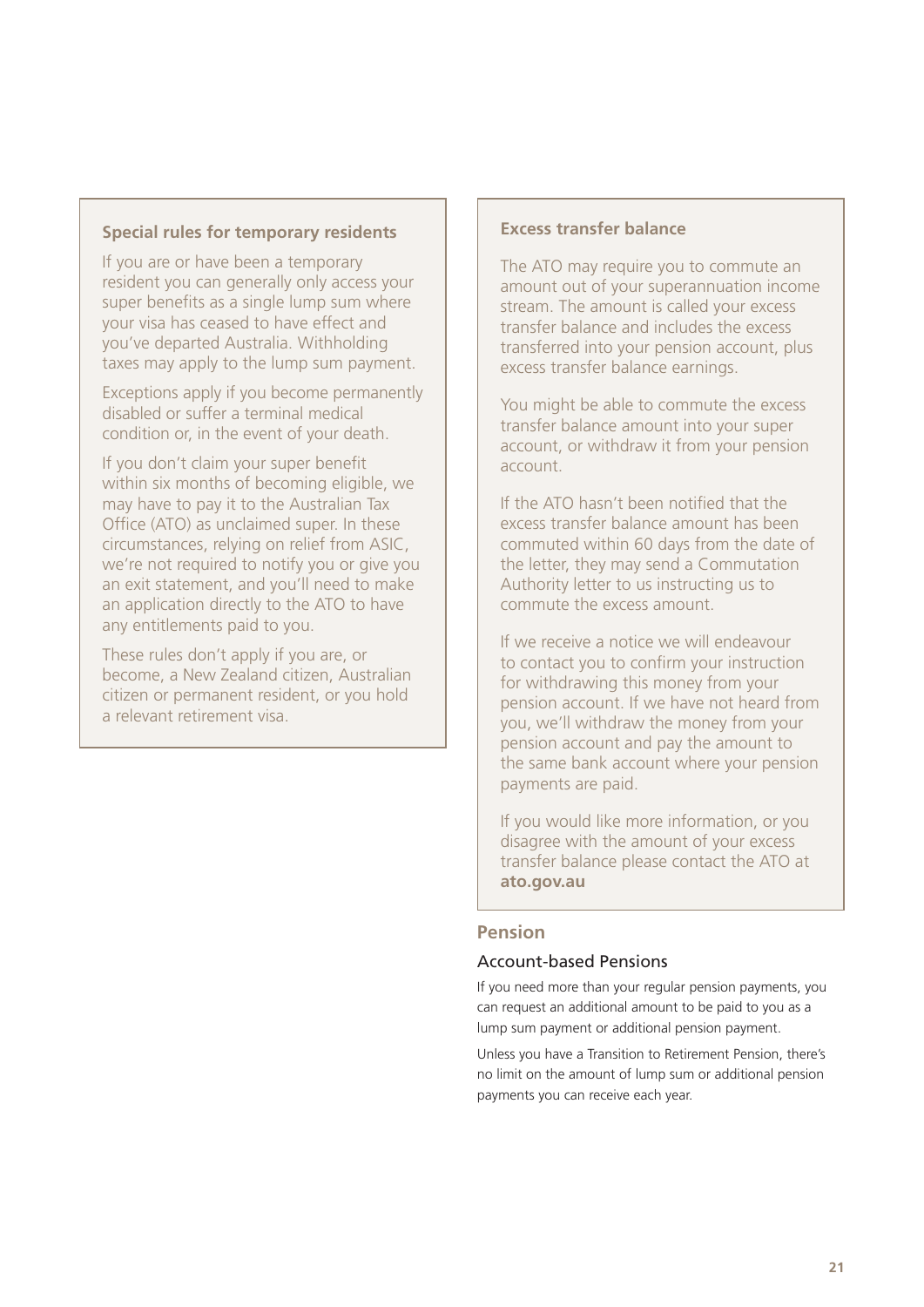### Special rules for temporary residents

If you are or have been a temporary resident you can generally only access your super benefits as a single lump sum where your visa has ceased to have effect and you've departed Australia. Withholding taxes may apply to the lump sum payment.

Exceptions apply if you become permanently disabled or suffer a terminal medical condition or, in the event of your death.

If you don't claim your super benefit within six months of becoming eligible, we may have to pay it to the Australian Tax Office (ATO) as unclaimed super. In these circumstances, relying on relief from ASIC, we're not required to notify you or give you an exit statement, and you'll need to make an application directly to the ATO to have any entitlements paid to you.

These rules don't apply if you are, or become, a New Zealand citizen, Australian citizen or permanent resident, or you hold a relevant retirement visa.

### Excess transfer balance

The ATO may require you to commute an amount out of your superannuation income stream. The amount is called your excess transfer balance and includes the excess transferred into your pension account, plus excess transfer balance earnings.

You might be able to commute the excess transfer balance amount into your super account, or withdraw it from your pension account.

If the ATO hasn't been notified that the excess transfer balance amount has been commuted within 60 days from the date of the letter, they may send a Commutation Authority letter to us instructing us to commute the excess amount.

If we receive a notice we will endeavour to contact you to confirm your instruction for withdrawing this money from your pension account. If we have not heard from you, we'll withdraw the money from your pension account and pay the amount to the same bank account where your pension payments are paid.

If you would like more information, or you disagree with the amount of your excess transfer balance please contact the ATO at **ato.gov.au**

## Pension

### Account-based Pensions

If you need more than your regular pension payments, you can request an additional amount to be paid to you as a lump sum payment or additional pension payment.

Unless you have a Transition to Retirement Pension, there's no limit on the amount of lump sum or additional pension payments you can receive each year.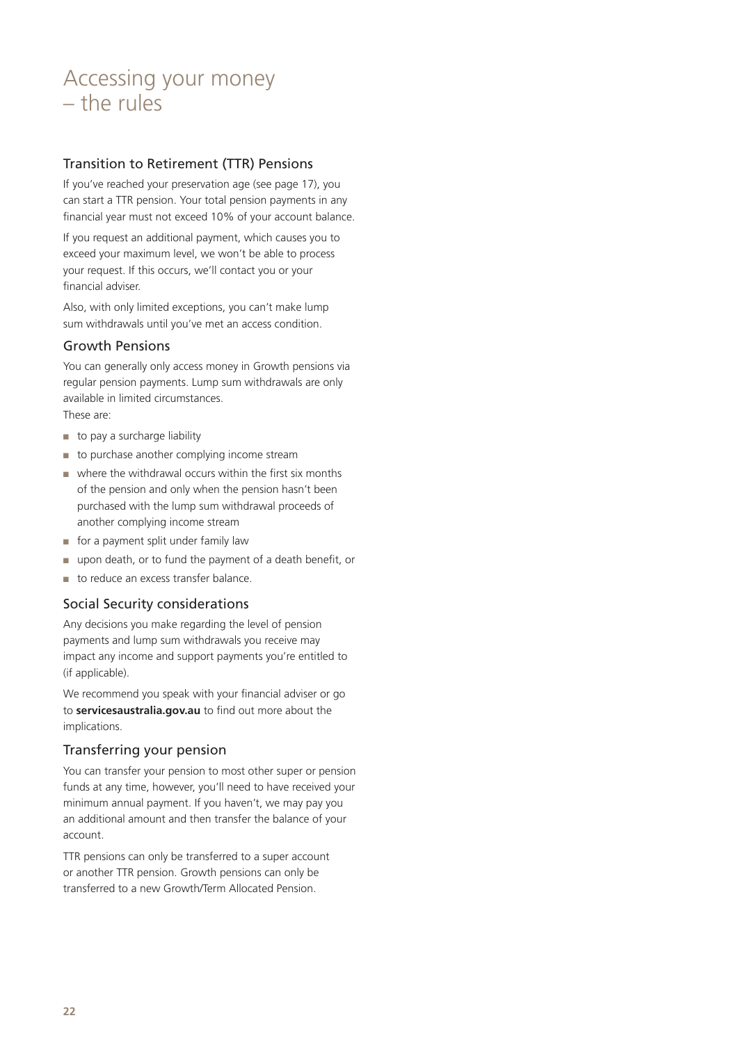# Accessing your money – the rules

## Transition to Retirement (TTR) Pensions

If you've reached your preservation age (see page 17), you can start a TTR pension. Your total pension payments in any financial year must not exceed 10% of your account balance.

If you request an additional payment, which causes you to exceed your maximum level, we won't be able to process your request. If this occurs, we'll contact you or your financial adviser.

Also, with only limited exceptions, you can't make lump sum withdrawals until you've met an access condition.

## Growth Pensions

You can generally only access money in Growth pensions via regular pension payments. Lump sum withdrawals are only available in limited circumstances.
These are:

- to pay a surcharge liability
- to purchase another complying income stream
- where the withdrawal occurs within the first six months of the pension and only when the pension hasn't been purchased with the lump sum withdrawal proceeds of another complying income stream
- for a payment split under family law
- upon death, or to fund the payment of a death benefit, or
- to reduce an excess transfer balance.

## Social Security considerations

Any decisions you make regarding the level of pension payments and lump sum withdrawals you receive may impact any income and support payments you're entitled to (if applicable).

We recommend you speak with your financial adviser or go to **servicesaustralia.gov.au** to find out more about the implications.

## Transferring your pension

You can transfer your pension to most other super or pension funds at any time, however, you'll need to have received your minimum annual payment. If you haven't, we may pay you an additional amount and then transfer the balance of your account.

TTR pensions can only be transferred to a super account or another TTR pension. Growth pensions can only be transferred to a new Growth/Term Allocated Pension.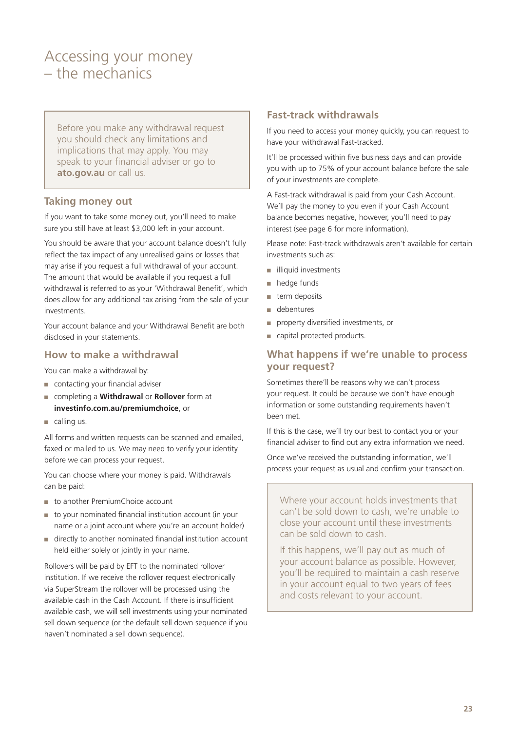# Accessing your money – the mechanics

> Before you make any withdrawal request you should check any limitations and implications that may apply. You may speak to your financial adviser or go to **ato.gov.au** or call us.

## Taking money out

If you want to take some money out, you'll need to make sure you still have at least $3,000 left in your account.

You should be aware that your account balance doesn't fully reflect the tax impact of any unrealised gains or losses that may arise if you request a full withdrawal of your account. The amount that would be available if you request a full withdrawal is referred to as your 'Withdrawal Benefit', which does allow for any additional tax arising from the sale of your investments.

Your account balance and your Withdrawal Benefit are both disclosed in your statements.

## How to make a withdrawal

You can make a withdrawal by:

- contacting your financial adviser
- completing a **Withdrawal** or **Rollover** form at **investinfo.com.au/premiumchoice**, or
- calling us.

All forms and written requests can be scanned and emailed, faxed or mailed to us. We may need to verify your identity before we can process your request.

You can choose where your money is paid. Withdrawals can be paid:

- to another PremiumChoice account
- to your nominated financial institution account (in your name or a joint account where you're an account holder)
- directly to another nominated financial institution account held either solely or jointly in your name.

Rollovers will be paid by EFT to the nominated rollover institution. If we receive the rollover request electronically via SuperStream the rollover will be processed using the available cash in the Cash Account. If there is insufficient available cash, we will sell investments using your nominated sell down sequence (or the default sell down sequence if you haven't nominated a sell down sequence).

## Fast-track withdrawals

If you need to access your money quickly, you can request to have your withdrawal Fast-tracked.

It'll be processed within five business days and can provide you with up to 75% of your account balance before the sale of your investments are complete.

A Fast-track withdrawal is paid from your Cash Account. We'll pay the money to you even if your Cash Account balance becomes negative, however, you'll need to pay interest (see page 6 for more information).

Please note: Fast-track withdrawals aren't available for certain investments such as:

- illiquid investments
- hedge funds
- term deposits
- debentures
- property diversified investments, or
- capital protected products.

## What happens if we're unable to process your request?

Sometimes there'll be reasons why we can't process your request. It could be because we don't have enough information or some outstanding requirements haven't been met.

If this is the case, we'll try our best to contact you or your financial adviser to find out any extra information we need.

Once we've received the outstanding information, we'll process your request as usual and confirm your transaction.

> Where your account holds investments that can't be sold down to cash, we're unable to close your account until these investments can be sold down to cash.
>
> If this happens, we'll pay out as much of your account balance as possible. However, you'll be required to maintain a cash reserve in your account equal to two years of fees and costs relevant to your account.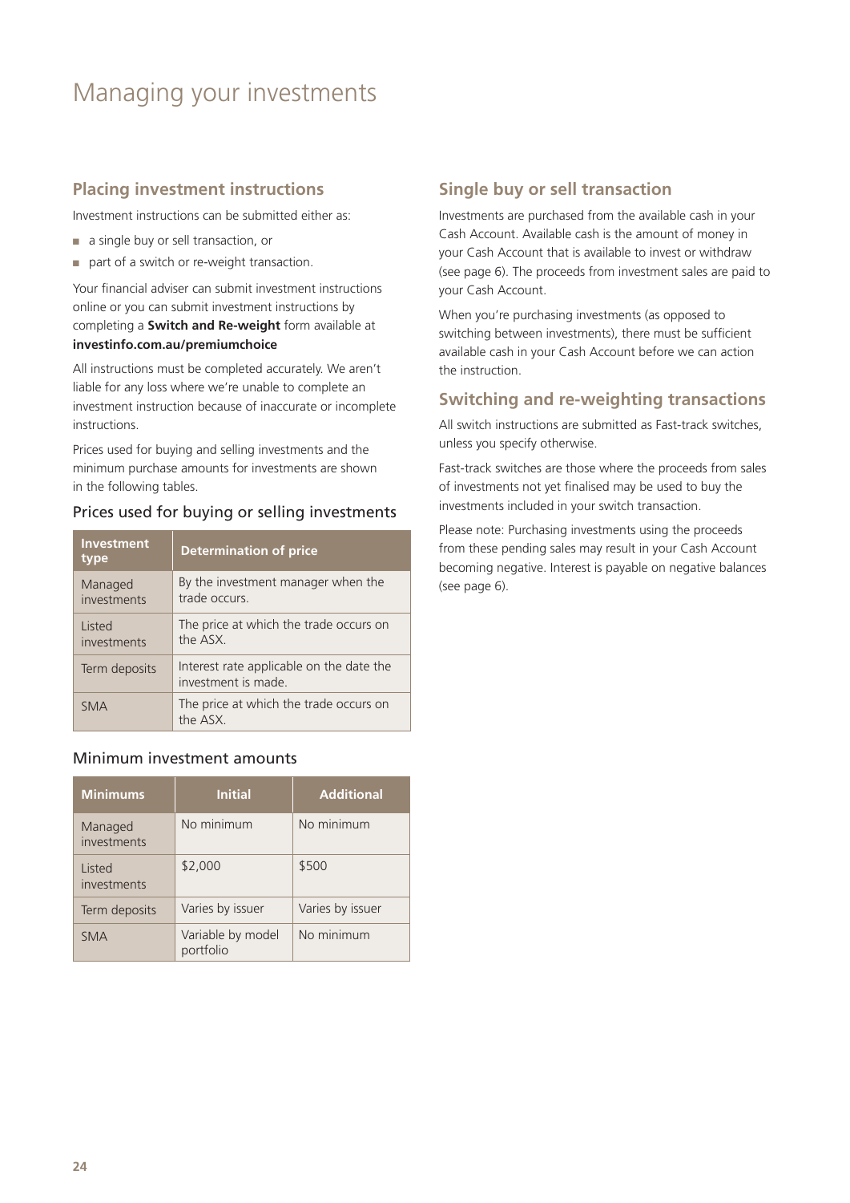# Managing your investments

## Placing investment instructions

Investment instructions can be submitted either as:

- a single buy or sell transaction, or
- part of a switch or re-weight transaction.

Your financial adviser can submit investment instructions online or you can submit investment instructions by completing a **Switch and Re-weight** form available at **investinfo.com.au/premiumchoice**

All instructions must be completed accurately. We aren't liable for any loss where we're unable to complete an investment instruction because of inaccurate or incomplete instructions.

Prices used for buying and selling investments and the minimum purchase amounts for investments are shown in the following tables.

### Prices used for buying or selling investments

| Investment type | Determination of price |
|---|---|
| Managed investments | By the investment manager when the trade occurs. |
| Listed investments | The price at which the trade occurs on the ASX. |
| Term deposits | Interest rate applicable on the date the investment is made. |
| SMA | The price at which the trade occurs on the ASX. |

### Minimum investment amounts

| Minimums | Initial | Additional |
|---|---|---|
| Managed investments | No minimum | No minimum |
| Listed investments | $2,000 | $500 |
| Term deposits | Varies by issuer | Varies by issuer |
| SMA | Variable by model portfolio | No minimum |

## Single buy or sell transaction

Investments are purchased from the available cash in your Cash Account. Available cash is the amount of money in your Cash Account that is available to invest or withdraw (see page 6). The proceeds from investment sales are paid to your Cash Account.

When you're purchasing investments (as opposed to switching between investments), there must be sufficient available cash in your Cash Account before we can action the instruction.

## Switching and re-weighting transactions

All switch instructions are submitted as Fast-track switches, unless you specify otherwise.

Fast-track switches are those where the proceeds from sales of investments not yet finalised may be used to buy the investments included in your switch transaction.

Please note: Purchasing investments using the proceeds from these pending sales may result in your Cash Account becoming negative. Interest is payable on negative balances (see page 6).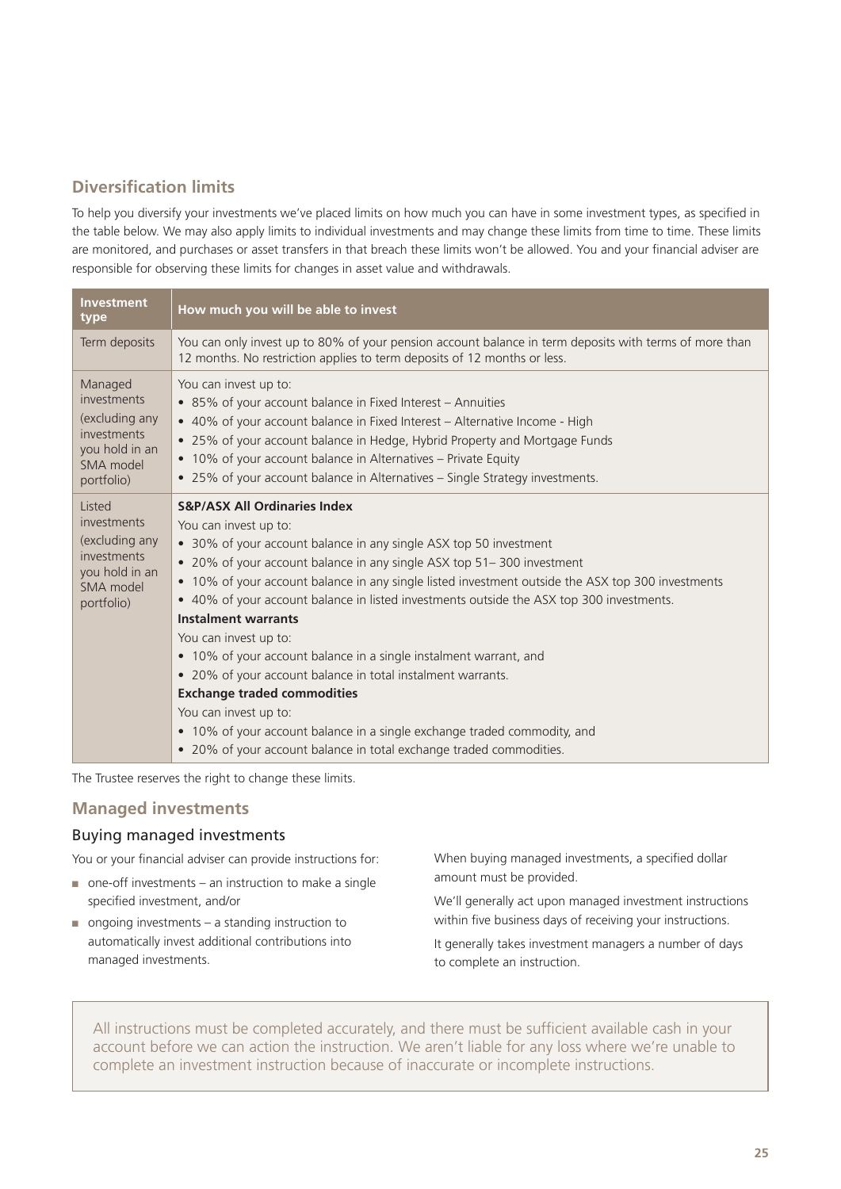## Diversification limits

To help you diversify your investments we've placed limits on how much you can have in some investment types, as specified in the table below. We may also apply limits to individual investments and may change these limits from time to time. These limits are monitored, and purchases or asset transfers in that breach these limits won't be allowed. You and your financial adviser are responsible for observing these limits for changes in asset value and withdrawals.

| Investment type | How much you will be able to invest |
|---|---|
| Term deposits | You can only invest up to 80% of your pension account balance in term deposits with terms of more than 12 months. No restriction applies to term deposits of 12 months or less. |
| Managed investments (excluding any investments you hold in an SMA model portfolio) | You can invest up to:<br>• 85% of your account balance in Fixed Interest – Annuities<br>• 40% of your account balance in Fixed Interest – Alternative Income - High<br>• 25% of your account balance in Hedge, Hybrid Property and Mortgage Funds<br>• 10% of your account balance in Alternatives – Private Equity<br>• 25% of your account balance in Alternatives – Single Strategy investments. |
| Listed investments (excluding any investments you hold in an SMA model portfolio) | **S&P/ASX All Ordinaries Index**<br>You can invest up to:<br>• 30% of your account balance in any single ASX top 50 investment<br>• 20% of your account balance in any single ASX top 51– 300 investment<br>• 10% of your account balance in any single listed investment outside the ASX top 300 investments<br>• 40% of your account balance in listed investments outside the ASX top 300 investments.<br>**Instalment warrants**<br>You can invest up to:<br>• 10% of your account balance in a single instalment warrant, and<br>• 20% of your account balance in total instalment warrants.<br>**Exchange traded commodities**<br>You can invest up to:<br>• 10% of your account balance in a single exchange traded commodity, and<br>• 20% of your account balance in total exchange traded commodities. |

The Trustee reserves the right to change these limits.

## Managed investments

### Buying managed investments

You or your financial adviser can provide instructions for:

- one-off investments – an instruction to make a single specified investment, and/or
- ongoing investments – a standing instruction to automatically invest additional contributions into managed investments.

When buying managed investments, a specified dollar amount must be provided.

We'll generally act upon managed investment instructions within five business days of receiving your instructions.

It generally takes investment managers a number of days to complete an instruction.

All instructions must be completed accurately, and there must be sufficient available cash in your account before we can action the instruction. We aren't liable for any loss where we're unable to complete an investment instruction because of inaccurate or incomplete instructions.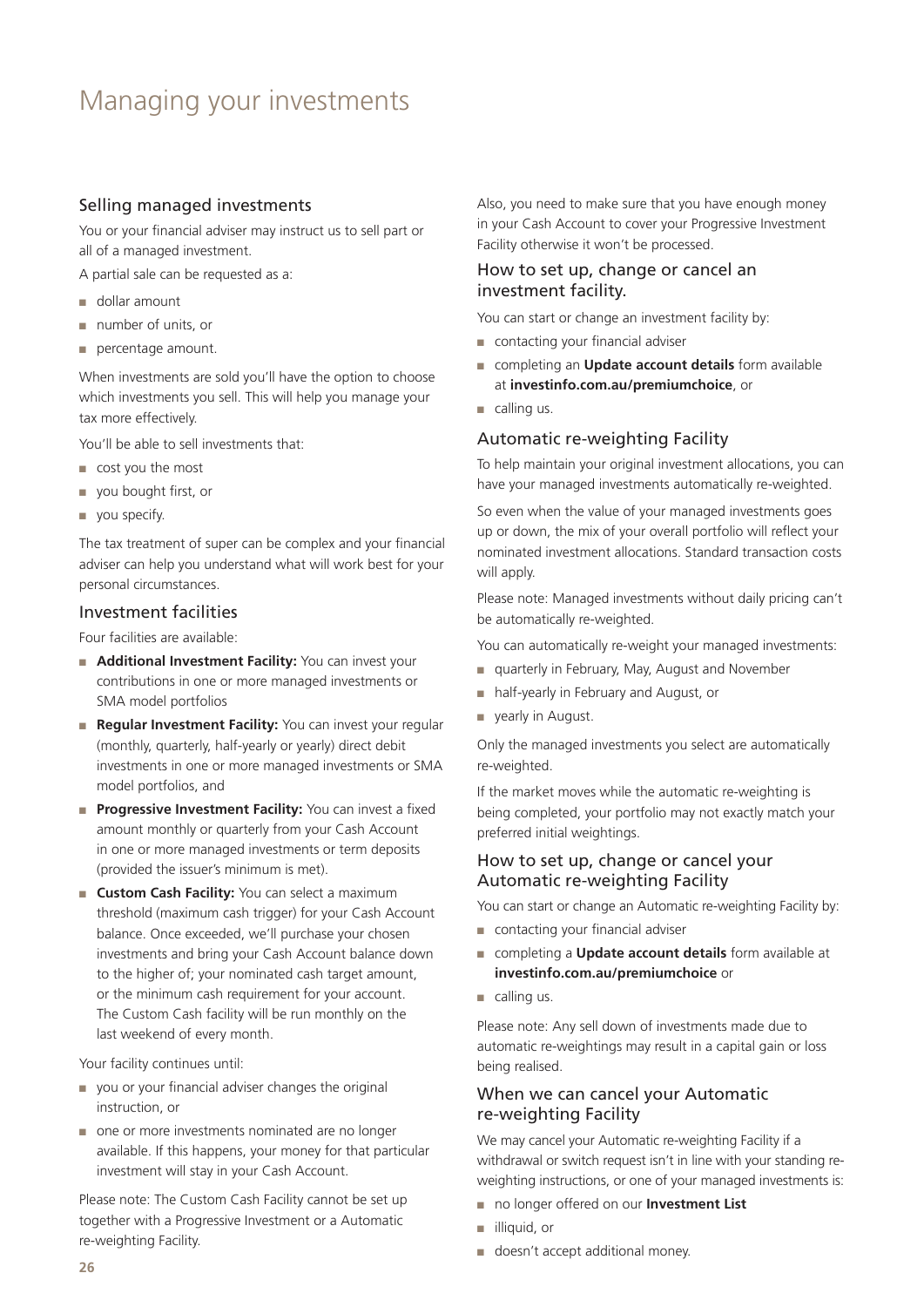# Managing your investments

## Selling managed investments

You or your financial adviser may instruct us to sell part or all of a managed investment.

A partial sale can be requested as a:

- dollar amount
- number of units, or
- percentage amount.

When investments are sold you'll have the option to choose which investments you sell. This will help you manage your tax more effectively.

You'll be able to sell investments that:

- cost you the most
- you bought first, or
- you specify.

The tax treatment of super can be complex and your financial adviser can help you understand what will work best for your personal circumstances.

## Investment facilities

Four facilities are available:

- **Additional Investment Facility:** You can invest your contributions in one or more managed investments or SMA model portfolios
- **Regular Investment Facility:** You can invest your regular (monthly, quarterly, half-yearly or yearly) direct debit investments in one or more managed investments or SMA model portfolios, and
- **Progressive Investment Facility:** You can invest a fixed amount monthly or quarterly from your Cash Account in one or more managed investments or term deposits (provided the issuer's minimum is met).
- **Custom Cash Facility:** You can select a maximum threshold (maximum cash trigger) for your Cash Account balance. Once exceeded, we'll purchase your chosen investments and bring your Cash Account balance down to the higher of; your nominated cash target amount, or the minimum cash requirement for your account. The Custom Cash facility will be run monthly on the last weekend of every month.

Your facility continues until:

- you or your financial adviser changes the original instruction, or
- one or more investments nominated are no longer available. If this happens, your money for that particular investment will stay in your Cash Account.

Please note: The Custom Cash Facility cannot be set up together with a Progressive Investment or a Automatic re-weighting Facility.

Also, you need to make sure that you have enough money in your Cash Account to cover your Progressive Investment Facility otherwise it won't be processed.

## How to set up, change or cancel an investment facility.

You can start or change an investment facility by:

- contacting your financial adviser
- completing an **Update account details** form available at **investinfo.com.au/premiumchoice**, or
- calling us.

## Automatic re-weighting Facility

To help maintain your original investment allocations, you can have your managed investments automatically re-weighted.

So even when the value of your managed investments goes up or down, the mix of your overall portfolio will reflect your nominated investment allocations. Standard transaction costs will apply.

Please note: Managed investments without daily pricing can't be automatically re-weighted.

You can automatically re-weight your managed investments:

- quarterly in February, May, August and November
- half-yearly in February and August, or
- yearly in August.

Only the managed investments you select are automatically re-weighted.

If the market moves while the automatic re-weighting is being completed, your portfolio may not exactly match your preferred initial weightings.

## How to set up, change or cancel your Automatic re-weighting Facility

You can start or change an Automatic re-weighting Facility by:

- contacting your financial adviser
- completing a **Update account details** form available at **investinfo.com.au/premiumchoice** or
- calling us.

Please note: Any sell down of investments made due to automatic re-weightings may result in a capital gain or loss being realised.

## When we can cancel your Automatic re-weighting Facility

We may cancel your Automatic re-weighting Facility if a withdrawal or switch request isn't in line with your standing re-weighting instructions, or one of your managed investments is:

- no longer offered on our **Investment List**
- illiquid, or
- doesn't accept additional money.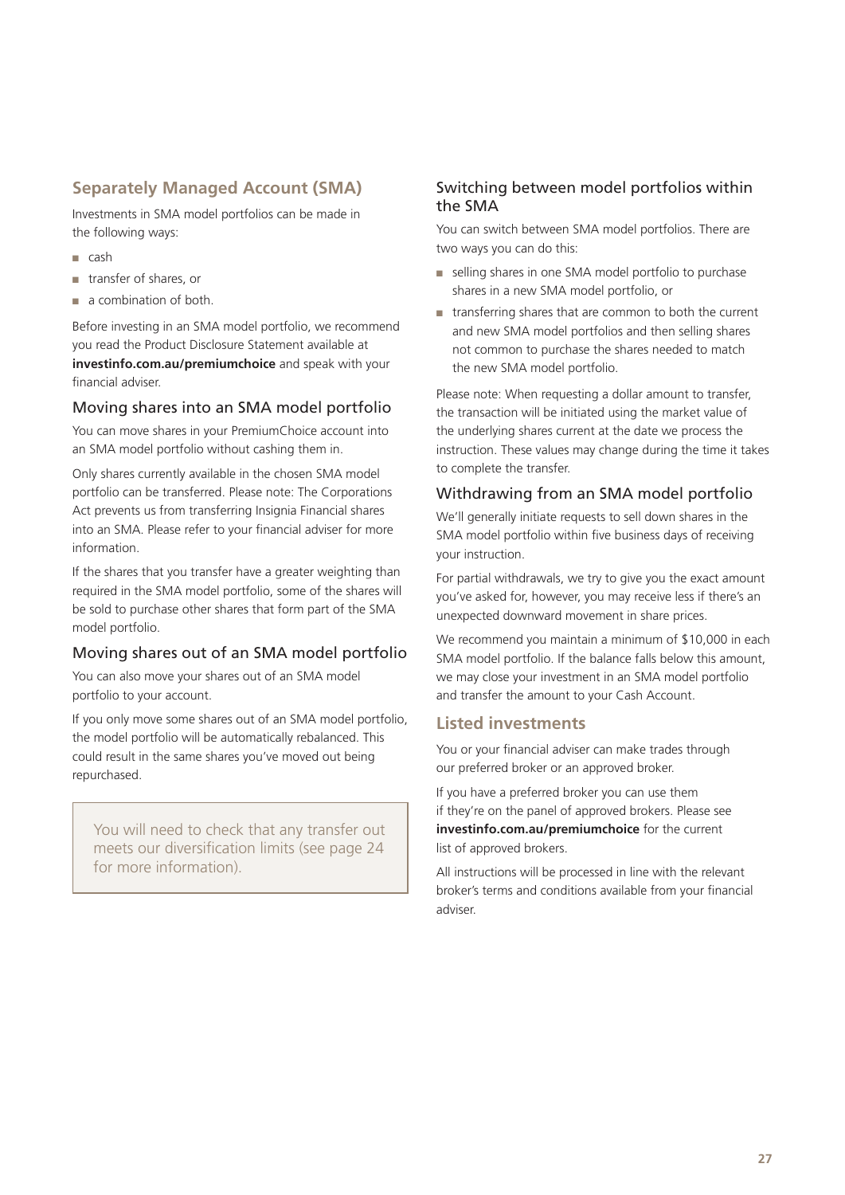## Separately Managed Account (SMA)

Investments in SMA model portfolios can be made in the following ways:

- cash
- transfer of shares, or
- a combination of both.

Before investing in an SMA model portfolio, we recommend you read the Product Disclosure Statement available at **investinfo.com.au/premiumchoice** and speak with your financial adviser.

### Moving shares into an SMA model portfolio

You can move shares in your PremiumChoice account into an SMA model portfolio without cashing them in.

Only shares currently available in the chosen SMA model portfolio can be transferred. Please note: The Corporations Act prevents us from transferring Insignia Financial shares into an SMA. Please refer to your financial adviser for more information.

If the shares that you transfer have a greater weighting than required in the SMA model portfolio, some of the shares will be sold to purchase other shares that form part of the SMA model portfolio.

### Moving shares out of an SMA model portfolio

You can also move your shares out of an SMA model portfolio to your account.

If you only move some shares out of an SMA model portfolio, the model portfolio will be automatically rebalanced. This could result in the same shares you've moved out being repurchased.

> You will need to check that any transfer out meets our diversification limits (see page 24 for more information).

### Switching between model portfolios within the SMA

You can switch between SMA model portfolios. There are two ways you can do this:

- selling shares in one SMA model portfolio to purchase shares in a new SMA model portfolio, or
- transferring shares that are common to both the current and new SMA model portfolios and then selling shares not common to purchase the shares needed to match the new SMA model portfolio.

Please note: When requesting a dollar amount to transfer, the transaction will be initiated using the market value of the underlying shares current at the date we process the instruction. These values may change during the time it takes to complete the transfer.

### Withdrawing from an SMA model portfolio

We'll generally initiate requests to sell down shares in the SMA model portfolio within five business days of receiving your instruction.

For partial withdrawals, we try to give you the exact amount you've asked for, however, you may receive less if there's an unexpected downward movement in share prices.

We recommend you maintain a minimum of $10,000 in each SMA model portfolio. If the balance falls below this amount, we may close your investment in an SMA model portfolio and transfer the amount to your Cash Account.

## Listed investments

You or your financial adviser can make trades through our preferred broker or an approved broker.

If you have a preferred broker you can use them if they're on the panel of approved brokers. Please see **investinfo.com.au/premiumchoice** for the current list of approved brokers.

All instructions will be processed in line with the relevant broker's terms and conditions available from your financial adviser.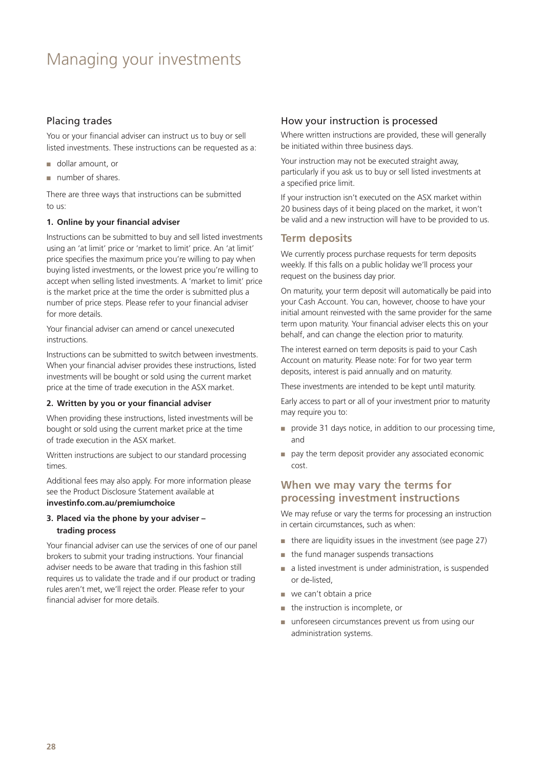# Managing your investments

## Placing trades

You or your financial adviser can instruct us to buy or sell listed investments. These instructions can be requested as a:

- dollar amount, or
- number of shares.

There are three ways that instructions can be submitted to us:

**1. Online by your financial adviser**

Instructions can be submitted to buy and sell listed investments using an 'at limit' price or 'market to limit' price. An 'at limit' price specifies the maximum price you're willing to pay when buying listed investments, or the lowest price you're willing to accept when selling listed investments. A 'market to limit' price is the market price at the time the order is submitted plus a number of price steps. Please refer to your financial adviser for more details.

Your financial adviser can amend or cancel unexecuted instructions.

Instructions can be submitted to switch between investments. When your financial adviser provides these instructions, listed investments will be bought or sold using the current market price at the time of trade execution in the ASX market.

**2. Written by you or your financial adviser**

When providing these instructions, listed investments will be bought or sold using the current market price at the time of trade execution in the ASX market.

Written instructions are subject to our standard processing times.

Additional fees may also apply. For more information please see the Product Disclosure Statement available at **investinfo.com.au/premiumchoice**

**3. Placed via the phone by your adviser – trading process**

Your financial adviser can use the services of one of our panel brokers to submit your trading instructions. Your financial adviser needs to be aware that trading in this fashion still requires us to validate the trade and if our product or trading rules aren't met, we'll reject the order. Please refer to your financial adviser for more details.

## How your instruction is processed

Where written instructions are provided, these will generally be initiated within three business days.

Your instruction may not be executed straight away, particularly if you ask us to buy or sell listed investments at a specified price limit.

If your instruction isn't executed on the ASX market within 20 business days of it being placed on the market, it won't be valid and a new instruction will have to be provided to us.

## Term deposits

We currently process purchase requests for term deposits weekly. If this falls on a public holiday we'll process your request on the business day prior.

On maturity, your term deposit will automatically be paid into your Cash Account. You can, however, choose to have your initial amount reinvested with the same provider for the same term upon maturity. Your financial adviser elects this on your behalf, and can change the election prior to maturity.

The interest earned on term deposits is paid to your Cash Account on maturity. Please note: For for two year term deposits, interest is paid annually and on maturity.

These investments are intended to be kept until maturity.

Early access to part or all of your investment prior to maturity may require you to:

- provide 31 days notice, in addition to our processing time, and
- pay the term deposit provider any associated economic cost.

## When we may vary the terms for processing investment instructions

We may refuse or vary the terms for processing an instruction in certain circumstances, such as when:

- there are liquidity issues in the investment (see page 27)
- the fund manager suspends transactions
- a listed investment is under administration, is suspended or de-listed,
- we can't obtain a price
- the instruction is incomplete, or
- unforeseen circumstances prevent us from using our administration systems.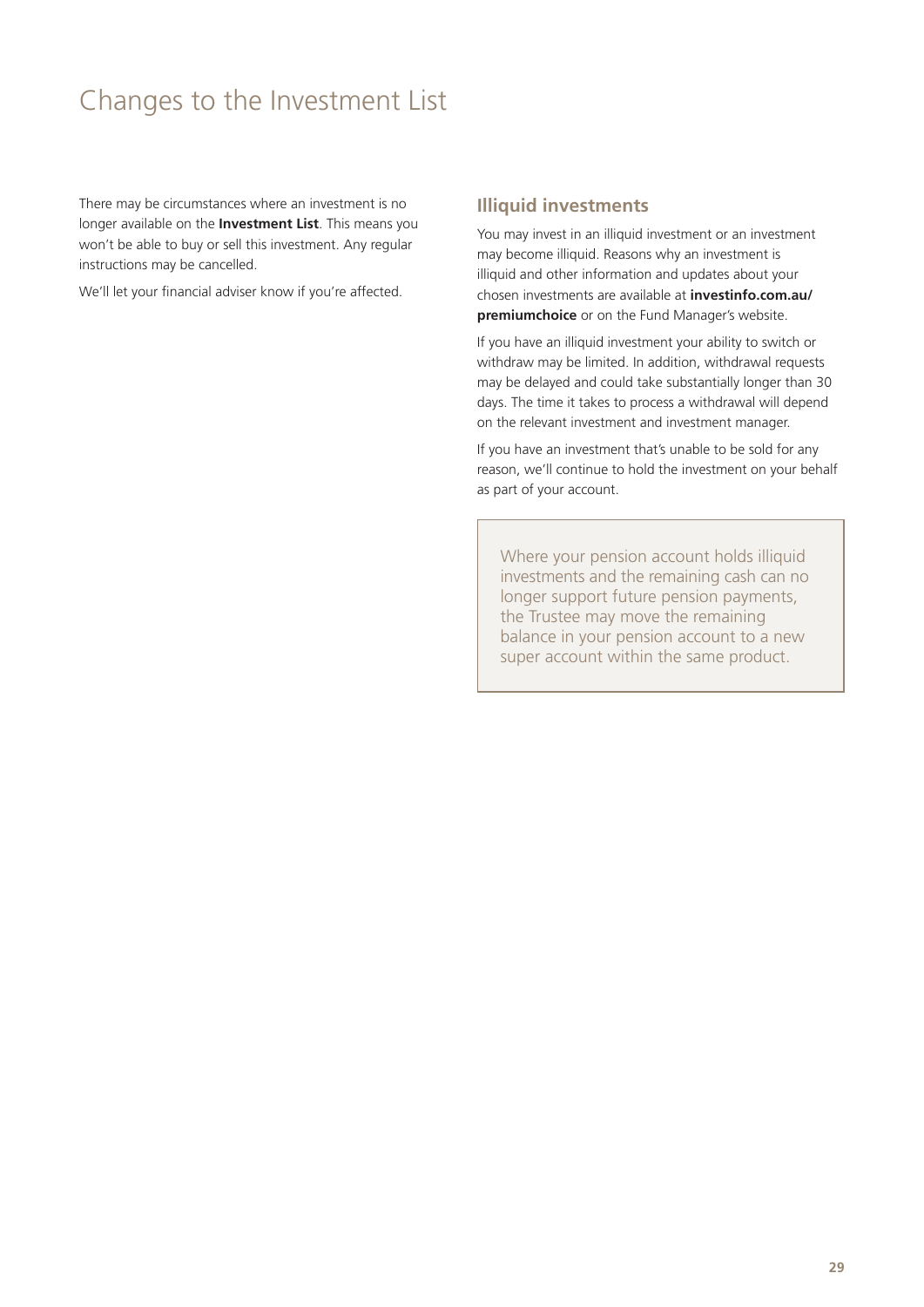# Changes to the Investment List

There may be circumstances where an investment is no longer available on the **Investment List**. This means you won't be able to buy or sell this investment. Any regular instructions may be cancelled.

We'll let your financial adviser know if you're affected.

## Illiquid investments

You may invest in an illiquid investment or an investment may become illiquid. Reasons why an investment is illiquid and other information and updates about your chosen investments are available at **investinfo.com.au/premiumchoice** or on the Fund Manager's website.

If you have an illiquid investment your ability to switch or withdraw may be limited. In addition, withdrawal requests may be delayed and could take substantially longer than 30 days. The time it takes to process a withdrawal will depend on the relevant investment and investment manager.

If you have an investment that's unable to be sold for any reason, we'll continue to hold the investment on your behalf as part of your account.

> Where your pension account holds illiquid investments and the remaining cash can no longer support future pension payments, the Trustee may move the remaining balance in your pension account to a new super account within the same product.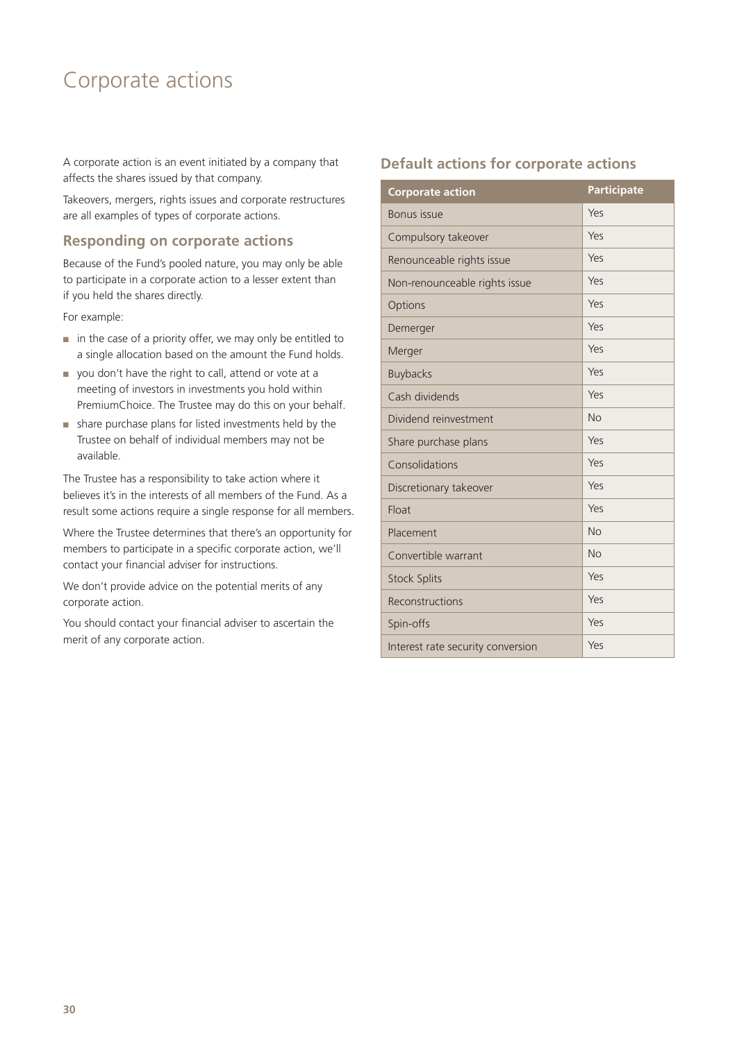# Corporate actions

A corporate action is an event initiated by a company that affects the shares issued by that company.

Takeovers, mergers, rights issues and corporate restructures are all examples of types of corporate actions.

## Responding on corporate actions

Because of the Fund's pooled nature, you may only be able to participate in a corporate action to a lesser extent than if you held the shares directly.

For example:

- in the case of a priority offer, we may only be entitled to a single allocation based on the amount the Fund holds.
- you don't have the right to call, attend or vote at a meeting of investors in investments you hold within PremiumChoice. The Trustee may do this on your behalf.
- share purchase plans for listed investments held by the Trustee on behalf of individual members may not be available.

The Trustee has a responsibility to take action where it believes it's in the interests of all members of the Fund. As a result some actions require a single response for all members.

Where the Trustee determines that there's an opportunity for members to participate in a specific corporate action, we'll contact your financial adviser for instructions.

We don't provide advice on the potential merits of any corporate action.

You should contact your financial adviser to ascertain the merit of any corporate action.

## Default actions for corporate actions

| Corporate action | Participate |
|---|---|
| Bonus issue | Yes |
| Compulsory takeover | Yes |
| Renounceable rights issue | Yes |
| Non-renounceable rights issue | Yes |
| Options | Yes |
| Demerger | Yes |
| Merger | Yes |
| Buybacks | Yes |
| Cash dividends | Yes |
| Dividend reinvestment | No |
| Share purchase plans | Yes |
| Consolidations | Yes |
| Discretionary takeover | Yes |
| Float | Yes |
| Placement | No |
| Convertible warrant | No |
| Stock Splits | Yes |
| Reconstructions | Yes |
| Spin-offs | Yes |
| Interest rate security conversion | Yes |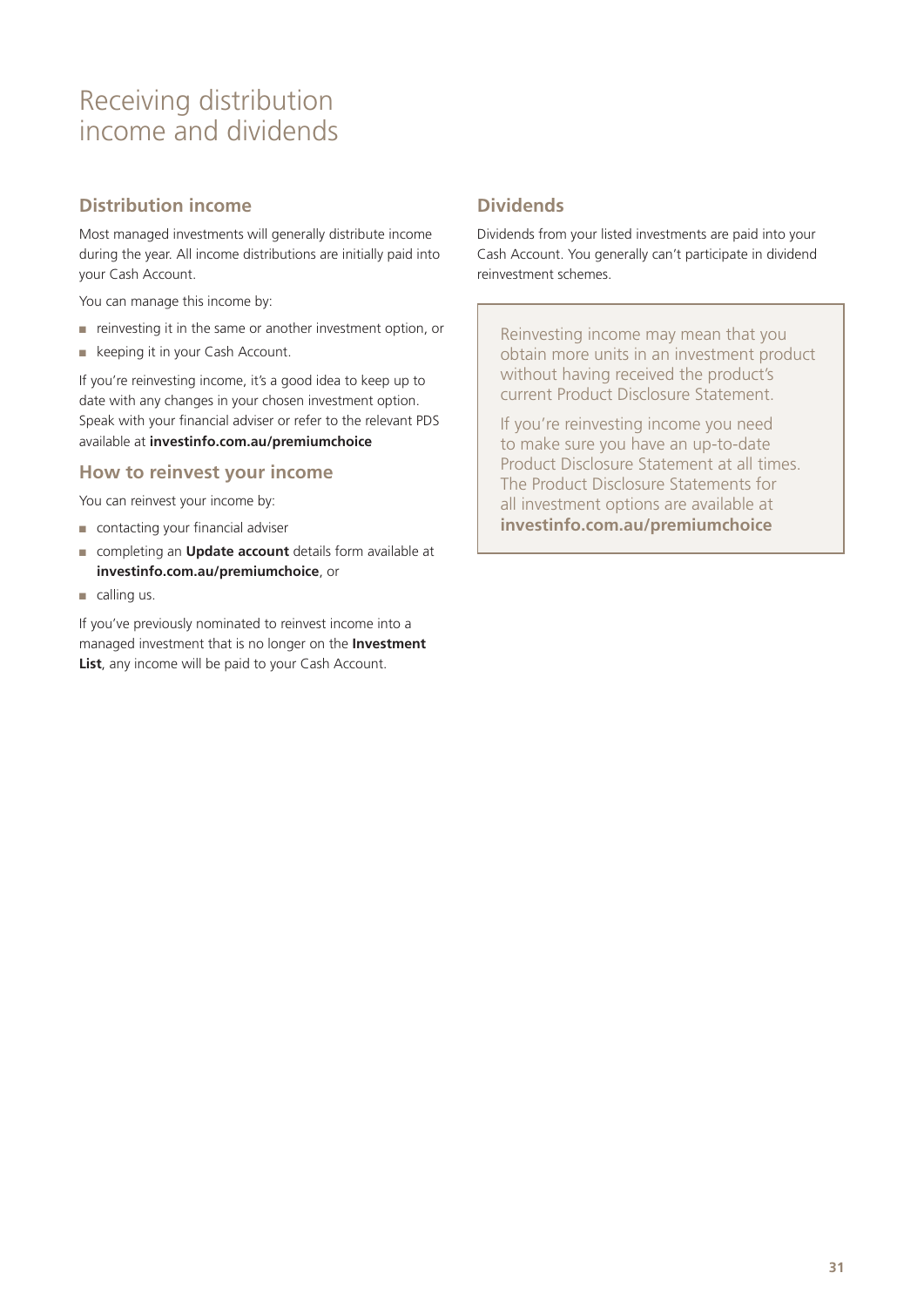# Receiving distribution income and dividends

## Distribution income

Most managed investments will generally distribute income during the year. All income distributions are initially paid into your Cash Account.

You can manage this income by:

- reinvesting it in the same or another investment option, or
- keeping it in your Cash Account.

If you're reinvesting income, it's a good idea to keep up to date with any changes in your chosen investment option. Speak with your financial adviser or refer to the relevant PDS available at **investinfo.com.au/premiumchoice**

## How to reinvest your income

You can reinvest your income by:

- contacting your financial adviser
- completing an **Update account** details form available at **investinfo.com.au/premiumchoice**, or
- calling us.

If you've previously nominated to reinvest income into a managed investment that is no longer on the **Investment List**, any income will be paid to your Cash Account.

## Dividends

Dividends from your listed investments are paid into your Cash Account. You generally can't participate in dividend reinvestment schemes.

> Reinvesting income may mean that you obtain more units in an investment product without having received the product's current Product Disclosure Statement.
>
> If you're reinvesting income you need to make sure you have an up-to-date Product Disclosure Statement at all times. The Product Disclosure Statements for all investment options are available at **investinfo.com.au/premiumchoice**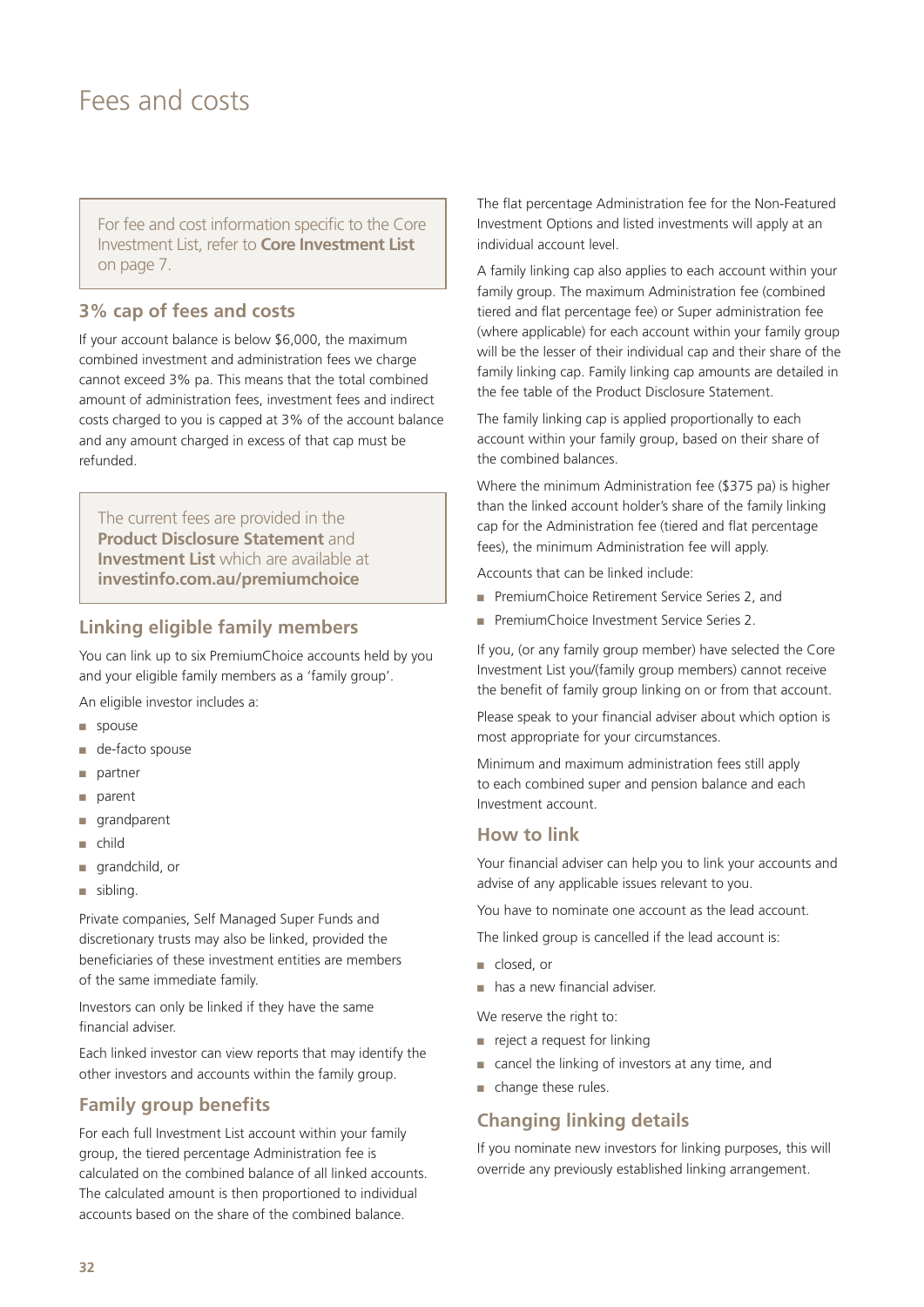# Fees and costs

> For fee and cost information specific to the Core Investment List, refer to **Core Investment List** on page 7.

## 3% cap of fees and costs

If your account balance is below $6,000, the maximum combined investment and administration fees we charge cannot exceed 3% pa. This means that the total combined amount of administration fees, investment fees and indirect costs charged to you is capped at 3% of the account balance and any amount charged in excess of that cap must be refunded.

> The current fees are provided in the **Product Disclosure Statement** and **Investment List** which are available at **investinfo.com.au/premiumchoice**

## Linking eligible family members

You can link up to six PremiumChoice accounts held by you and your eligible family members as a 'family group'.

An eligible investor includes a:

- spouse
- de-facto spouse
- partner
- parent
- grandparent
- child
- grandchild, or
- sibling.

Private companies, Self Managed Super Funds and discretionary trusts may also be linked, provided the beneficiaries of these investment entities are members of the same immediate family.

Investors can only be linked if they have the same financial adviser.

Each linked investor can view reports that may identify the other investors and accounts within the family group.

## Family group benefits

For each full Investment List account within your family group, the tiered percentage Administration fee is calculated on the combined balance of all linked accounts. The calculated amount is then proportioned to individual accounts based on the share of the combined balance.

The flat percentage Administration fee for the Non-Featured Investment Options and listed investments will apply at an individual account level.

A family linking cap also applies to each account within your family group. The maximum Administration fee (combined tiered and flat percentage fee) or Super administration fee (where applicable) for each account within your family group will be the lesser of their individual cap and their share of the family linking cap. Family linking cap amounts are detailed in the fee table of the Product Disclosure Statement.

The family linking cap is applied proportionally to each account within your family group, based on their share of the combined balances.

Where the minimum Administration fee ($375 pa) is higher than the linked account holder's share of the family linking cap for the Administration fee (tiered and flat percentage fees), the minimum Administration fee will apply.

Accounts that can be linked include:

- PremiumChoice Retirement Service Series 2, and
- PremiumChoice Investment Service Series 2.

If you, (or any family group member) have selected the Core Investment List you/(family group members) cannot receive the benefit of family group linking on or from that account.

Please speak to your financial adviser about which option is most appropriate for your circumstances.

Minimum and maximum administration fees still apply to each combined super and pension balance and each Investment account.

## How to link

Your financial adviser can help you to link your accounts and advise of any applicable issues relevant to you.

You have to nominate one account as the lead account.

The linked group is cancelled if the lead account is:

- closed, or
- has a new financial adviser.

We reserve the right to:

- reject a request for linking
- cancel the linking of investors at any time, and
- change these rules.

## Changing linking details

If you nominate new investors for linking purposes, this will override any previously established linking arrangement.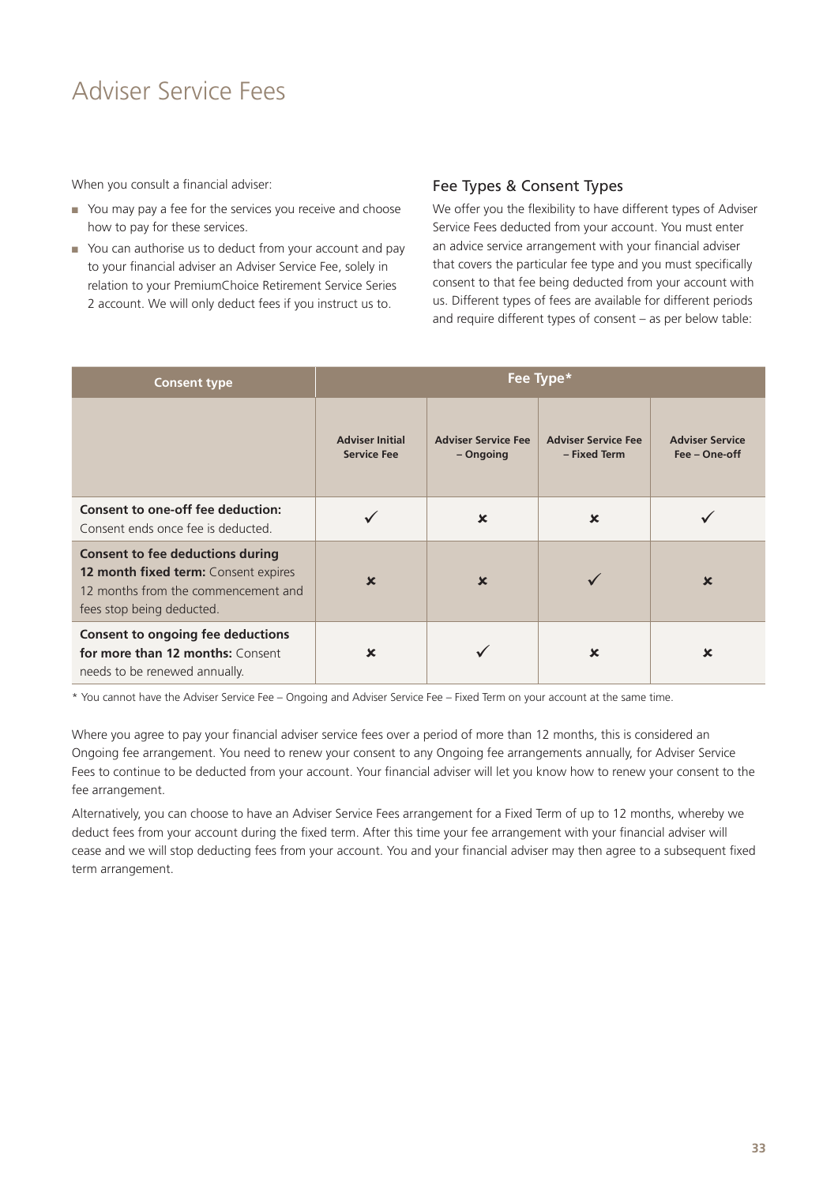# Adviser Service Fees

When you consult a financial adviser:

- You may pay a fee for the services you receive and choose how to pay for these services.
- You can authorise us to deduct from your account and pay to your financial adviser an Adviser Service Fee, solely in relation to your PremiumChoice Retirement Service Series 2 account. We will only deduct fees if you instruct us to.

## Fee Types & Consent Types

We offer you the flexibility to have different types of Adviser Service Fees deducted from your account. You must enter an advice service arrangement with your financial adviser that covers the particular fee type and you must specifically consent to that fee being deducted from your account with us. Different types of fees are available for different periods and require different types of consent – as per below table:

| Consent type | Fee Type* | | | |
|---|---|---|---|---|
| | Adviser Initial Service Fee | Adviser Service Fee – Ongoing | Adviser Service Fee – Fixed Term | Adviser Service Fee – One-off |
| **Consent to one-off fee deduction:** Consent ends once fee is deducted. | ✓ | ✗ | ✗ | ✓ |
| **Consent to fee deductions during 12 month fixed term:** Consent expires 12 months from the commencement and fees stop being deducted. | ✗ | ✗ | ✓ | ✗ |
| **Consent to ongoing fee deductions for more than 12 months:** Consent needs to be renewed annually. | ✗ | ✓ | ✗ | ✗ |

* You cannot have the Adviser Service Fee – Ongoing and Adviser Service Fee – Fixed Term on your account at the same time.

Where you agree to pay your financial adviser service fees over a period of more than 12 months, this is considered an Ongoing fee arrangement. You need to renew your consent to any Ongoing fee arrangements annually, for Adviser Service Fees to continue to be deducted from your account. Your financial adviser will let you know how to renew your consent to the fee arrangement.

Alternatively, you can choose to have an Adviser Service Fees arrangement for a Fixed Term of up to 12 months, whereby we deduct fees from your account during the fixed term. After this time your fee arrangement with your financial adviser will cease and we will stop deducting fees from your account. You and your financial adviser may then agree to a subsequent fixed term arrangement.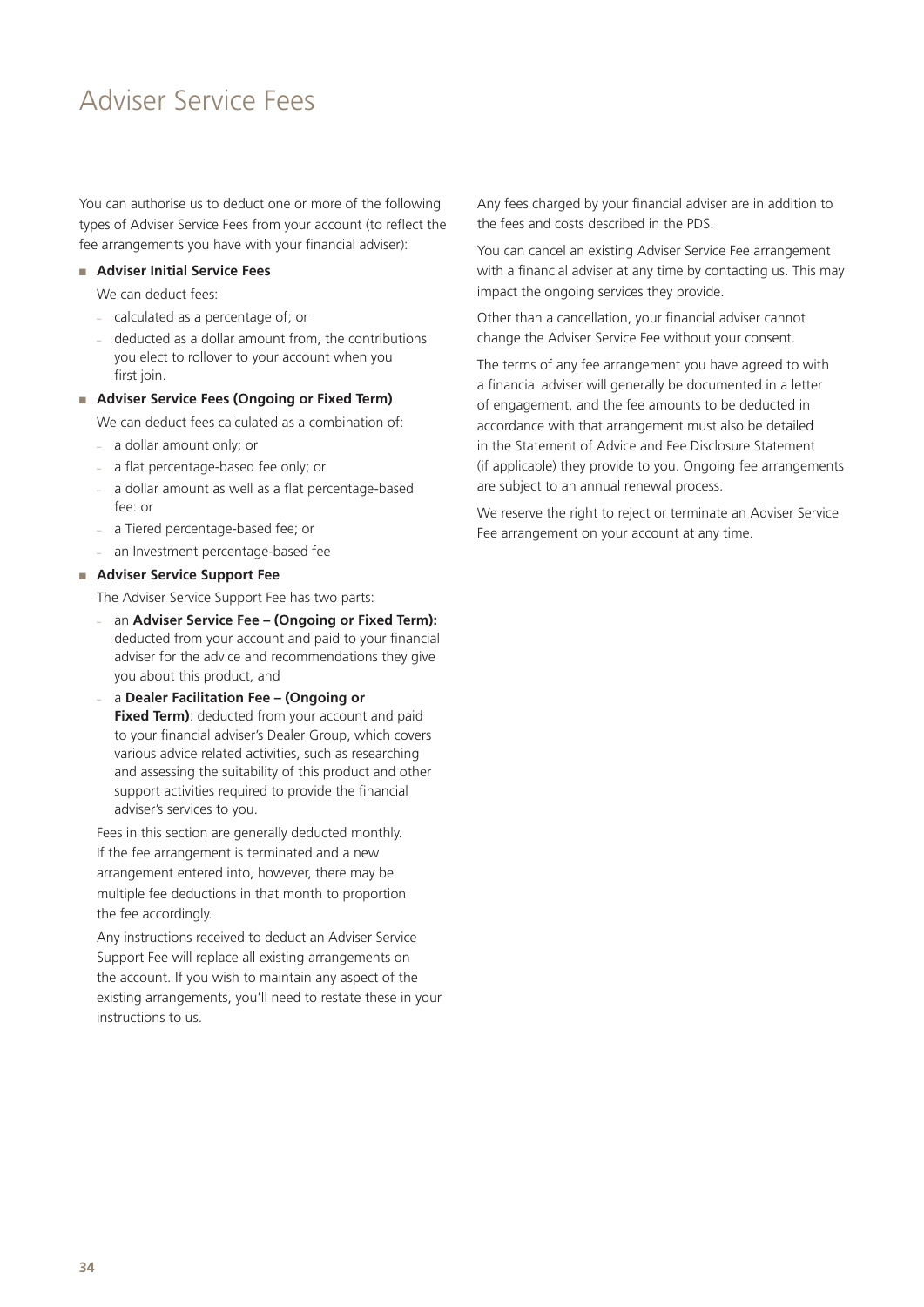# Adviser Service Fees

You can authorise us to deduct one or more of the following types of Adviser Service Fees from your account (to reflect the fee arrangements you have with your financial adviser):

- **Adviser Initial Service Fees**

  We can deduct fees:

  - calculated as a percentage of; or
  - deducted as a dollar amount from, the contributions you elect to rollover to your account when you first join.

- **Adviser Service Fees (Ongoing or Fixed Term)**

  We can deduct fees calculated as a combination of:

  - a dollar amount only; or
  - a flat percentage-based fee only; or
  - a dollar amount as well as a flat percentage-based fee: or
  - a Tiered percentage-based fee; or
  - an Investment percentage-based fee

- **Adviser Service Support Fee**

  The Adviser Service Support Fee has two parts:

  - an **Adviser Service Fee – (Ongoing or Fixed Term):** deducted from your account and paid to your financial adviser for the advice and recommendations they give you about this product, and
  - a **Dealer Facilitation Fee – (Ongoing or Fixed Term)**: deducted from your account and paid to your financial adviser's Dealer Group, which covers various advice related activities, such as researching and assessing the suitability of this product and other support activities required to provide the financial adviser's services to you.

  Fees in this section are generally deducted monthly. If the fee arrangement is terminated and a new arrangement entered into, however, there may be multiple fee deductions in that month to proportion the fee accordingly.

  Any instructions received to deduct an Adviser Service Support Fee will replace all existing arrangements on the account. If you wish to maintain any aspect of the existing arrangements, you'll need to restate these in your instructions to us.

Any fees charged by your financial adviser are in addition to the fees and costs described in the PDS.

You can cancel an existing Adviser Service Fee arrangement with a financial adviser at any time by contacting us. This may impact the ongoing services they provide.

Other than a cancellation, your financial adviser cannot change the Adviser Service Fee without your consent.

The terms of any fee arrangement you have agreed to with a financial adviser will generally be documented in a letter of engagement, and the fee amounts to be deducted in accordance with that arrangement must also be detailed in the Statement of Advice and Fee Disclosure Statement (if applicable) they provide to you. Ongoing fee arrangements are subject to an annual renewal process.

We reserve the right to reject or terminate an Adviser Service Fee arrangement on your account at any time.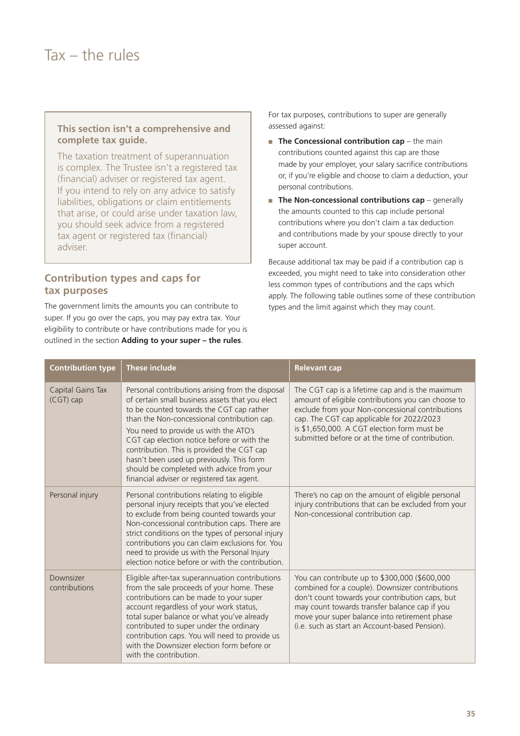# Tax – the rules

**This section isn't a comprehensive and complete tax guide.**

The taxation treatment of superannuation is complex. The Trustee isn't a registered tax (financial) adviser or registered tax agent. If you intend to rely on any advice to satisfy liabilities, obligations or claim entitlements that arise, or could arise under taxation law, you should seek advice from a registered tax agent or registered tax (financial) adviser.

## Contribution types and caps for tax purposes

The government limits the amounts you can contribute to super. If you go over the caps, you may pay extra tax. Your eligibility to contribute or have contributions made for you is outlined in the section **Adding to your super – the rules**.

For tax purposes, contributions to super are generally assessed against:

- **The Concessional contribution cap** – the main contributions counted against this cap are those made by your employer, your salary sacrifice contributions or, if you're eligible and choose to claim a deduction, your personal contributions.
- **The Non-concessional contributions cap** – generally the amounts counted to this cap include personal contributions where you don't claim a tax deduction and contributions made by your spouse directly to your super account.

Because additional tax may be paid if a contribution cap is exceeded, you might need to take into consideration other less common types of contributions and the caps which apply. The following table outlines some of these contribution types and the limit against which they may count.

| Contribution type | These include | Relevant cap |
|---|---|---|
| Capital Gains Tax (CGT) cap | Personal contributions arising from the disposal of certain small business assets that you elect to be counted towards the CGT cap rather than the Non-concessional contribution cap.<br><br>You need to provide us with the ATO's CGT cap election notice before or with the contribution. This is provided the CGT cap hasn't been used up previously. This form should be completed with advice from your financial adviser or registered tax agent. | The CGT cap is a lifetime cap and is the maximum amount of eligible contributions you can choose to exclude from your Non-concessional contributions cap. The CGT cap applicable for 2022/2023 is $1,650,000. A CGT election form must be submitted before or at the time of contribution. |
| Personal injury | Personal contributions relating to eligible personal injury receipts that you've elected to exclude from being counted towards your Non-concessional contribution caps. There are strict conditions on the types of personal injury contributions you can claim exclusions for. You need to provide us with the Personal Injury election notice before or with the contribution. | There's no cap on the amount of eligible personal injury contributions that can be excluded from your Non-concessional contribution cap. |
| Downsizer contributions | Eligible after-tax superannuation contributions from the sale proceeds of your home. These contributions can be made to your super account regardless of your work status, total super balance or what you've already contributed to super under the ordinary contribution caps. You will need to provide us with the Downsizer election form before or with the contribution. | You can contribute up to $300,000 ($600,000 combined for a couple). Downsizer contributions don't count towards your contribution caps, but may count towards transfer balance cap if you move your super balance into retirement phase (i.e. such as start an Account-based Pension). |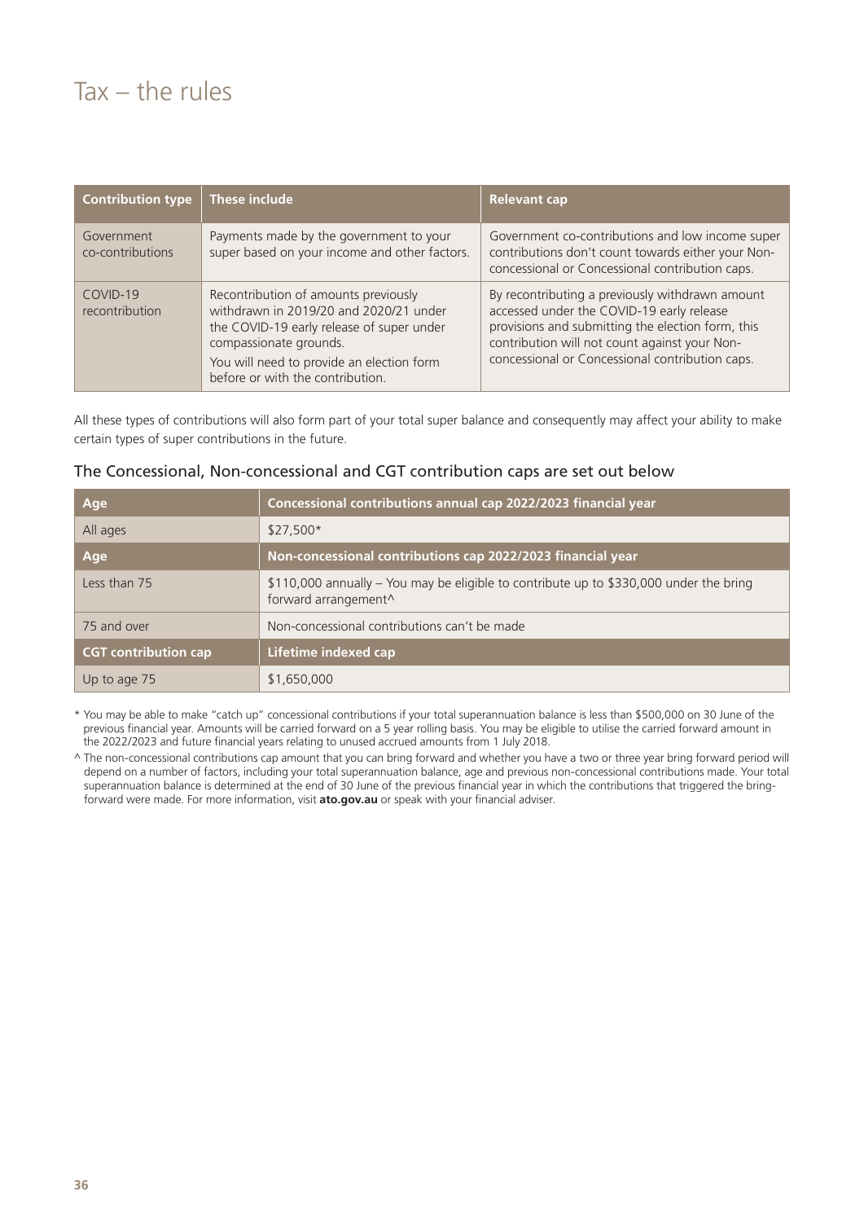# Tax – the rules

| Contribution type | These include | Relevant cap |
|---|---|---|
| Government co-contributions | Payments made by the government to your super based on your income and other factors. | Government co-contributions and low income super contributions don't count towards either your Non-concessional or Concessional contribution caps. |
| COVID-19 recontribution | Recontribution of amounts previously withdrawn in 2019/20 and 2020/21 under the COVID-19 early release of super under compassionate grounds.<br>You will need to provide an election form before or with the contribution. | By recontributing a previously withdrawn amount accessed under the COVID-19 early release provisions and submitting the election form, this contribution will not count against your Non-concessional or Concessional contribution caps. |

All these types of contributions will also form part of your total super balance and consequently may affect your ability to make certain types of super contributions in the future.

## The Concessional, Non-concessional and CGT contribution caps are set out below

| Age | Concessional contributions annual cap 2022/2023 financial year |
|---|---|
| All ages | $27,500* |
| **Age** | **Non-concessional contributions cap 2022/2023 financial year** |
| Less than 75 | $110,000 annually – You may be eligible to contribute up to $330,000 under the bring forward arrangement^ |
| 75 and over | Non-concessional contributions can't be made |
| **CGT contribution cap** | **Lifetime indexed cap** |
| Up to age 75 | $1,650,000 |

* You may be able to make "catch up" concessional contributions if your total superannuation balance is less than $500,000 on 30 June of the previous financial year. Amounts will be carried forward on a 5 year rolling basis. You may be eligible to utilise the carried forward amount in the 2022/2023 and future financial years relating to unused accrued amounts from 1 July 2018.

^ The non-concessional contributions cap amount that you can bring forward and whether you have a two or three year bring forward period will depend on a number of factors, including your total superannuation balance, age and previous non-concessional contributions made. Your total superannuation balance is determined at the end of 30 June of the previous financial year in which the contributions that triggered the bring-forward were made. For more information, visit **ato.gov.au** or speak with your financial adviser.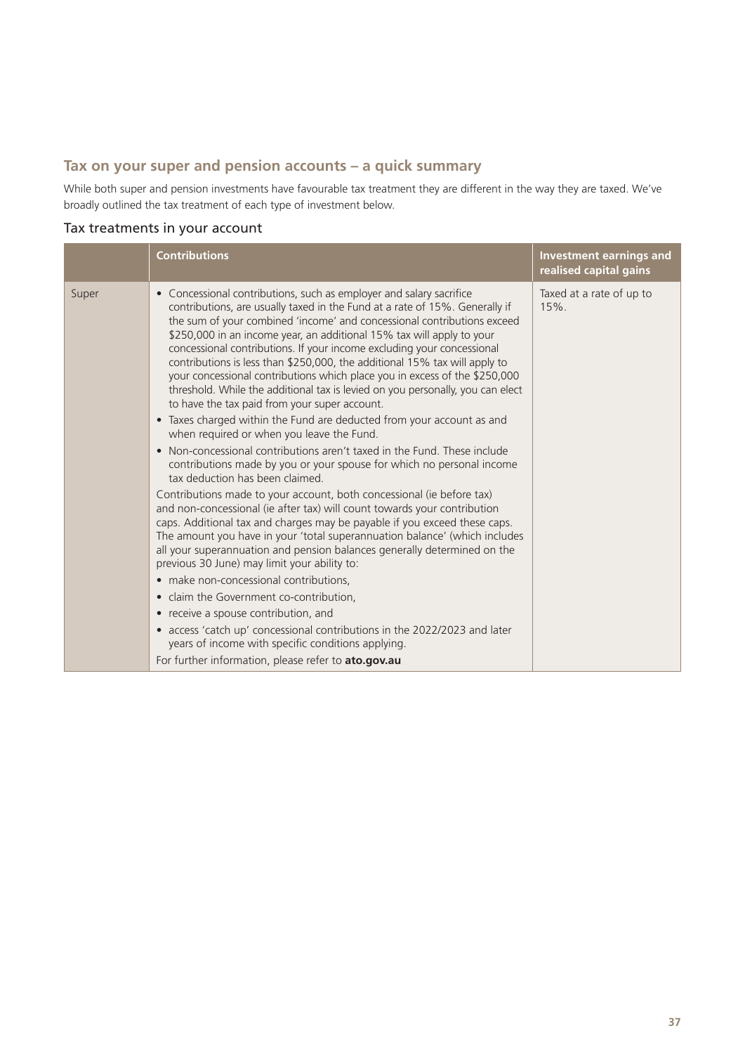## Tax on your super and pension accounts – a quick summary

While both super and pension investments have favourable tax treatment they are different in the way they are taxed. We've broadly outlined the tax treatment of each type of investment below.

### Tax treatments in your account

| | Contributions | Investment earnings and realised capital gains |
|---|---|---|
| Super | • Concessional contributions, such as employer and salary sacrifice contributions, are usually taxed in the Fund at a rate of 15%. Generally if the sum of your combined 'income' and concessional contributions exceed $250,000 in an income year, an additional 15% tax will apply to your concessional contributions. If your income excluding your concessional contributions is less than $250,000, the additional 15% tax will apply to your concessional contributions which place you in excess of the $250,000 threshold. While the additional tax is levied on you personally, you can elect to have the tax paid from your super account.<br>• Taxes charged within the Fund are deducted from your account as and when required or when you leave the Fund.<br>• Non-concessional contributions aren't taxed in the Fund. These include contributions made by you or your spouse for which no personal income tax deduction has been claimed.<br>Contributions made to your account, both concessional (ie before tax) and non-concessional (ie after tax) will count towards your contribution caps. Additional tax and charges may be payable if you exceed these caps. The amount you have in your 'total superannuation balance' (which includes all your superannuation and pension balances generally determined on the previous 30 June) may limit your ability to:<br>• make non-concessional contributions,<br>• claim the Government co-contribution,<br>• receive a spouse contribution, and<br>• access 'catch up' concessional contributions in the 2022/2023 and later years of income with specific conditions applying.<br>For further information, please refer to **ato.gov.au** | Taxed at a rate of up to 15%. |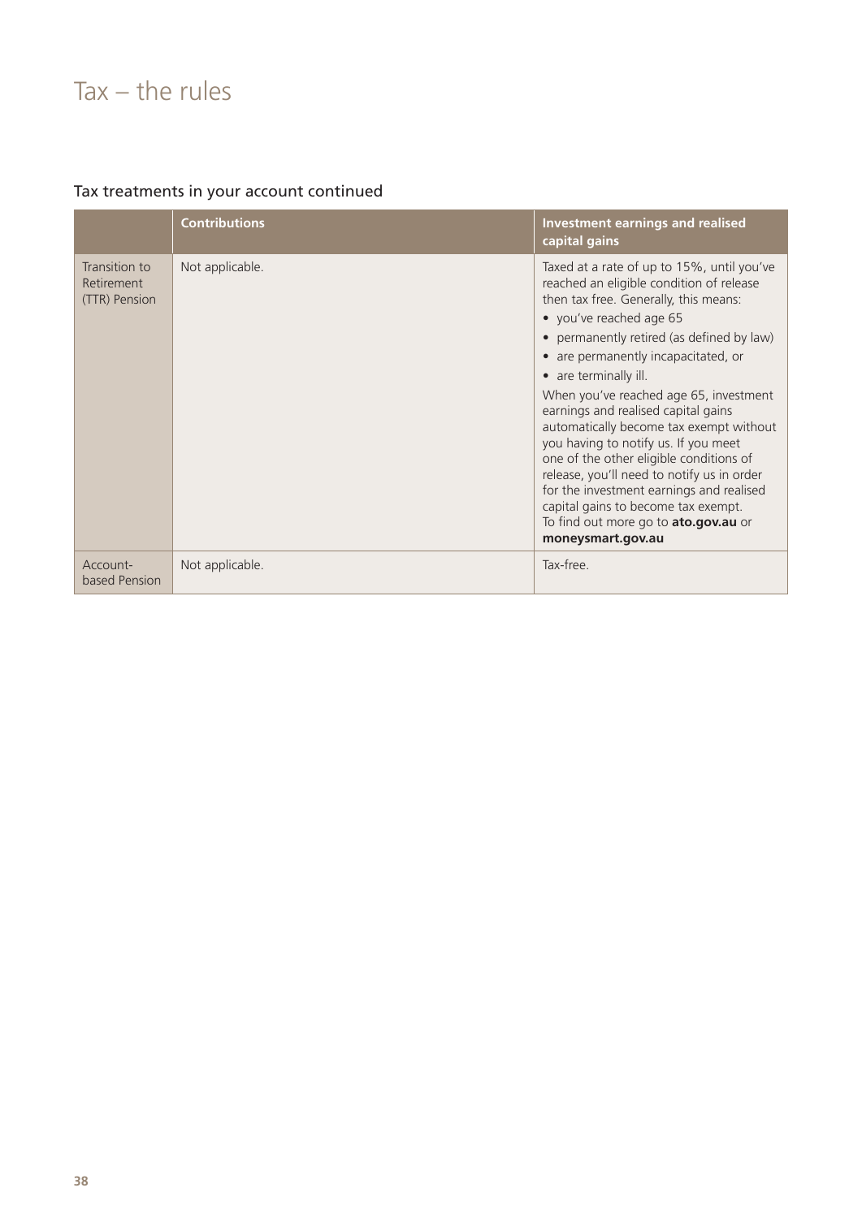# Tax – the rules

## Tax treatments in your account continued

| | Contributions | Investment earnings and realised capital gains |
|---|---|---|
| Transition to Retirement (TTR) Pension | Not applicable. | Taxed at a rate of up to 15%, until you've reached an eligible condition of release then tax free. Generally, this means:<br>• you've reached age 65<br>• permanently retired (as defined by law)<br>• are permanently incapacitated, or<br>• are terminally ill.<br>When you've reached age 65, investment earnings and realised capital gains automatically become tax exempt without you having to notify us. If you meet one of the other eligible conditions of release, you'll need to notify us in order for the investment earnings and realised capital gains to become tax exempt.<br>To find out more go to **ato.gov.au** or **moneysmart.gov.au** |
| Account-based Pension | Not applicable. | Tax-free. |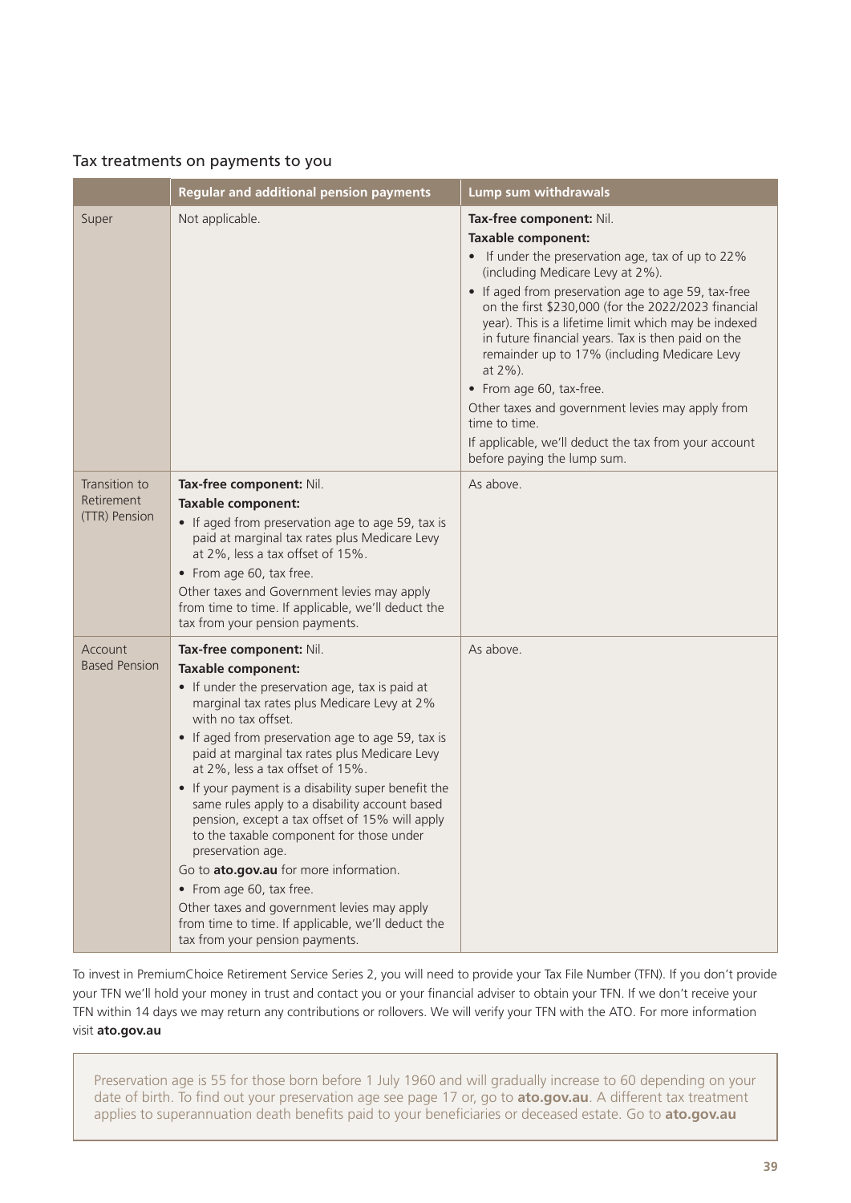## Tax treatments on payments to you

| | Regular and additional pension payments | Lump sum withdrawals |
|---|---|---|
| Super | Not applicable. | **Tax-free component:** Nil.<br>**Taxable component:**<br>• If under the preservation age, tax of up to 22% (including Medicare Levy at 2%).<br>• If aged from preservation age to age 59, tax-free on the first $230,000 (for the 2022/2023 financial year). This is a lifetime limit which may be indexed in future financial years. Tax is then paid on the remainder up to 17% (including Medicare Levy at 2%).<br>• From age 60, tax-free.<br>Other taxes and government levies may apply from time to time.<br>If applicable, we'll deduct the tax from your account before paying the lump sum. |
| Transition to Retirement (TTR) Pension | **Tax-free component:** Nil.<br>**Taxable component:**<br>• If aged from preservation age to age 59, tax is paid at marginal tax rates plus Medicare Levy at 2%, less a tax offset of 15%.<br>• From age 60, tax free.<br>Other taxes and Government levies may apply from time to time. If applicable, we'll deduct the tax from your pension payments. | As above. |
| Account Based Pension | **Tax-free component:** Nil.<br>**Taxable component:**<br>• If under the preservation age, tax is paid at marginal tax rates plus Medicare Levy at 2% with no tax offset.<br>• If aged from preservation age to age 59, tax is paid at marginal tax rates plus Medicare Levy at 2%, less a tax offset of 15%.<br>• If your payment is a disability super benefit the same rules apply to a disability account based pension, except a tax offset of 15% will apply to the taxable component for those under preservation age.<br>Go to **ato.gov.au** for more information.<br>• From age 60, tax free.<br>Other taxes and government levies may apply from time to time. If applicable, we'll deduct the tax from your pension payments. | As above. |

To invest in PremiumChoice Retirement Service Series 2, you will need to provide your Tax File Number (TFN). If you don't provide your TFN we'll hold your money in trust and contact you or your financial adviser to obtain your TFN. If we don't receive your TFN within 14 days we may return any contributions or rollovers. We will verify your TFN with the ATO. For more information visit **ato.gov.au**

Preservation age is 55 for those born before 1 July 1960 and will gradually increase to 60 depending on your date of birth. To find out your preservation age see page 17 or, go to **ato.gov.au**. A different tax treatment applies to superannuation death benefits paid to your beneficiaries or deceased estate. Go to **ato.gov.au**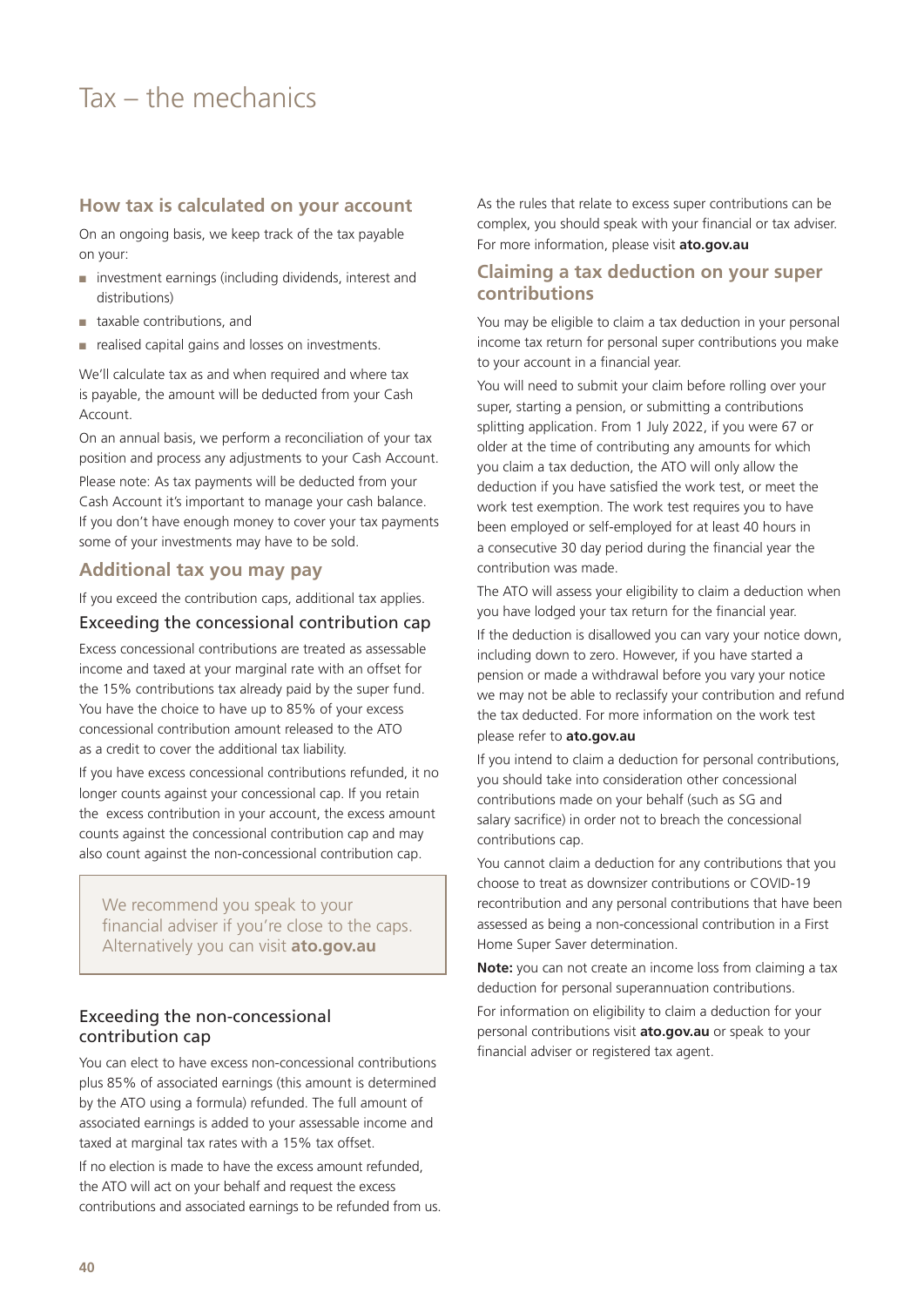# Tax – the mechanics

## How tax is calculated on your account

On an ongoing basis, we keep track of the tax payable on your:

- investment earnings (including dividends, interest and distributions)
- taxable contributions, and
- realised capital gains and losses on investments.

We'll calculate tax as and when required and where tax is payable, the amount will be deducted from your Cash Account.

On an annual basis, we perform a reconciliation of your tax position and process any adjustments to your Cash Account.

Please note: As tax payments will be deducted from your Cash Account it's important to manage your cash balance. If you don't have enough money to cover your tax payments some of your investments may have to be sold.

## Additional tax you may pay

If you exceed the contribution caps, additional tax applies.

### Exceeding the concessional contribution cap

Excess concessional contributions are treated as assessable income and taxed at your marginal rate with an offset for the 15% contributions tax already paid by the super fund. You have the choice to have up to 85% of your excess concessional contribution amount released to the ATO as a credit to cover the additional tax liability.

If you have excess concessional contributions refunded, it no longer counts against your concessional cap. If you retain the excess contribution in your account, the excess amount counts against the concessional contribution cap and may also count against the non-concessional contribution cap.

> We recommend you speak to your financial adviser if you're close to the caps. Alternatively you can visit **ato.gov.au**

### Exceeding the non-concessional contribution cap

You can elect to have excess non-concessional contributions plus 85% of associated earnings (this amount is determined by the ATO using a formula) refunded. The full amount of associated earnings is added to your assessable income and taxed at marginal tax rates with a 15% tax offset.

If no election is made to have the excess amount refunded, the ATO will act on your behalf and request the excess contributions and associated earnings to be refunded from us.

As the rules that relate to excess super contributions can be complex, you should speak with your financial or tax adviser. For more information, please visit **ato.gov.au**

## Claiming a tax deduction on your super contributions

You may be eligible to claim a tax deduction in your personal income tax return for personal super contributions you make to your account in a financial year.

You will need to submit your claim before rolling over your super, starting a pension, or submitting a contributions splitting application. From 1 July 2022, if you were 67 or older at the time of contributing any amounts for which you claim a tax deduction, the ATO will only allow the deduction if you have satisfied the work test, or meet the work test exemption. The work test requires you to have been employed or self-employed for at least 40 hours in a consecutive 30 day period during the financial year the contribution was made.

The ATO will assess your eligibility to claim a deduction when you have lodged your tax return for the financial year.

If the deduction is disallowed you can vary your notice down, including down to zero. However, if you have started a pension or made a withdrawal before you vary your notice we may not be able to reclassify your contribution and refund the tax deducted. For more information on the work test please refer to **ato.gov.au**

If you intend to claim a deduction for personal contributions, you should take into consideration other concessional contributions made on your behalf (such as SG and salary sacrifice) in order not to breach the concessional contributions cap.

You cannot claim a deduction for any contributions that you choose to treat as downsizer contributions or COVID-19 recontribution and any personal contributions that have been assessed as being a non-concessional contribution in a First Home Super Saver determination.

**Note:** you can not create an income loss from claiming a tax deduction for personal superannuation contributions.

For information on eligibility to claim a deduction for your personal contributions visit **ato.gov.au** or speak to your financial adviser or registered tax agent.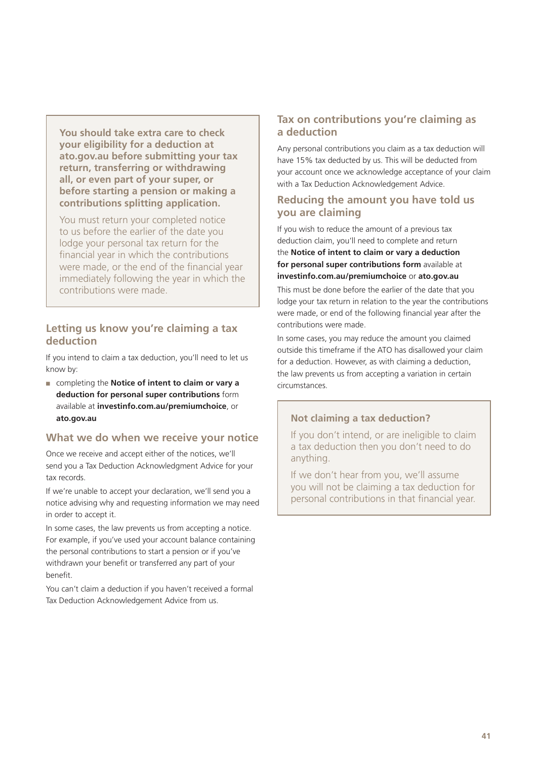**You should take extra care to check your eligibility for a deduction at ato.gov.au before submitting your tax return, transferring or withdrawing all, or even part of your super, or before starting a pension or making a contributions splitting application.**

You must return your completed notice to us before the earlier of the date you lodge your personal tax return for the financial year in which the contributions were made, or the end of the financial year immediately following the year in which the contributions were made.

## Letting us know you're claiming a tax deduction

If you intend to claim a tax deduction, you'll need to let us know by:

- completing the **Notice of intent to claim or vary a deduction for personal super contributions** form available at **investinfo.com.au/premiumchoice**, or **ato.gov.au**

## What we do when we receive your notice

Once we receive and accept either of the notices, we'll send you a Tax Deduction Acknowledgment Advice for your tax records.

If we're unable to accept your declaration, we'll send you a notice advising why and requesting information we may need in order to accept it.

In some cases, the law prevents us from accepting a notice. For example, if you've used your account balance containing the personal contributions to start a pension or if you've withdrawn your benefit or transferred any part of your benefit.

You can't claim a deduction if you haven't received a formal Tax Deduction Acknowledgement Advice from us.

## Tax on contributions you're claiming as a deduction

Any personal contributions you claim as a tax deduction will have 15% tax deducted by us. This will be deducted from your account once we acknowledge acceptance of your claim with a Tax Deduction Acknowledgement Advice.

## Reducing the amount you have told us you are claiming

If you wish to reduce the amount of a previous tax deduction claim, you'll need to complete and return the **Notice of intent to claim or vary a deduction for personal super contributions form** available at **investinfo.com.au/premiumchoice** or **ato.gov.au**

This must be done before the earlier of the date that you lodge your tax return in relation to the year the contributions were made, or end of the following financial year after the contributions were made.

In some cases, you may reduce the amount you claimed outside this timeframe if the ATO has disallowed your claim for a deduction. However, as with claiming a deduction, the law prevents us from accepting a variation in certain circumstances.

### Not claiming a tax deduction?

If you don't intend, or are ineligible to claim a tax deduction then you don't need to do anything.

If we don't hear from you, we'll assume you will not be claiming a tax deduction for personal contributions in that financial year.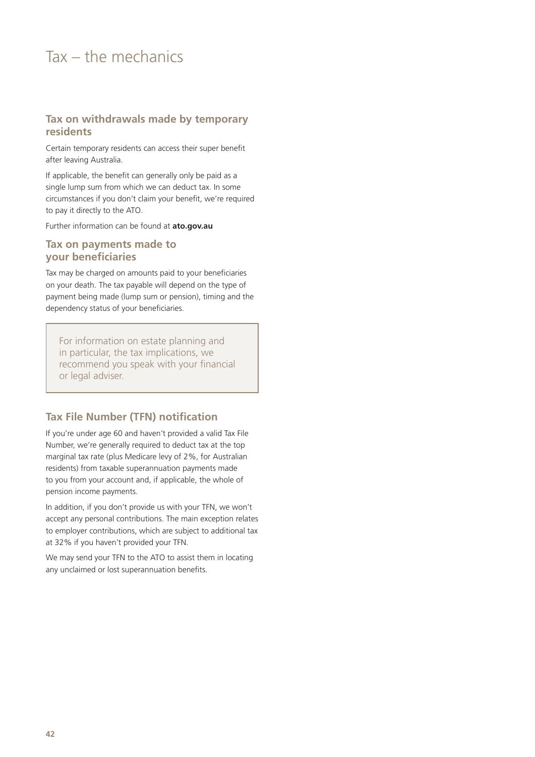# Tax – the mechanics

## Tax on withdrawals made by temporary residents

Certain temporary residents can access their super benefit after leaving Australia.

If applicable, the benefit can generally only be paid as a single lump sum from which we can deduct tax. In some circumstances if you don't claim your benefit, we're required to pay it directly to the ATO.

Further information can be found at **ato.gov.au**

## Tax on payments made to your beneficiaries

Tax may be charged on amounts paid to your beneficiaries on your death. The tax payable will depend on the type of payment being made (lump sum or pension), timing and the dependency status of your beneficiaries.

> For information on estate planning and in particular, the tax implications, we recommend you speak with your financial or legal adviser.

## Tax File Number (TFN) notification

If you're under age 60 and haven't provided a valid Tax File Number, we're generally required to deduct tax at the top marginal tax rate (plus Medicare levy of 2%, for Australian residents) from taxable superannuation payments made to you from your account and, if applicable, the whole of pension income payments.

In addition, if you don't provide us with your TFN, we won't accept any personal contributions. The main exception relates to employer contributions, which are subject to additional tax at 32% if you haven't provided your TFN.

We may send your TFN to the ATO to assist them in locating any unclaimed or lost superannuation benefits.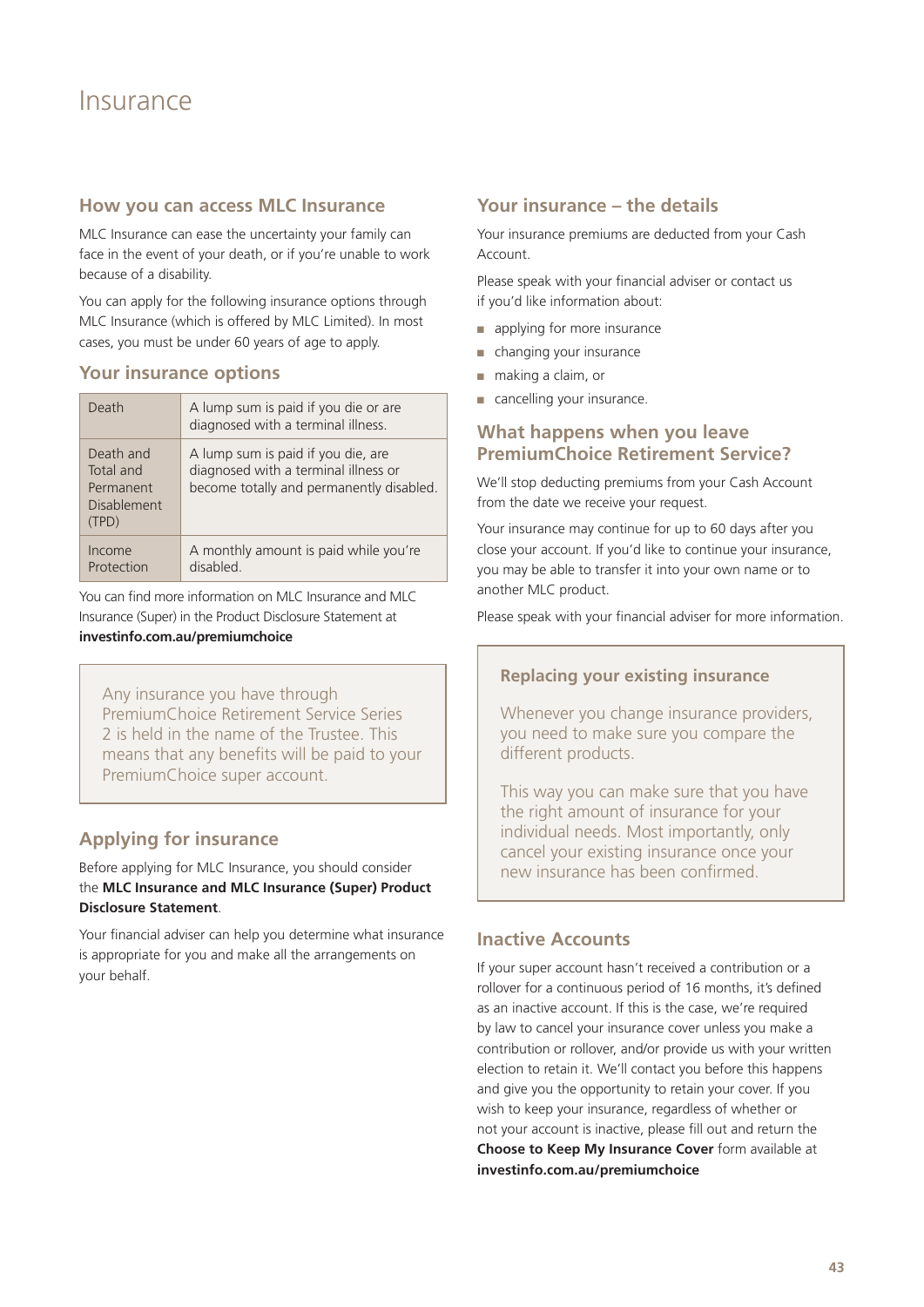# Insurance

## How you can access MLC Insurance

MLC Insurance can ease the uncertainty your family can face in the event of your death, or if you're unable to work because of a disability.

You can apply for the following insurance options through MLC Insurance (which is offered by MLC Limited). In most cases, you must be under 60 years of age to apply.

## Your insurance options

| | |
|---|---|
| Death | A lump sum is paid if you die or are diagnosed with a terminal illness. |
| Death and Total and Permanent Disablement (TPD) | A lump sum is paid if you die, are diagnosed with a terminal illness or become totally and permanently disabled. |
| Income Protection | A monthly amount is paid while you're disabled. |

You can find more information on MLC Insurance and MLC Insurance (Super) in the Product Disclosure Statement at **investinfo.com.au/premiumchoice**

Any insurance you have through PremiumChoice Retirement Service Series 2 is held in the name of the Trustee. This means that any benefits will be paid to your PremiumChoice super account.

## Applying for insurance

Before applying for MLC Insurance, you should consider the **MLC Insurance and MLC Insurance (Super) Product Disclosure Statement**.

Your financial adviser can help you determine what insurance is appropriate for you and make all the arrangements on your behalf.

## Your insurance – the details

Your insurance premiums are deducted from your Cash Account.

Please speak with your financial adviser or contact us if you'd like information about:

- applying for more insurance
- changing your insurance
- making a claim, or
- cancelling your insurance.

## What happens when you leave PremiumChoice Retirement Service?

We'll stop deducting premiums from your Cash Account from the date we receive your request.

Your insurance may continue for up to 60 days after you close your account. If you'd like to continue your insurance, you may be able to transfer it into your own name or to another MLC product.

Please speak with your financial adviser for more information.

### Replacing your existing insurance

Whenever you change insurance providers, you need to make sure you compare the different products.

This way you can make sure that you have the right amount of insurance for your individual needs. Most importantly, only cancel your existing insurance once your new insurance has been confirmed.

## Inactive Accounts

If your super account hasn't received a contribution or a rollover for a continuous period of 16 months, it's defined as an inactive account. If this is the case, we're required by law to cancel your insurance cover unless you make a contribution or rollover, and/or provide us with your written election to retain it. We'll contact you before this happens and give you the opportunity to retain your cover. If you wish to keep your insurance, regardless of whether or not your account is inactive, please fill out and return the **Choose to Keep My Insurance Cover** form available at **investinfo.com.au/premiumchoice**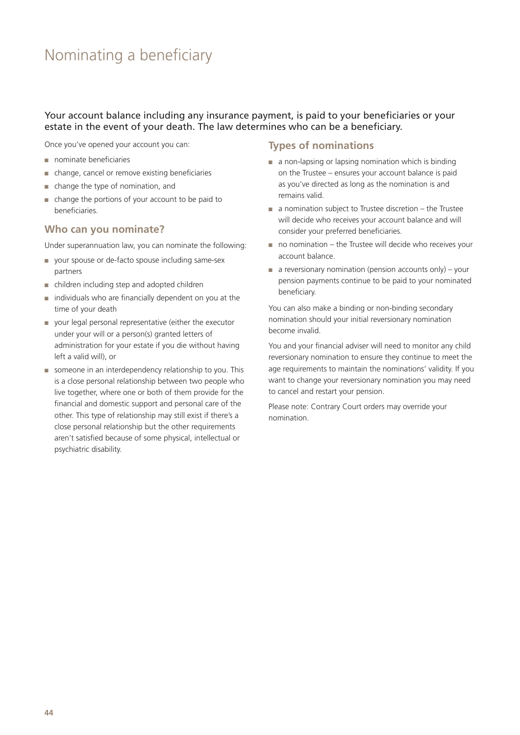# Nominating a beneficiary

Your account balance including any insurance payment, is paid to your beneficiaries or your estate in the event of your death. The law determines who can be a beneficiary.

Once you've opened your account you can:

- nominate beneficiaries
- change, cancel or remove existing beneficiaries
- change the type of nomination, and
- change the portions of your account to be paid to beneficiaries.

## Who can you nominate?

Under superannuation law, you can nominate the following:

- your spouse or de-facto spouse including same-sex partners
- children including step and adopted children
- individuals who are financially dependent on you at the time of your death
- your legal personal representative (either the executor under your will or a person(s) granted letters of administration for your estate if you die without having left a valid will), or
- someone in an interdependency relationship to you. This is a close personal relationship between two people who live together, where one or both of them provide for the financial and domestic support and personal care of the other. This type of relationship may still exist if there's a close personal relationship but the other requirements aren't satisfied because of some physical, intellectual or psychiatric disability.

## Types of nominations

- a non-lapsing or lapsing nomination which is binding on the Trustee – ensures your account balance is paid as you've directed as long as the nomination is and remains valid.
- a nomination subject to Trustee discretion – the Trustee will decide who receives your account balance and will consider your preferred beneficiaries.
- no nomination – the Trustee will decide who receives your account balance.
- a reversionary nomination (pension accounts only) – your pension payments continue to be paid to your nominated beneficiary.

You can also make a binding or non-binding secondary nomination should your initial reversionary nomination become invalid.

You and your financial adviser will need to monitor any child reversionary nomination to ensure they continue to meet the age requirements to maintain the nominations' validity. If you want to change your reversionary nomination you may need to cancel and restart your pension.

Please note: Contrary Court orders may override your nomination.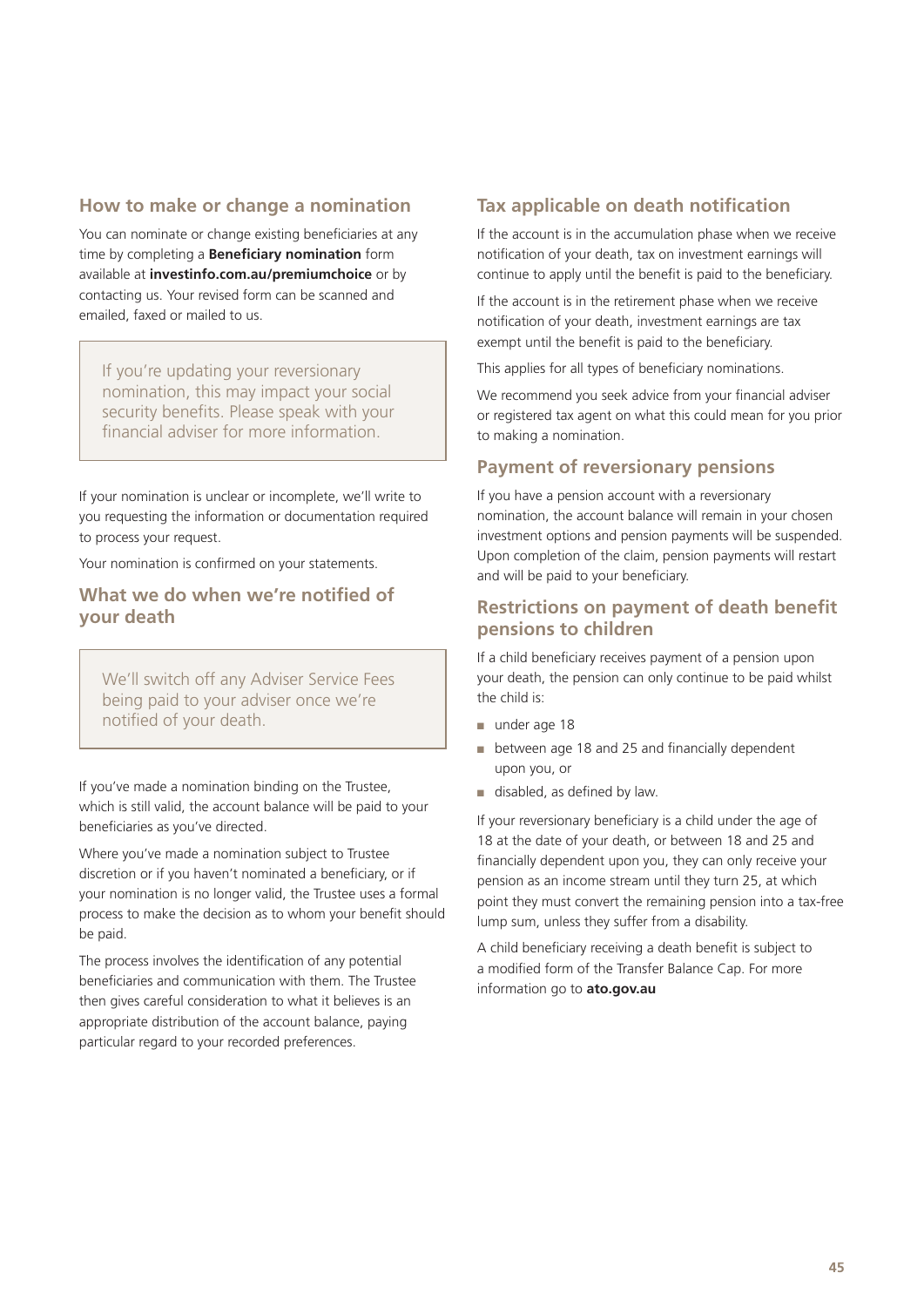## How to make or change a nomination

You can nominate or change existing beneficiaries at any time by completing a **Beneficiary nomination** form available at **investinfo.com.au/premiumchoice** or by contacting us. Your revised form can be scanned and emailed, faxed or mailed to us.

> If you're updating your reversionary nomination, this may impact your social security benefits. Please speak with your financial adviser for more information.

If your nomination is unclear or incomplete, we'll write to you requesting the information or documentation required to process your request.

Your nomination is confirmed on your statements.

## What we do when we're notified of your death

> We'll switch off any Adviser Service Fees being paid to your adviser once we're notified of your death.

If you've made a nomination binding on the Trustee, which is still valid, the account balance will be paid to your beneficiaries as you've directed.

Where you've made a nomination subject to Trustee discretion or if you haven't nominated a beneficiary, or if your nomination is no longer valid, the Trustee uses a formal process to make the decision as to whom your benefit should be paid.

The process involves the identification of any potential beneficiaries and communication with them. The Trustee then gives careful consideration to what it believes is an appropriate distribution of the account balance, paying particular regard to your recorded preferences.

## Tax applicable on death notification

If the account is in the accumulation phase when we receive notification of your death, tax on investment earnings will continue to apply until the benefit is paid to the beneficiary.

If the account is in the retirement phase when we receive notification of your death, investment earnings are tax exempt until the benefit is paid to the beneficiary.

This applies for all types of beneficiary nominations.

We recommend you seek advice from your financial adviser or registered tax agent on what this could mean for you prior to making a nomination.

## Payment of reversionary pensions

If you have a pension account with a reversionary nomination, the account balance will remain in your chosen investment options and pension payments will be suspended. Upon completion of the claim, pension payments will restart and will be paid to your beneficiary.

## Restrictions on payment of death benefit pensions to children

If a child beneficiary receives payment of a pension upon your death, the pension can only continue to be paid whilst the child is:

- under age 18
- between age 18 and 25 and financially dependent upon you, or
- disabled, as defined by law.

If your reversionary beneficiary is a child under the age of 18 at the date of your death, or between 18 and 25 and financially dependent upon you, they can only receive your pension as an income stream until they turn 25, at which point they must convert the remaining pension into a tax-free lump sum, unless they suffer from a disability.

A child beneficiary receiving a death benefit is subject to a modified form of the Transfer Balance Cap. For more information go to **ato.gov.au**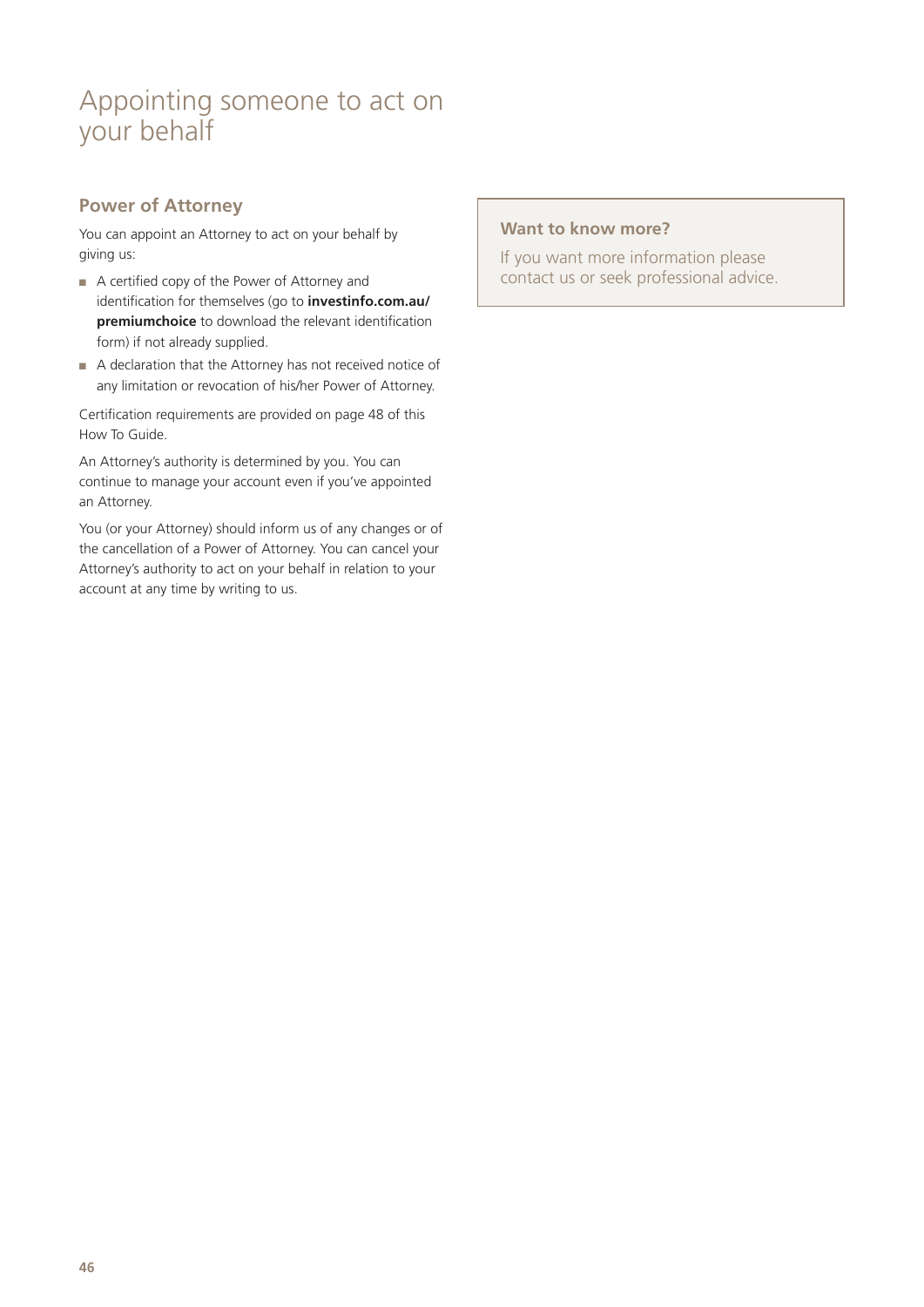# Appointing someone to act on your behalf

## Power of Attorney

You can appoint an Attorney to act on your behalf by giving us:

- A certified copy of the Power of Attorney and identification for themselves (go to **investinfo.com.au/premiumchoice** to download the relevant identification form) if not already supplied.
- A declaration that the Attorney has not received notice of any limitation or revocation of his/her Power of Attorney.

Certification requirements are provided on page 48 of this How To Guide.

An Attorney's authority is determined by you. You can continue to manage your account even if you've appointed an Attorney.

You (or your Attorney) should inform us of any changes or of the cancellation of a Power of Attorney. You can cancel your Attorney's authority to act on your behalf in relation to your account at any time by writing to us.

### Want to know more?

If you want more information please contact us or seek professional advice.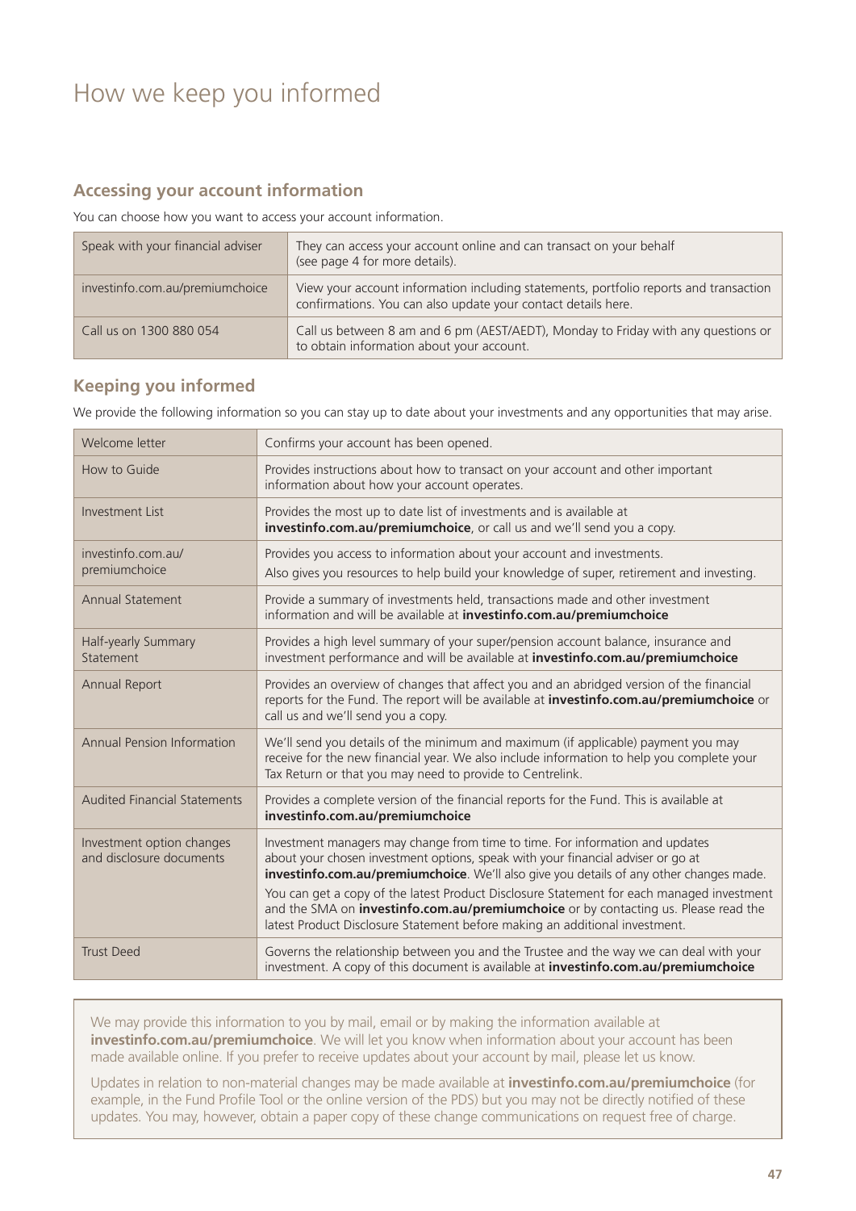# How we keep you informed

## Accessing your account information

You can choose how you want to access your account information.

| | |
|---|---|
| Speak with your financial adviser | They can access your account online and can transact on your behalf (see page 4 for more details). |
| investinfo.com.au/premiumchoice | View your account information including statements, portfolio reports and transaction confirmations. You can also update your contact details here. |
| Call us on 1300 880 054 | Call us between 8 am and 6 pm (AEST/AEDT), Monday to Friday with any questions or to obtain information about your account. |

## Keeping you informed

We provide the following information so you can stay up to date about your investments and any opportunities that may arise.

| | |
|---|---|
| Welcome letter | Confirms your account has been opened. |
| How to Guide | Provides instructions about how to transact on your account and other important information about how your account operates. |
| Investment List | Provides the most up to date list of investments and is available at **investinfo.com.au/premiumchoice**, or call us and we'll send you a copy. |
| investinfo.com.au/ premiumchoice | Provides you access to information about your account and investments. Also gives you resources to help build your knowledge of super, retirement and investing. |
| Annual Statement | Provide a summary of investments held, transactions made and other investment information and will be available at **investinfo.com.au/premiumchoice** |
| Half-yearly Summary Statement | Provides a high level summary of your super/pension account balance, insurance and investment performance and will be available at **investinfo.com.au/premiumchoice** |
| Annual Report | Provides an overview of changes that affect you and an abridged version of the financial reports for the Fund. The report will be available at **investinfo.com.au/premiumchoice** or call us and we'll send you a copy. |
| Annual Pension Information | We'll send you details of the minimum and maximum (if applicable) payment you may receive for the new financial year. We also include information to help you complete your Tax Return or that you may need to provide to Centrelink. |
| Audited Financial Statements | Provides a complete version of the financial reports for the Fund. This is available at **investinfo.com.au/premiumchoice** |
| Investment option changes and disclosure documents | Investment managers may change from time to time. For information and updates about your chosen investment options, speak with your financial adviser or go at **investinfo.com.au/premiumchoice**. We'll also give you details of any other changes made. You can get a copy of the latest Product Disclosure Statement for each managed investment and the SMA on **investinfo.com.au/premiumchoice** or by contacting us. Please read the latest Product Disclosure Statement before making an additional investment. |
| Trust Deed | Governs the relationship between you and the Trustee and the way we can deal with your investment. A copy of this document is available at **investinfo.com.au/premiumchoice** |

We may provide this information to you by mail, email or by making the information available at **investinfo.com.au/premiumchoice**. We will let you know when information about your account has been made available online. If you prefer to receive updates about your account by mail, please let us know.

Updates in relation to non-material changes may be made available at **investinfo.com.au/premiumchoice** (for example, in the Fund Profile Tool or the online version of the PDS) but you may not be directly notified of these updates. You may, however, obtain a paper copy of these change communications on request free of charge.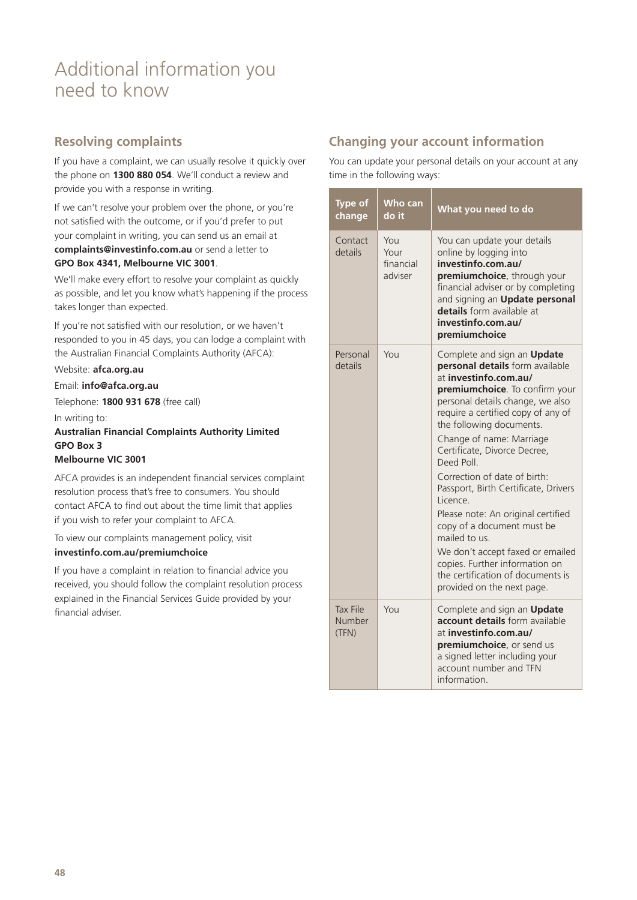# Additional information you need to know

## Resolving complaints

If you have a complaint, we can usually resolve it quickly over the phone on **1300 880 054**. We'll conduct a review and provide you with a response in writing.

If we can't resolve your problem over the phone, or you're not satisfied with the outcome, or if you'd prefer to put your complaint in writing, you can send us an email at **complaints@investinfo.com.au** or send a letter to **GPO Box 4341, Melbourne VIC 3001**.

We'll make every effort to resolve your complaint as quickly as possible, and let you know what's happening if the process takes longer than expected.

If you're not satisfied with our resolution, or we haven't responded to you in 45 days, you can lodge a complaint with the Australian Financial Complaints Authority (AFCA):

Website: **afca.org.au**

Email: **info@afca.org.au**

Telephone: **1800 931 678** (free call)

In writing to:
**Australian Financial Complaints Authority Limited**
**GPO Box 3**
**Melbourne VIC 3001**

AFCA provides is an independent financial services complaint resolution process that's free to consumers. You should contact AFCA to find out about the time limit that applies if you wish to refer your complaint to AFCA.

To view our complaints management policy, visit **investinfo.com.au/premiumchoice**

If you have a complaint in relation to financial advice you received, you should follow the complaint resolution process explained in the Financial Services Guide provided by your financial adviser.

## Changing your account information

You can update your personal details on your account at any time in the following ways:

| Type of change | Who can do it | What you need to do |
|---|---|---|
| Contact details | You<br>Your financial adviser | You can update your details online by logging into **investinfo.com.au/premiumchoice**, through your financial adviser or by completing and signing an **Update personal details** form available at **investinfo.com.au/premiumchoice** |
| Personal details | You | Complete and sign an **Update personal details** form available at **investinfo.com.au/premiumchoice**. To confirm your personal details change, we also require a certified copy of any of the following documents.<br>Change of name: Marriage Certificate, Divorce Decree, Deed Poll.<br>Correction of date of birth: Passport, Birth Certificate, Drivers Licence.<br>Please note: An original certified copy of a document must be mailed to us.<br>We don't accept faxed or emailed copies. Further information on the certification of documents is provided on the next page. |
| Tax File Number (TFN) | You | Complete and sign an **Update account details** form available at **investinfo.com.au/premiumchoice**, or send us a signed letter including your account number and TFN information. |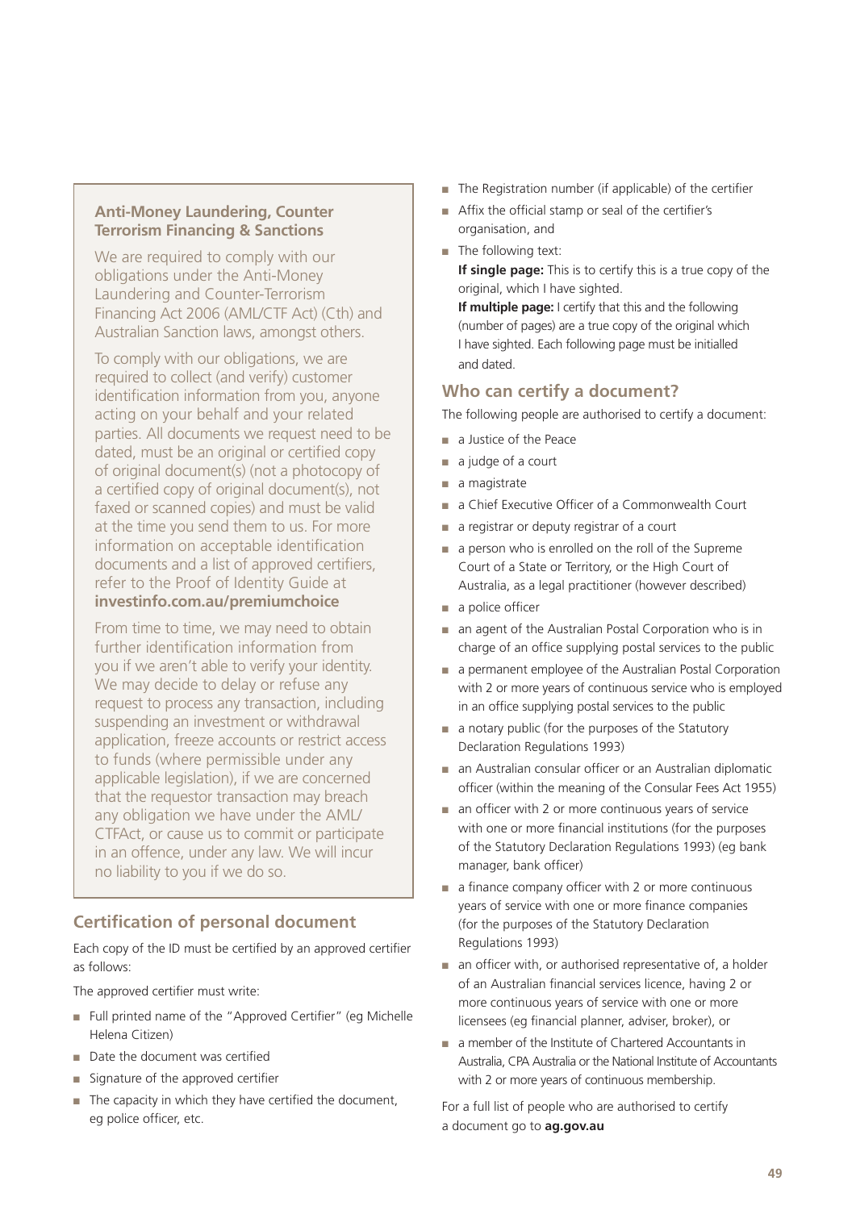## Anti-Money Laundering, Counter Terrorism Financing & Sanctions

We are required to comply with our obligations under the Anti-Money Laundering and Counter-Terrorism Financing Act 2006 (AML/CTF Act) (Cth) and Australian Sanction laws, amongst others.

To comply with our obligations, we are required to collect (and verify) customer identification information from you, anyone acting on your behalf and your related parties. All documents we request need to be dated, must be an original or certified copy of original document(s) (not a photocopy of a certified copy of original document(s), not faxed or scanned copies) and must be valid at the time you send them to us. For more information on acceptable identification documents and a list of approved certifiers, refer to the Proof of Identity Guide at **investinfo.com.au/premiumchoice**

From time to time, we may need to obtain further identification information from you if we aren't able to verify your identity. We may decide to delay or refuse any request to process any transaction, including suspending an investment or withdrawal application, freeze accounts or restrict access to funds (where permissible under any applicable legislation), if we are concerned that the requestor transaction may breach any obligation we have under the AML/CTFAct, or cause us to commit or participate in an offence, under any law. We will incur no liability to you if we do so.

## Certification of personal document

Each copy of the ID must be certified by an approved certifier as follows:

The approved certifier must write:

- Full printed name of the "Approved Certifier" (eg Michelle Helena Citizen)
- Date the document was certified
- Signature of the approved certifier
- The capacity in which they have certified the document, eg police officer, etc.
- The Registration number (if applicable) of the certifier
- Affix the official stamp or seal of the certifier's organisation, and
- The following text:
  **If single page:** This is to certify this is a true copy of the original, which I have sighted.
  **If multiple page:** I certify that this and the following (number of pages) are a true copy of the original which I have sighted. Each following page must be initialled and dated.

## Who can certify a document?

The following people are authorised to certify a document:

- a Justice of the Peace
- a judge of a court
- a magistrate
- a Chief Executive Officer of a Commonwealth Court
- a registrar or deputy registrar of a court
- a person who is enrolled on the roll of the Supreme Court of a State or Territory, or the High Court of Australia, as a legal practitioner (however described)
- a police officer
- an agent of the Australian Postal Corporation who is in charge of an office supplying postal services to the public
- a permanent employee of the Australian Postal Corporation with 2 or more years of continuous service who is employed in an office supplying postal services to the public
- a notary public (for the purposes of the Statutory Declaration Regulations 1993)
- an Australian consular officer or an Australian diplomatic officer (within the meaning of the Consular Fees Act 1955)
- an officer with 2 or more continuous years of service with one or more financial institutions (for the purposes of the Statutory Declaration Regulations 1993) (eg bank manager, bank officer)
- a finance company officer with 2 or more continuous years of service with one or more finance companies (for the purposes of the Statutory Declaration Regulations 1993)
- an officer with, or authorised representative of, a holder of an Australian financial services licence, having 2 or more continuous years of service with one or more licensees (eg financial planner, adviser, broker), or
- a member of the Institute of Chartered Accountants in Australia, CPA Australia or the National Institute of Accountants with 2 or more years of continuous membership.

For a full list of people who are authorised to certify a document go to **ag.gov.au**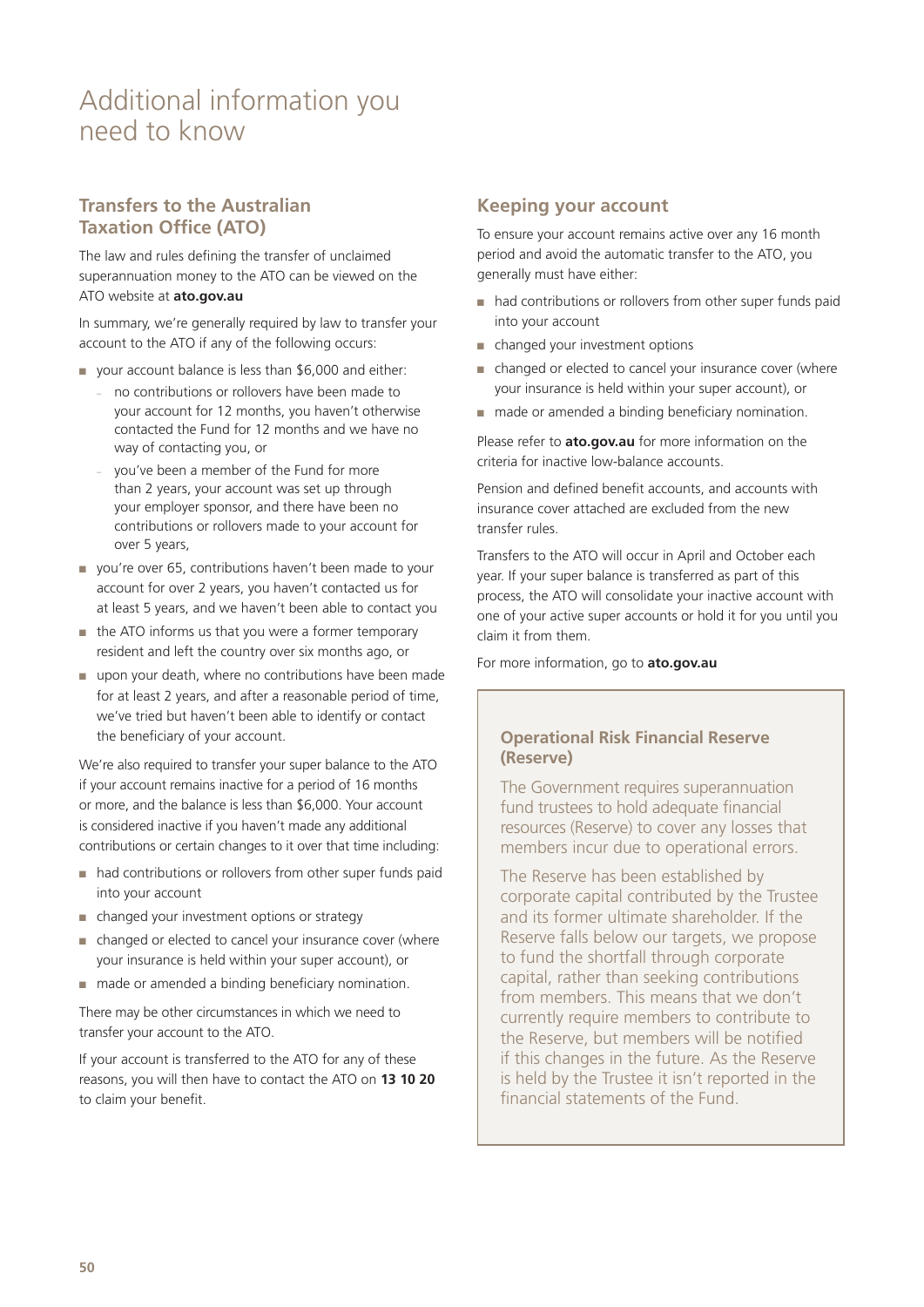# Additional information you need to know

## Transfers to the Australian Taxation Office (ATO)

The law and rules defining the transfer of unclaimed superannuation money to the ATO can be viewed on the ATO website at **ato.gov.au**

In summary, we're generally required by law to transfer your account to the ATO if any of the following occurs:

- your account balance is less than $6,000 and either:
  - no contributions or rollovers have been made to your account for 12 months, you haven't otherwise contacted the Fund for 12 months and we have no way of contacting you, or
  - you've been a member of the Fund for more than 2 years, your account was set up through your employer sponsor, and there have been no contributions or rollovers made to your account for over 5 years,
- you're over 65, contributions haven't been made to your account for over 2 years, you haven't contacted us for at least 5 years, and we haven't been able to contact you
- the ATO informs us that you were a former temporary resident and left the country over six months ago, or
- upon your death, where no contributions have been made for at least 2 years, and after a reasonable period of time, we've tried but haven't been able to identify or contact the beneficiary of your account.

We're also required to transfer your super balance to the ATO if your account remains inactive for a period of 16 months or more, and the balance is less than $6,000. Your account is considered inactive if you haven't made any additional contributions or certain changes to it over that time including:

- had contributions or rollovers from other super funds paid into your account
- changed your investment options or strategy
- changed or elected to cancel your insurance cover (where your insurance is held within your super account), or
- made or amended a binding beneficiary nomination.

There may be other circumstances in which we need to transfer your account to the ATO.

If your account is transferred to the ATO for any of these reasons, you will then have to contact the ATO on **13 10 20** to claim your benefit.

## Keeping your account

To ensure your account remains active over any 16 month period and avoid the automatic transfer to the ATO, you generally must have either:

- had contributions or rollovers from other super funds paid into your account
- changed your investment options
- changed or elected to cancel your insurance cover (where your insurance is held within your super account), or
- made or amended a binding beneficiary nomination.

Please refer to **ato.gov.au** for more information on the criteria for inactive low-balance accounts.

Pension and defined benefit accounts, and accounts with insurance cover attached are excluded from the new transfer rules.

Transfers to the ATO will occur in April and October each year. If your super balance is transferred as part of this process, the ATO will consolidate your inactive account with one of your active super accounts or hold it for you until you claim it from them.

For more information, go to **ato.gov.au**

### Operational Risk Financial Reserve (Reserve)

The Government requires superannuation fund trustees to hold adequate financial resources (Reserve) to cover any losses that members incur due to operational errors.

The Reserve has been established by corporate capital contributed by the Trustee and its former ultimate shareholder. If the Reserve falls below our targets, we propose to fund the shortfall through corporate capital, rather than seeking contributions from members. This means that we don't currently require members to contribute to the Reserve, but members will be notified if this changes in the future. As the Reserve is held by the Trustee it isn't reported in the financial statements of the Fund.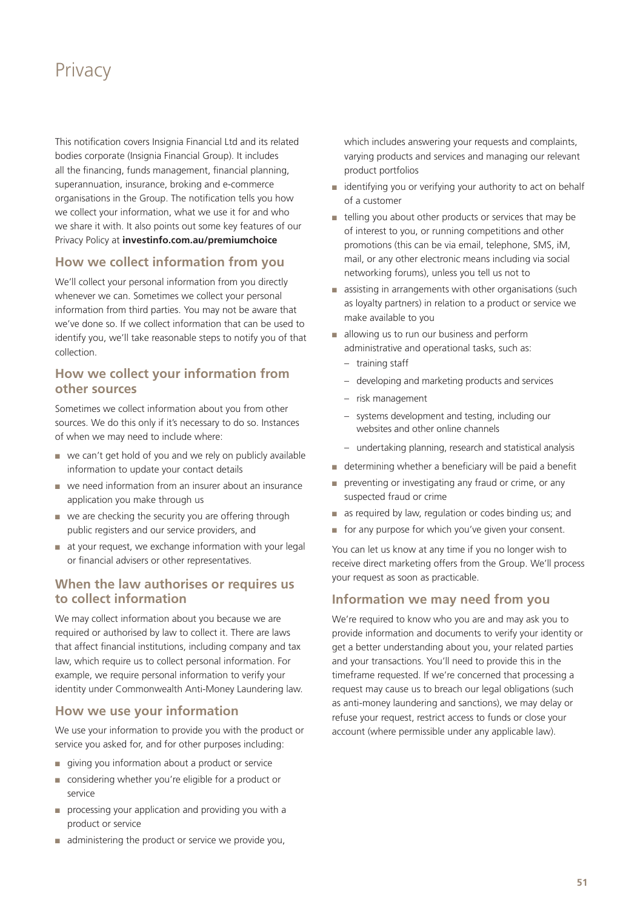# Privacy

This notification covers Insignia Financial Ltd and its related bodies corporate (Insignia Financial Group). It includes all the financing, funds management, financial planning, superannuation, insurance, broking and e-commerce organisations in the Group. The notification tells you how we collect your information, what we use it for and who we share it with. It also points out some key features of our Privacy Policy at **investinfo.com.au/premiumchoice**

## How we collect information from you

We'll collect your personal information from you directly whenever we can. Sometimes we collect your personal information from third parties. You may not be aware that we've done so. If we collect information that can be used to identify you, we'll take reasonable steps to notify you of that collection.

## How we collect your information from other sources

Sometimes we collect information about you from other sources. We do this only if it's necessary to do so. Instances of when we may need to include where:

- we can't get hold of you and we rely on publicly available information to update your contact details
- we need information from an insurer about an insurance application you make through us
- we are checking the security you are offering through public registers and our service providers, and
- at your request, we exchange information with your legal or financial advisers or other representatives.

## When the law authorises or requires us to collect information

We may collect information about you because we are required or authorised by law to collect it. There are laws that affect financial institutions, including company and tax law, which require us to collect personal information. For example, we require personal information to verify your identity under Commonwealth Anti-Money Laundering law.

## How we use your information

We use your information to provide you with the product or service you asked for, and for other purposes including:

- giving you information about a product or service
- considering whether you're eligible for a product or service
- processing your application and providing you with a product or service
- administering the product or service we provide you, which includes answering your requests and complaints, varying products and services and managing our relevant product portfolios
- identifying you or verifying your authority to act on behalf of a customer
- telling you about other products or services that may be of interest to you, or running competitions and other promotions (this can be via email, telephone, SMS, iM, mail, or any other electronic means including via social networking forums), unless you tell us not to
- assisting in arrangements with other organisations (such as loyalty partners) in relation to a product or service we make available to you
- allowing us to run our business and perform administrative and operational tasks, such as:
  - training staff
  - developing and marketing products and services
  - risk management
  - systems development and testing, including our websites and other online channels
  - undertaking planning, research and statistical analysis
- determining whether a beneficiary will be paid a benefit
- preventing or investigating any fraud or crime, or any suspected fraud or crime
- as required by law, regulation or codes binding us; and
- for any purpose for which you've given your consent.

You can let us know at any time if you no longer wish to receive direct marketing offers from the Group. We'll process your request as soon as practicable.

## Information we may need from you

We're required to know who you are and may ask you to provide information and documents to verify your identity or get a better understanding about you, your related parties and your transactions. You'll need to provide this in the timeframe requested. If we're concerned that processing a request may cause us to breach our legal obligations (such as anti-money laundering and sanctions), we may delay or refuse your request, restrict access to funds or close your account (where permissible under any applicable law).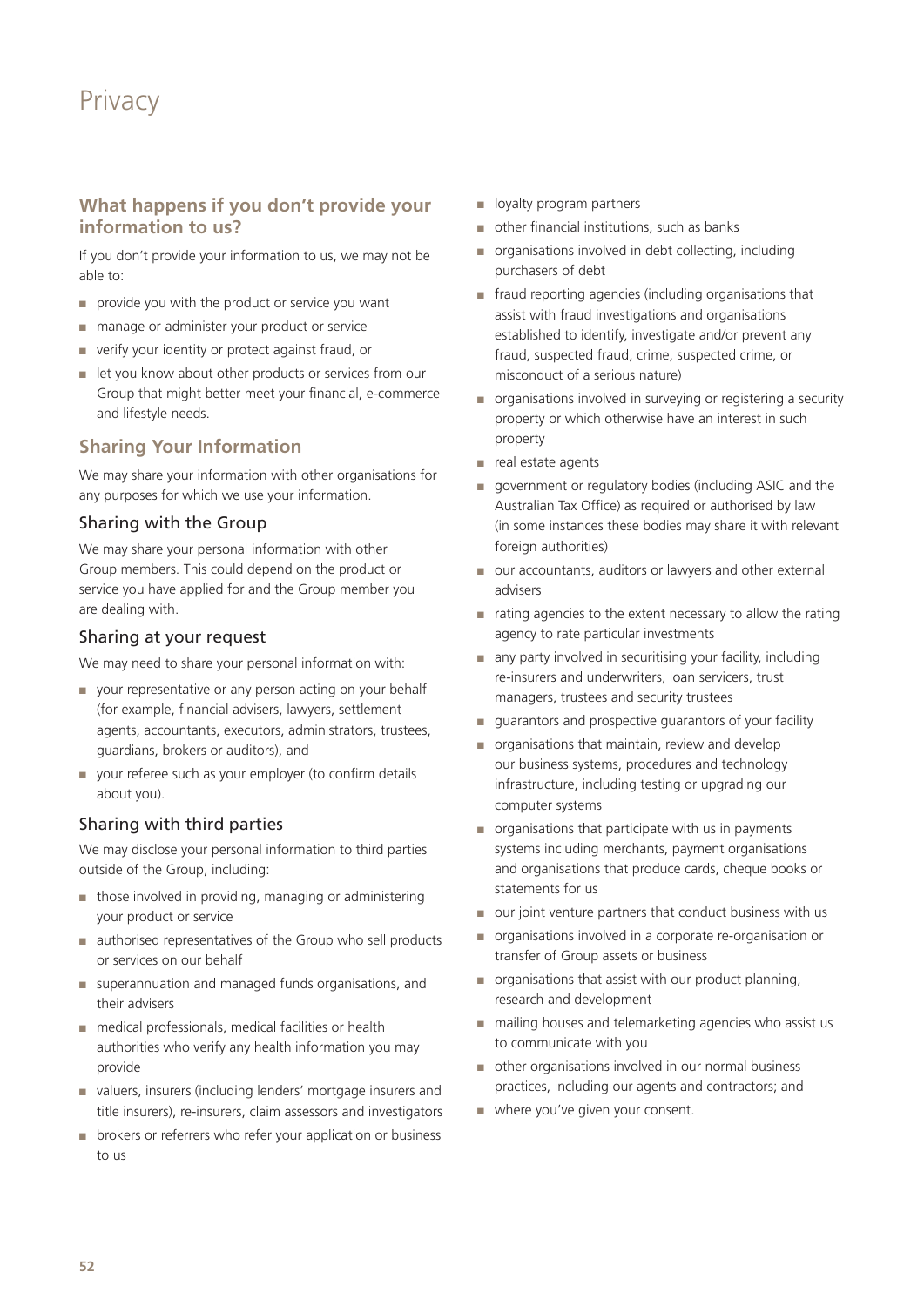# Privacy

## What happens if you don't provide your information to us?

If you don't provide your information to us, we may not be able to:

- provide you with the product or service you want
- manage or administer your product or service
- verify your identity or protect against fraud, or
- let you know about other products or services from our Group that might better meet your financial, e-commerce and lifestyle needs.

## Sharing Your Information

We may share your information with other organisations for any purposes for which we use your information.

### Sharing with the Group

We may share your personal information with other Group members. This could depend on the product or service you have applied for and the Group member you are dealing with.

### Sharing at your request

We may need to share your personal information with:

- your representative or any person acting on your behalf (for example, financial advisers, lawyers, settlement agents, accountants, executors, administrators, trustees, guardians, brokers or auditors), and
- your referee such as your employer (to confirm details about you).

### Sharing with third parties

We may disclose your personal information to third parties outside of the Group, including:

- those involved in providing, managing or administering your product or service
- authorised representatives of the Group who sell products or services on our behalf
- superannuation and managed funds organisations, and their advisers
- medical professionals, medical facilities or health authorities who verify any health information you may provide
- valuers, insurers (including lenders' mortgage insurers and title insurers), re-insurers, claim assessors and investigators
- brokers or referrers who refer your application or business to us
- loyalty program partners
- other financial institutions, such as banks
- organisations involved in debt collecting, including purchasers of debt
- fraud reporting agencies (including organisations that assist with fraud investigations and organisations established to identify, investigate and/or prevent any fraud, suspected fraud, crime, suspected crime, or misconduct of a serious nature)
- organisations involved in surveying or registering a security property or which otherwise have an interest in such property
- real estate agents
- government or regulatory bodies (including ASIC and the Australian Tax Office) as required or authorised by law (in some instances these bodies may share it with relevant foreign authorities)
- our accountants, auditors or lawyers and other external advisers
- rating agencies to the extent necessary to allow the rating agency to rate particular investments
- any party involved in securitising your facility, including re-insurers and underwriters, loan servicers, trust managers, trustees and security trustees
- guarantors and prospective guarantors of your facility
- organisations that maintain, review and develop our business systems, procedures and technology infrastructure, including testing or upgrading our computer systems
- organisations that participate with us in payments systems including merchants, payment organisations and organisations that produce cards, cheque books or statements for us
- our joint venture partners that conduct business with us
- organisations involved in a corporate re-organisation or transfer of Group assets or business
- organisations that assist with our product planning, research and development
- mailing houses and telemarketing agencies who assist us to communicate with you
- other organisations involved in our normal business practices, including our agents and contractors; and
- where you've given your consent.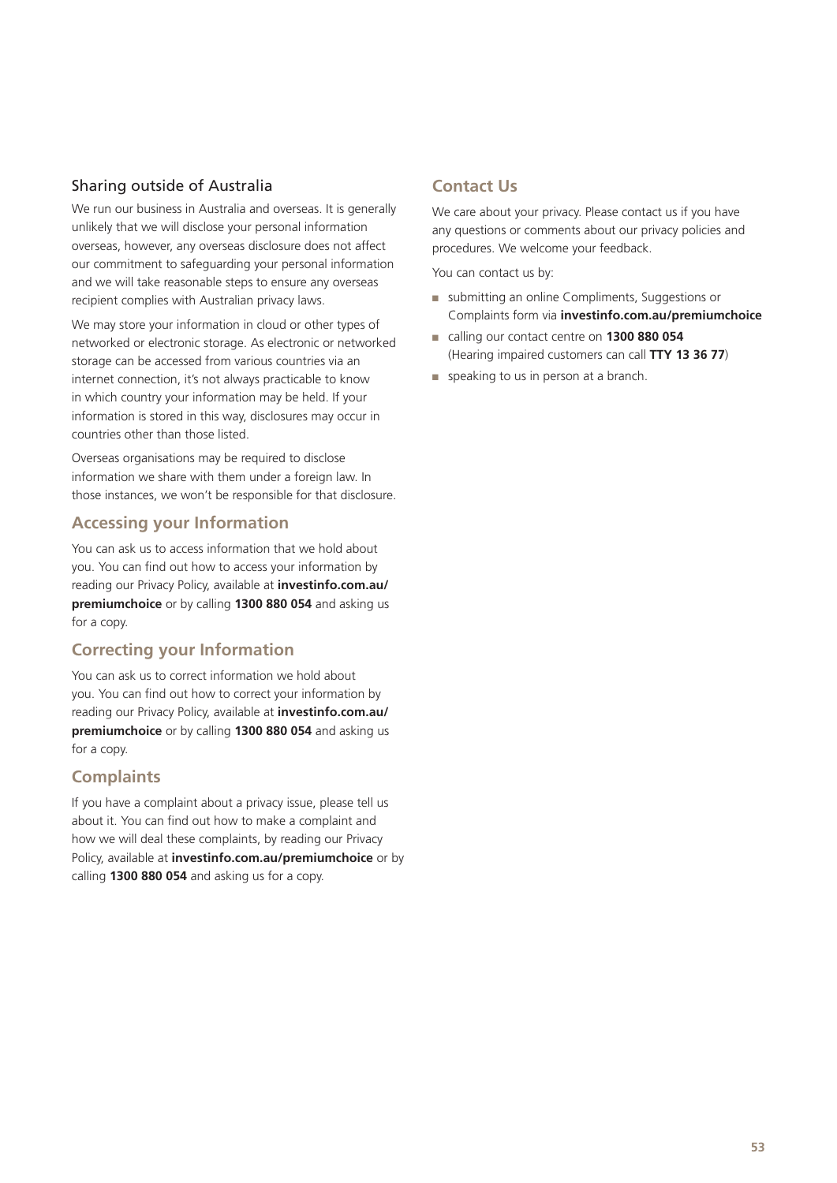### Sharing outside of Australia

We run our business in Australia and overseas. It is generally unlikely that we will disclose your personal information overseas, however, any overseas disclosure does not affect our commitment to safeguarding your personal information and we will take reasonable steps to ensure any overseas recipient complies with Australian privacy laws.

We may store your information in cloud or other types of networked or electronic storage. As electronic or networked storage can be accessed from various countries via an internet connection, it's not always practicable to know in which country your information may be held. If your information is stored in this way, disclosures may occur in countries other than those listed.

Overseas organisations may be required to disclose information we share with them under a foreign law. In those instances, we won't be responsible for that disclosure.

## Accessing your Information

You can ask us to access information that we hold about you. You can find out how to access your information by reading our Privacy Policy, available at **investinfo.com.au/premiumchoice** or by calling **1300 880 054** and asking us for a copy.

## Correcting your Information

You can ask us to correct information we hold about you. You can find out how to correct your information by reading our Privacy Policy, available at **investinfo.com.au/premiumchoice** or by calling **1300 880 054** and asking us for a copy.

## Complaints

If you have a complaint about a privacy issue, please tell us about it. You can find out how to make a complaint and how we will deal these complaints, by reading our Privacy Policy, available at **investinfo.com.au/premiumchoice** or by calling **1300 880 054** and asking us for a copy.

## Contact Us

We care about your privacy. Please contact us if you have any questions or comments about our privacy policies and procedures. We welcome your feedback.

You can contact us by:

- submitting an online Compliments, Suggestions or Complaints form via **investinfo.com.au/premiumchoice**
- calling our contact centre on **1300 880 054** (Hearing impaired customers can call **TTY 13 36 77**)
- speaking to us in person at a branch.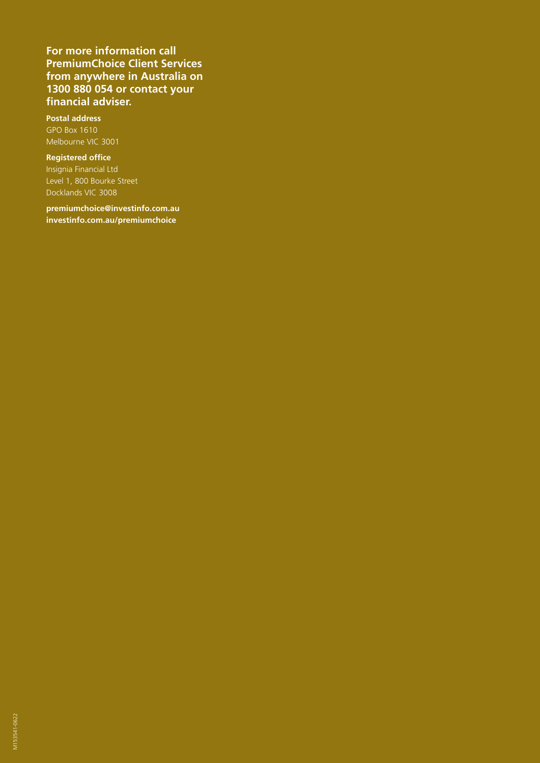**For more information call PremiumChoice Client Services from anywhere in Australia on 1300 880 054 or contact your financial adviser.**

**Postal address**
GPO Box 1610
Melbourne VIC 3001

**Registered office**
Insignia Financial Ltd
Level 1, 800 Bourke Street
Docklands VIC 3008

**premiumchoice@investinfo.com.au**
**investinfo.com.au/premiumchoice**

MI53541-0622